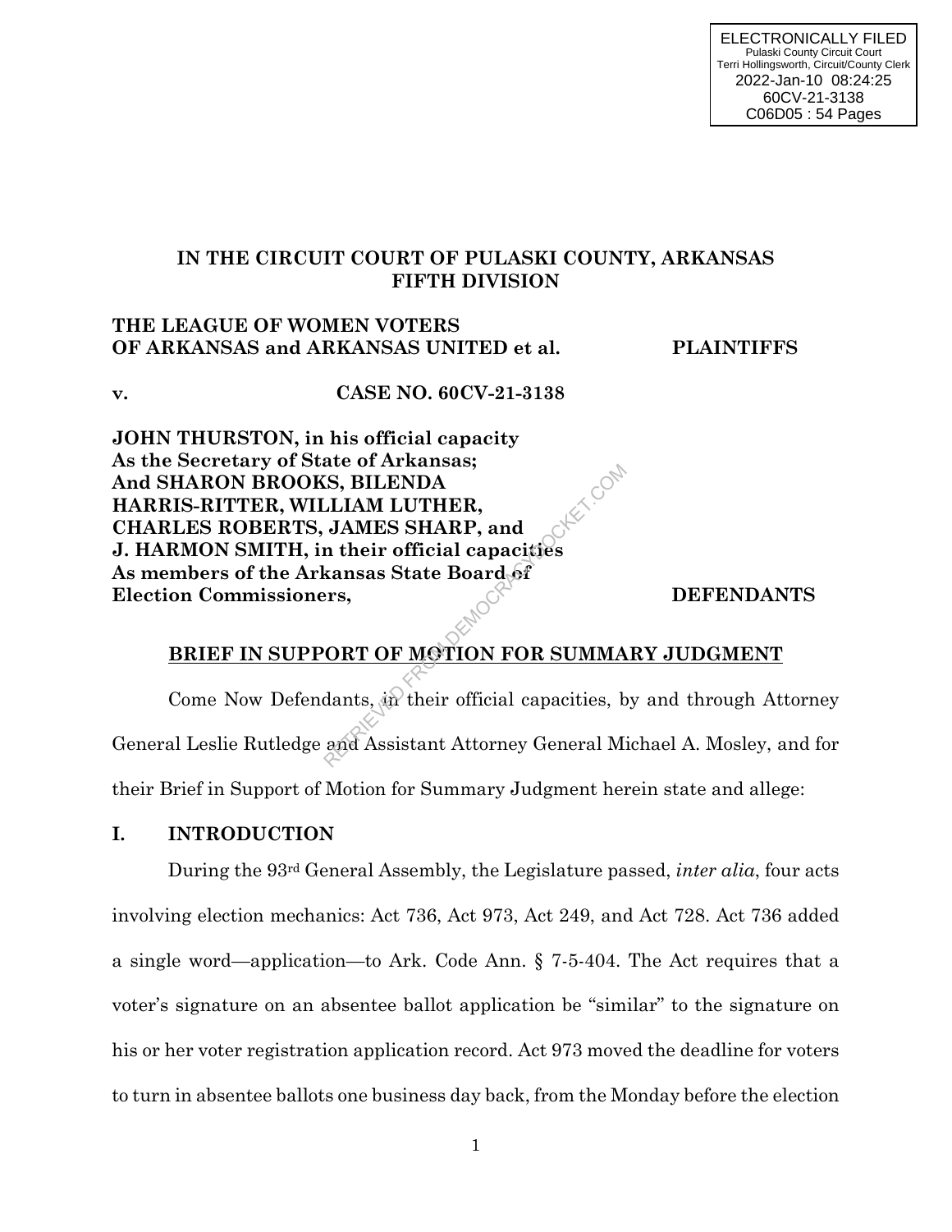ELECTRONICALLY FILED
Pulaski County Circuit Court
Terri Hollingsworth, Circuit/County Clerk
2022-Jan-10 08:24:25
60CV-21-3138
C06D05 : 54 Pages

**IN THE CIRCUIT COURT OF PULASKI COUNTY, ARKANSAS**
**FIFTH DIVISION**

**THE LEAGUE OF WOMEN VOTERS OF ARKANSAS and ARKANSAS UNITED et al. PLAINTIFFS**

**v. CASE NO. 60CV-21-3138**

**JOHN THURSTON, in his official capacity As the Secretary of State of Arkansas; And SHARON BROOKS, BILENDA HARRIS-RITTER, WILLIAM LUTHER, CHARLES ROBERTS, JAMES SHARP, and J. HARMON SMITH, in their official capacities As members of the Arkansas State Board of Election Commissioners, DEFENDANTS**

## BRIEF IN SUPPORT OF MOTION FOR SUMMARY JUDGMENT

Come Now Defendants, in their official capacities, by and through Attorney General Leslie Rutledge and Assistant Attorney General Michael A. Mosley, and for their Brief in Support of Motion for Summary Judgment herein state and allege:

## I. INTRODUCTION

During the 93rd General Assembly, the Legislature passed, *inter alia*, four acts involving election mechanics: Act 736, Act 973, Act 249, and Act 728. Act 736 added a single word—application—to Ark. Code Ann. § 7-5-404. The Act requires that a voter's signature on an absentee ballot application be "similar" to the signature on his or her voter registration application record. Act 973 moved the deadline for voters to turn in absentee ballots one business day back, from the Monday before the election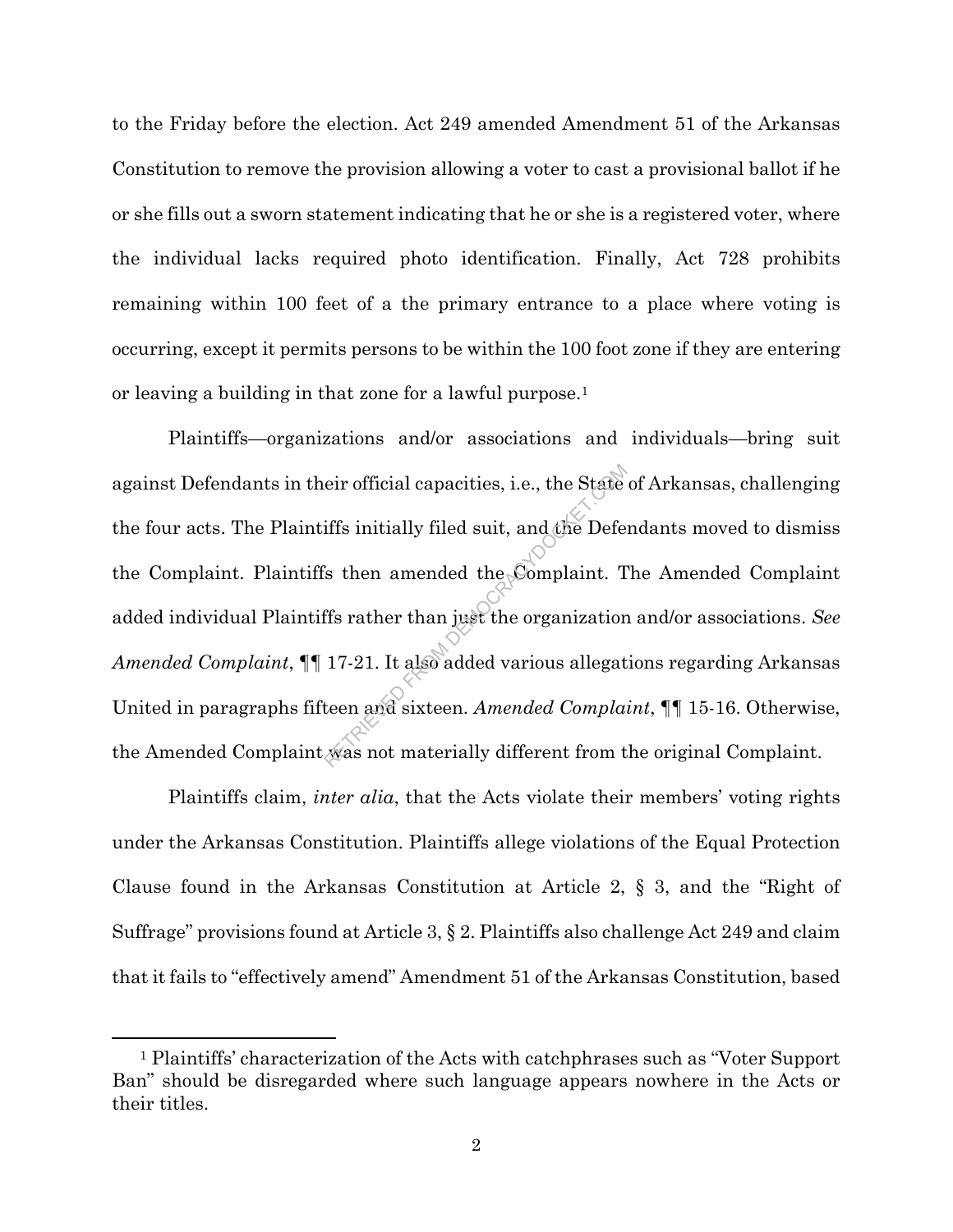to the Friday before the election. Act 249 amended Amendment 51 of the Arkansas Constitution to remove the provision allowing a voter to cast a provisional ballot if he or she fills out a sworn statement indicating that he or she is a registered voter, where the individual lacks required photo identification. Finally, Act 728 prohibits remaining within 100 feet of a the primary entrance to a place where voting is occurring, except it permits persons to be within the 100 foot zone if they are entering or leaving a building in that zone for a lawful purpose.[1]

Plaintiffs—organizations and/or associations and individuals—bring suit against Defendants in their official capacities, i.e., the State of Arkansas, challenging the four acts. The Plaintiffs initially filed suit, and the Defendants moved to dismiss the Complaint. Plaintiffs then amended the Complaint. The Amended Complaint added individual Plaintiffs rather than just the organization and/or associations. *See Amended Complaint*, ¶¶ 17-21. It also added various allegations regarding Arkansas United in paragraphs fifteen and sixteen. *Amended Complaint*, ¶¶ 15-16. Otherwise, the Amended Complaint was not materially different from the original Complaint.

Plaintiffs claim, *inter alia*, that the Acts violate their members' voting rights under the Arkansas Constitution. Plaintiffs allege violations of the Equal Protection Clause found in the Arkansas Constitution at Article 2, § 3, and the "Right of Suffrage" provisions found at Article 3, § 2. Plaintiffs also challenge Act 249 and claim that it fails to "effectively amend" Amendment 51 of the Arkansas Constitution, based

[1] Plaintiffs' characterization of the Acts with catchphrases such as "Voter Support Ban" should be disregarded where such language appears nowhere in the Acts or their titles.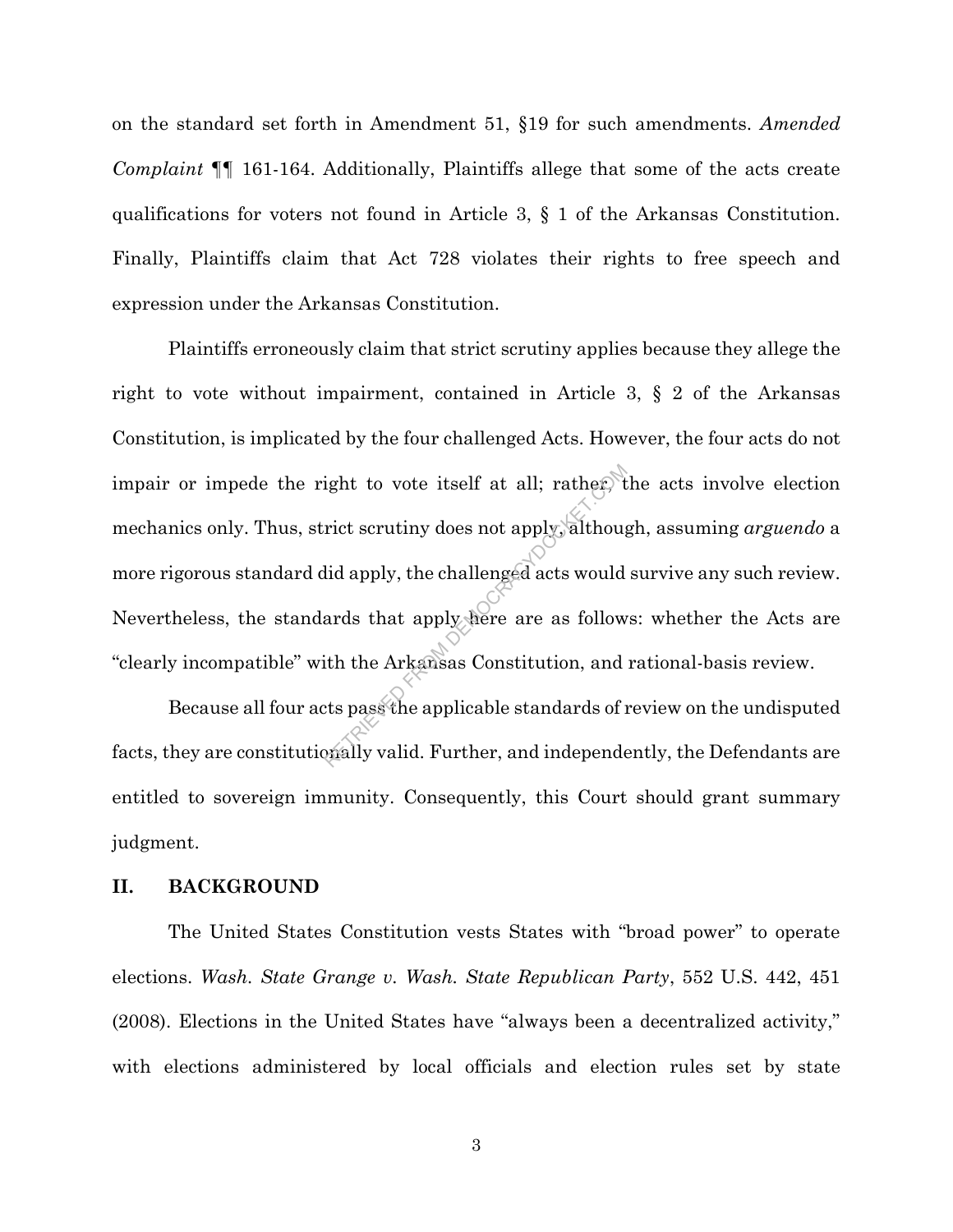on the standard set forth in Amendment 51, §19 for such amendments. *Amended Complaint* ¶¶ 161-164. Additionally, Plaintiffs allege that some of the acts create qualifications for voters not found in Article 3, § 1 of the Arkansas Constitution. Finally, Plaintiffs claim that Act 728 violates their rights to free speech and expression under the Arkansas Constitution.

Plaintiffs erroneously claim that strict scrutiny applies because they allege the right to vote without impairment, contained in Article 3, § 2 of the Arkansas Constitution, is implicated by the four challenged Acts. However, the four acts do not impair or impede the right to vote itself at all; rather, the acts involve election mechanics only. Thus, strict scrutiny does not apply, although, assuming *arguendo* a more rigorous standard did apply, the challenged acts would survive any such review. Nevertheless, the standards that apply here are as follows: whether the Acts are "clearly incompatible" with the Arkansas Constitution, and rational-basis review.

Because all four acts pass the applicable standards of review on the undisputed facts, they are constitutionally valid. Further, and independently, the Defendants are entitled to sovereign immunity. Consequently, this Court should grant summary judgment.

## II. BACKGROUND

The United States Constitution vests States with "broad power" to operate elections. *Wash. State Grange v. Wash. State Republican Party*, 552 U.S. 442, 451 (2008). Elections in the United States have "always been a decentralized activity," with elections administered by local officials and election rules set by state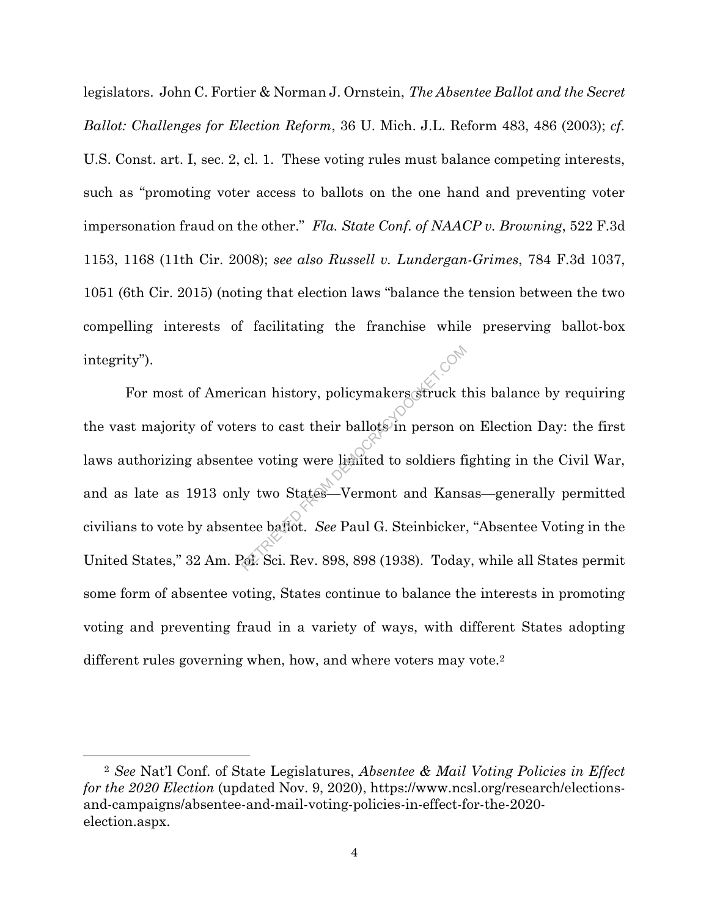legislators. John C. Fortier & Norman J. Ornstein, *The Absentee Ballot and the Secret Ballot: Challenges for Election Reform*, 36 U. Mich. J.L. Reform 483, 486 (2003); *cf.* U.S. Const. art. I, sec. 2, cl. 1. These voting rules must balance competing interests, such as "promoting voter access to ballots on the one hand and preventing voter impersonation fraud on the other." *Fla. State Conf. of NAACP v. Browning*, 522 F.3d 1153, 1168 (11th Cir. 2008); *see also Russell v. Lundergan-Grimes*, 784 F.3d 1037, 1051 (6th Cir. 2015) (noting that election laws "balance the tension between the two compelling interests of facilitating the franchise while preserving ballot-box integrity").

For most of American history, policymakers struck this balance by requiring the vast majority of voters to cast their ballots in person on Election Day: the first laws authorizing absentee voting were limited to soldiers fighting in the Civil War, and as late as 1913 only two States—Vermont and Kansas—generally permitted civilians to vote by absentee ballot. *See* Paul G. Steinbicker, "Absentee Voting in the United States," 32 Am. Pol. Sci. Rev. 898, 898 (1938). Today, while all States permit some form of absentee voting, States continue to balance the interests in promoting voting and preventing fraud in a variety of ways, with different States adopting different rules governing when, how, and where voters may vote.[2]

---

[2] *See* Nat'l Conf. of State Legislatures, *Absentee & Mail Voting Policies in Effect for the 2020 Election* (updated Nov. 9, 2020), https://www.ncsl.org/research/elections-and-campaigns/absentee-and-mail-voting-policies-in-effect-for-the-2020-election.aspx.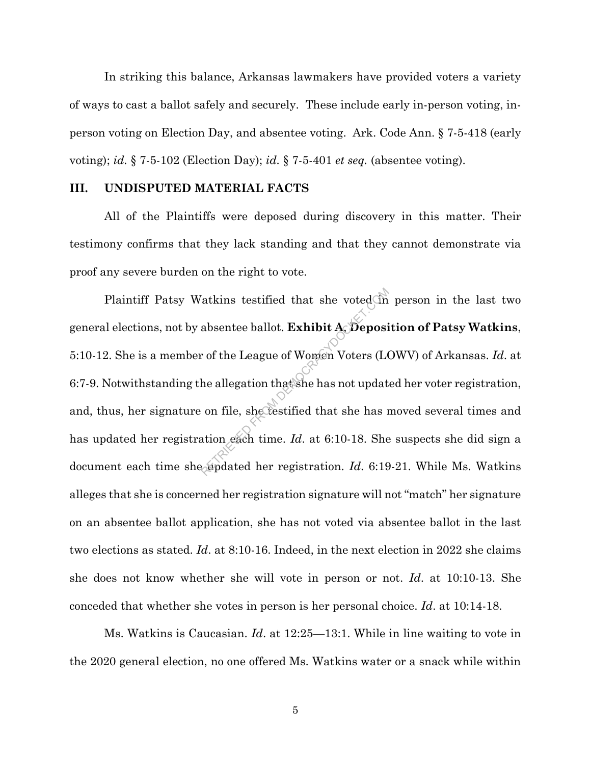In striking this balance, Arkansas lawmakers have provided voters a variety of ways to cast a ballot safely and securely. These include early in-person voting, in-person voting on Election Day, and absentee voting. Ark. Code Ann. § 7-5-418 (early voting); *id.* § 7-5-102 (Election Day); *id.* § 7-5-401 *et seq.* (absentee voting).

## III. UNDISPUTED MATERIAL FACTS

All of the Plaintiffs were deposed during discovery in this matter. Their testimony confirms that they lack standing and that they cannot demonstrate via proof any severe burden on the right to vote.

Plaintiff Patsy Watkins testified that she voted in person in the last two general elections, not by absentee ballot. **Exhibit A, Deposition of Patsy Watkins**, 5:10-12. She is a member of the League of Women Voters (LOWV) of Arkansas. *Id*. at 6:7-9. Notwithstanding the allegation that she has not updated her voter registration, and, thus, her signature on file, she testified that she has moved several times and has updated her registration each time. *Id*. at 6:10-18. She suspects she did sign a document each time she updated her registration. *Id*. 6:19-21. While Ms. Watkins alleges that she is concerned her registration signature will not "match" her signature on an absentee ballot application, she has not voted via absentee ballot in the last two elections as stated. *Id*. at 8:10-16. Indeed, in the next election in 2022 she claims she does not know whether she will vote in person or not. *Id*. at 10:10-13. She conceded that whether she votes in person is her personal choice. *Id*. at 10:14-18.

Ms. Watkins is Caucasian. *Id*. at 12:25—13:1. While in line waiting to vote in the 2020 general election, no one offered Ms. Watkins water or a snack while within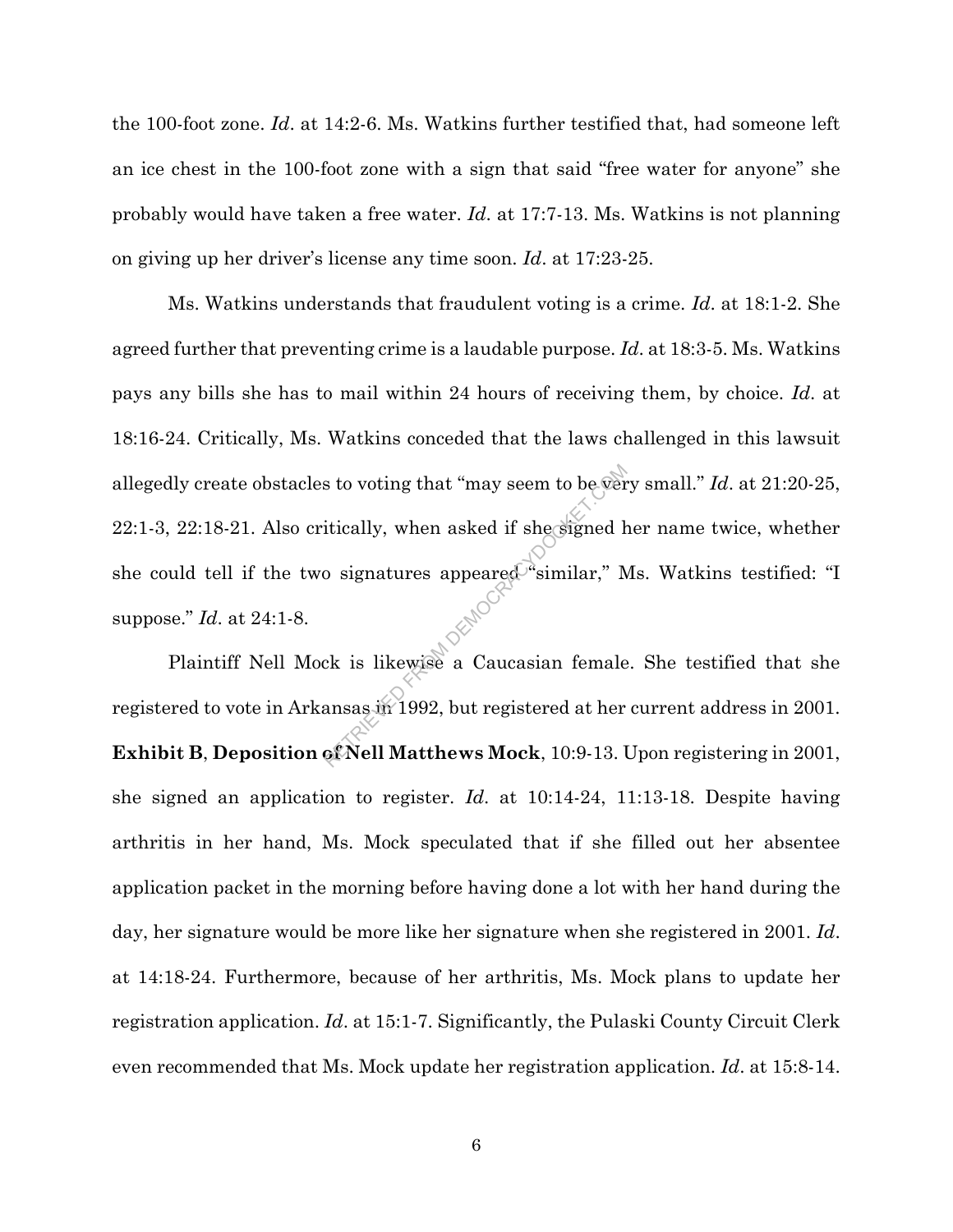the 100-foot zone. *Id*. at 14:2-6. Ms. Watkins further testified that, had someone left an ice chest in the 100-foot zone with a sign that said "free water for anyone" she probably would have taken a free water. *Id*. at 17:7-13. Ms. Watkins is not planning on giving up her driver's license any time soon. *Id*. at 17:23-25.

Ms. Watkins understands that fraudulent voting is a crime. *Id*. at 18:1-2. She agreed further that preventing crime is a laudable purpose. *Id*. at 18:3-5. Ms. Watkins pays any bills she has to mail within 24 hours of receiving them, by choice. *Id*. at 18:16-24. Critically, Ms. Watkins conceded that the laws challenged in this lawsuit allegedly create obstacles to voting that "may seem to be very small." *Id*. at 21:20-25, 22:1-3, 22:18-21. Also critically, when asked if she signed her name twice, whether she could tell if the two signatures appeared "similar," Ms. Watkins testified: "I suppose." *Id*. at 24:1-8.

Plaintiff Nell Mock is likewise a Caucasian female. She testified that she registered to vote in Arkansas in 1992, but registered at her current address in 2001. **Exhibit B**, **Deposition of Nell Matthews Mock**, 10:9-13. Upon registering in 2001, she signed an application to register. *Id*. at 10:14-24, 11:13-18. Despite having arthritis in her hand, Ms. Mock speculated that if she filled out her absentee application packet in the morning before having done a lot with her hand during the day, her signature would be more like her signature when she registered in 2001. *Id*. at 14:18-24. Furthermore, because of her arthritis, Ms. Mock plans to update her registration application. *Id*. at 15:1-7. Significantly, the Pulaski County Circuit Clerk even recommended that Ms. Mock update her registration application. *Id*. at 15:8-14.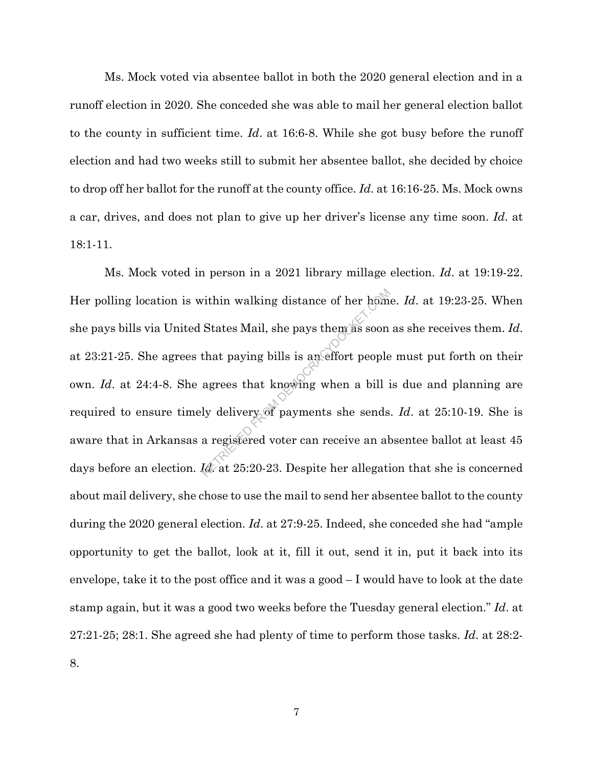Ms. Mock voted via absentee ballot in both the 2020 general election and in a runoff election in 2020. She conceded she was able to mail her general election ballot to the county in sufficient time. *Id*. at 16:6-8. While she got busy before the runoff election and had two weeks still to submit her absentee ballot, she decided by choice to drop off her ballot for the runoff at the county office. *Id*. at 16:16-25. Ms. Mock owns a car, drives, and does not plan to give up her driver's license any time soon. *Id*. at 18:1-11.

Ms. Mock voted in person in a 2021 library millage election. *Id*. at 19:19-22. Her polling location is within walking distance of her home. *Id*. at 19:23-25. When she pays bills via United States Mail, she pays them as soon as she receives them. *Id*. at 23:21-25. She agrees that paying bills is an effort people must put forth on their own. *Id*. at 24:4-8. She agrees that knowing when a bill is due and planning are required to ensure timely delivery of payments she sends. *Id*. at 25:10-19. She is aware that in Arkansas a registered voter can receive an absentee ballot at least 45 days before an election. *Id*. at 25:20-23. Despite her allegation that she is concerned about mail delivery, she chose to use the mail to send her absentee ballot to the county during the 2020 general election. *Id*. at 27:9-25. Indeed, she conceded she had "ample opportunity to get the ballot, look at it, fill it out, send it in, put it back into its envelope, take it to the post office and it was a good – I would have to look at the date stamp again, but it was a good two weeks before the Tuesday general election." *Id*. at 27:21-25; 28:1. She agreed she had plenty of time to perform those tasks. *Id*. at 28:2-8.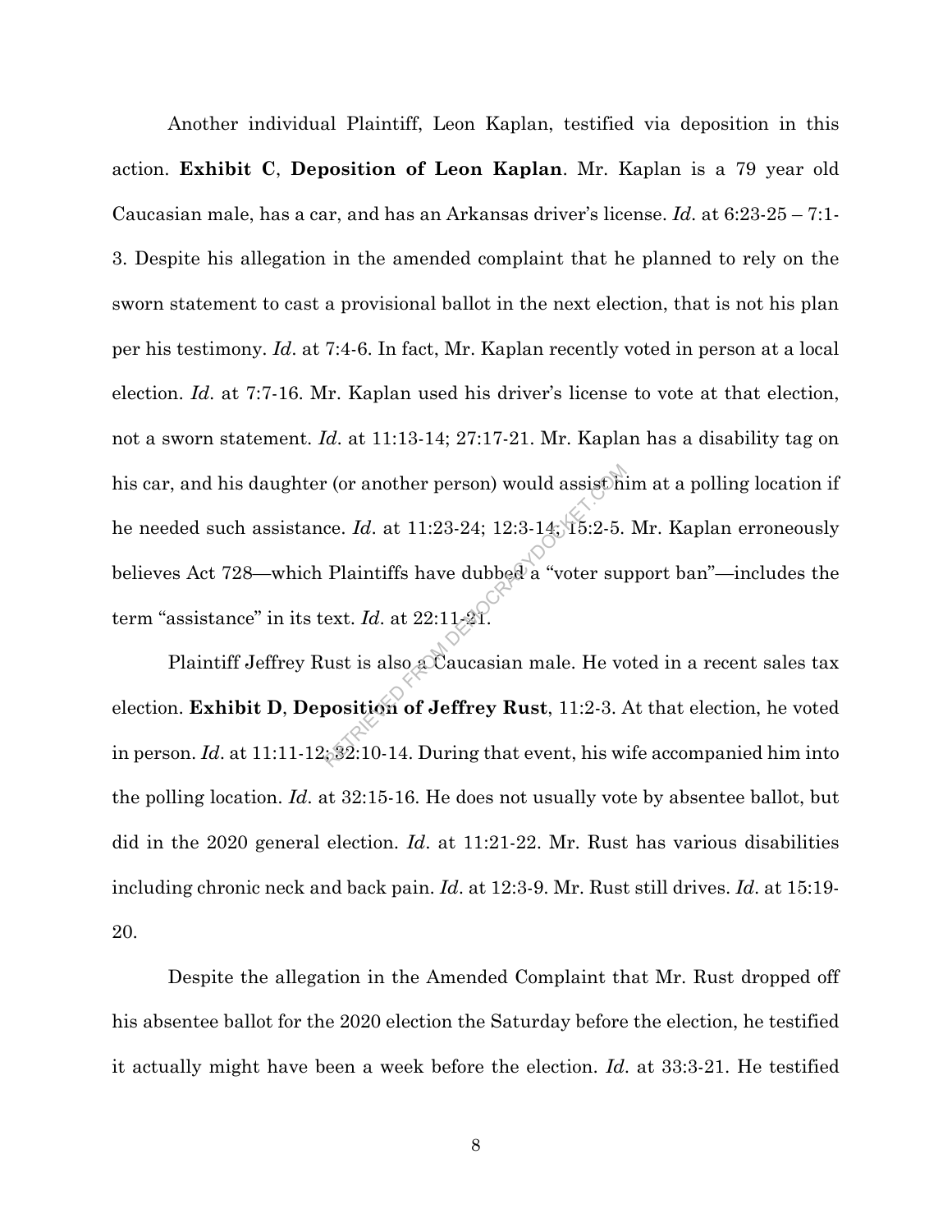Another individual Plaintiff, Leon Kaplan, testified via deposition in this action. **Exhibit C**, **Deposition of Leon Kaplan**. Mr. Kaplan is a 79 year old Caucasian male, has a car, and has an Arkansas driver's license. *Id*. at 6:23-25 – 7:1-3. Despite his allegation in the amended complaint that he planned to rely on the sworn statement to cast a provisional ballot in the next election, that is not his plan per his testimony. *Id*. at 7:4-6. In fact, Mr. Kaplan recently voted in person at a local election. *Id*. at 7:7-16. Mr. Kaplan used his driver's license to vote at that election, not a sworn statement. *Id*. at 11:13-14; 27:17-21. Mr. Kaplan has a disability tag on his car, and his daughter (or another person) would assist him at a polling location if he needed such assistance. *Id*. at 11:23-24; 12:3-14; 15:2-5. Mr. Kaplan erroneously believes Act 728—which Plaintiffs have dubbed a "voter support ban"—includes the term "assistance" in its text. *Id*. at 22:11-21.

Plaintiff Jeffrey Rust is also a Caucasian male. He voted in a recent sales tax election. **Exhibit D**, **Deposition of Jeffrey Rust**, 11:2-3. At that election, he voted in person. *Id*. at 11:11-12; 32:10-14. During that event, his wife accompanied him into the polling location. *Id*. at 32:15-16. He does not usually vote by absentee ballot, but did in the 2020 general election. *Id*. at 11:21-22. Mr. Rust has various disabilities including chronic neck and back pain. *Id*. at 12:3-9. Mr. Rust still drives. *Id*. at 15:19-20.

Despite the allegation in the Amended Complaint that Mr. Rust dropped off his absentee ballot for the 2020 election the Saturday before the election, he testified it actually might have been a week before the election. *Id*. at 33:3-21. He testified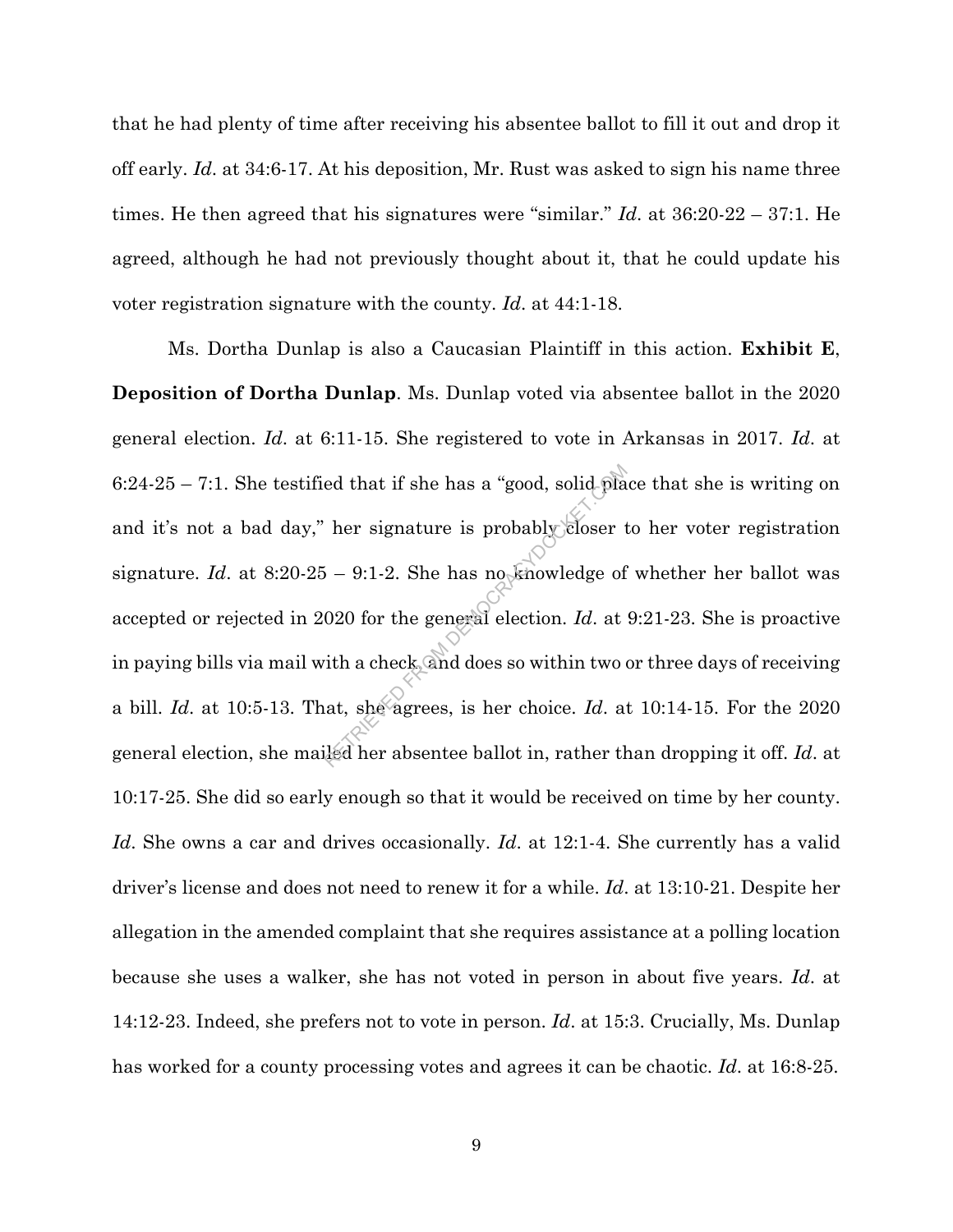that he had plenty of time after receiving his absentee ballot to fill it out and drop it off early. *Id*. at 34:6-17. At his deposition, Mr. Rust was asked to sign his name three times. He then agreed that his signatures were "similar." *Id.* at 36:20-22 – 37:1. He agreed, although he had not previously thought about it, that he could update his voter registration signature with the county. *Id*. at 44:1-18.

Ms. Dortha Dunlap is also a Caucasian Plaintiff in this action. **Exhibit E, Deposition of Dortha Dunlap**. Ms. Dunlap voted via absentee ballot in the 2020 general election. *Id*. at 6:11-15. She registered to vote in Arkansas in 2017. *Id*. at 6:24-25 – 7:1. She testified that if she has a "good, solid place that she is writing on and it's not a bad day," her signature is probably closer to her voter registration signature. *Id*. at 8:20-25 – 9:1-2. She has no knowledge of whether her ballot was accepted or rejected in 2020 for the general election. *Id*. at 9:21-23. She is proactive in paying bills via mail with a check and does so within two or three days of receiving a bill. *Id*. at 10:5-13. That, she agrees, is her choice. *Id*. at 10:14-15. For the 2020 general election, she mailed her absentee ballot in, rather than dropping it off. *Id*. at 10:17-25. She did so early enough so that it would be received on time by her county. *Id*. She owns a car and drives occasionally. *Id*. at 12:1-4. She currently has a valid driver's license and does not need to renew it for a while. *Id*. at 13:10-21. Despite her allegation in the amended complaint that she requires assistance at a polling location because she uses a walker, she has not voted in person in about five years. *Id*. at 14:12-23. Indeed, she prefers not to vote in person. *Id*. at 15:3. Crucially, Ms. Dunlap has worked for a county processing votes and agrees it can be chaotic. *Id*. at 16:8-25.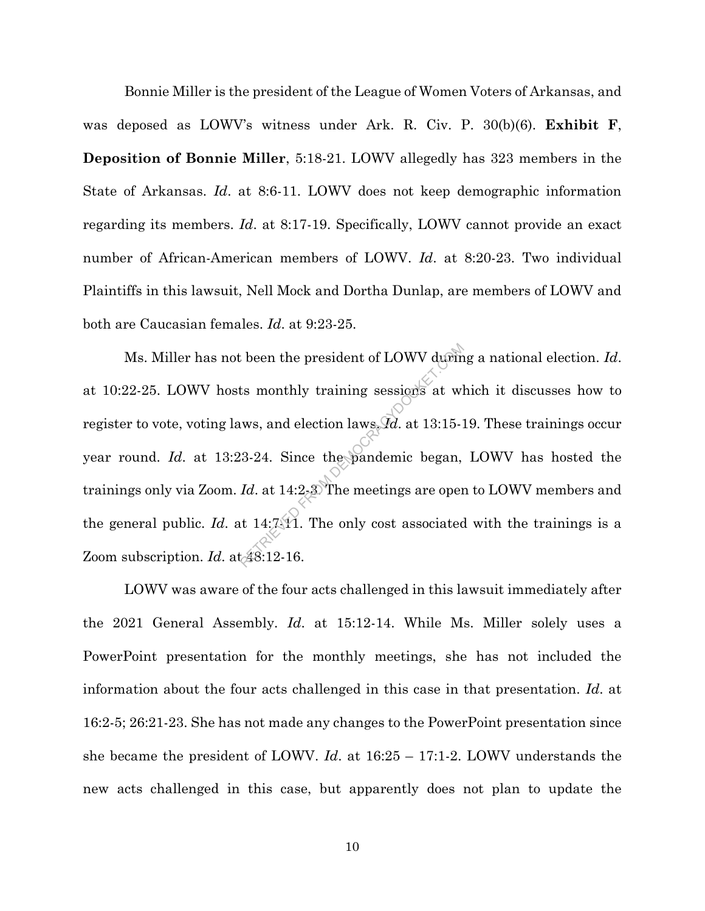Bonnie Miller is the president of the League of Women Voters of Arkansas, and was deposed as LOWV's witness under Ark. R. Civ. P. 30(b)(6). **Exhibit F**, **Deposition of Bonnie Miller**, 5:18-21. LOWV allegedly has 323 members in the State of Arkansas. *Id*. at 8:6-11. LOWV does not keep demographic information regarding its members. *Id*. at 8:17-19. Specifically, LOWV cannot provide an exact number of African-American members of LOWV. *Id*. at 8:20-23. Two individual Plaintiffs in this lawsuit, Nell Mock and Dortha Dunlap, are members of LOWV and both are Caucasian females. *Id*. at 9:23-25.

Ms. Miller has not been the president of LOWV during a national election. *Id*. at 10:22-25. LOWV hosts monthly training sessions at which it discusses how to register to vote, voting laws, and election laws. *Id*. at 13:15-19. These trainings occur year round. *Id*. at 13:23-24. Since the pandemic began, LOWV has hosted the trainings only via Zoom. *Id*. at 14:2-3. The meetings are open to LOWV members and the general public. *Id*. at 14:7-11. The only cost associated with the trainings is a Zoom subscription. *Id*. at 48:12-16.

LOWV was aware of the four acts challenged in this lawsuit immediately after the 2021 General Assembly. *Id*. at 15:12-14. While Ms. Miller solely uses a PowerPoint presentation for the monthly meetings, she has not included the information about the four acts challenged in this case in that presentation. *Id*. at 16:2-5; 26:21-23. She has not made any changes to the PowerPoint presentation since she became the president of LOWV. *Id*. at 16:25 – 17:1-2. LOWV understands the new acts challenged in this case, but apparently does not plan to update the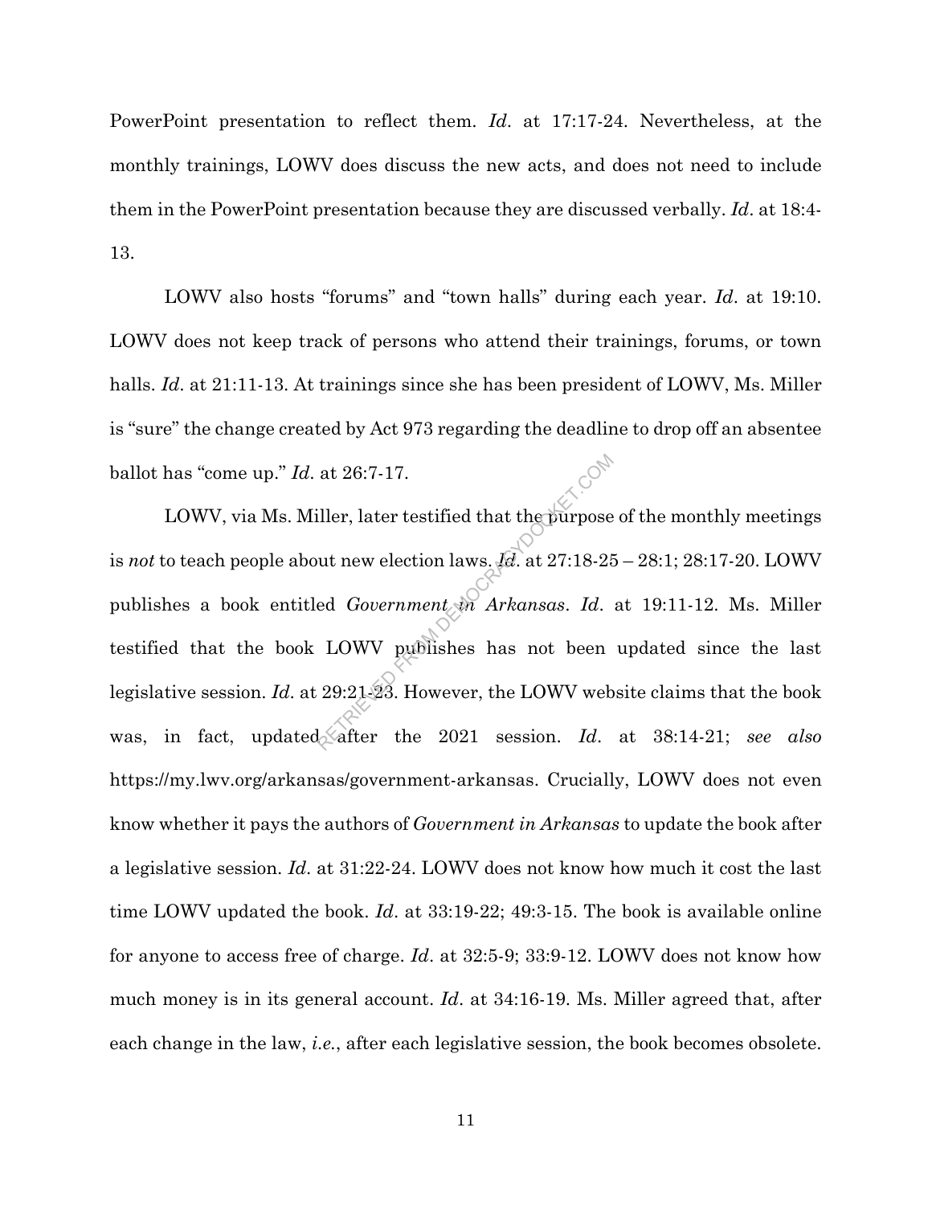PowerPoint presentation to reflect them. *Id*. at 17:17-24. Nevertheless, at the monthly trainings, LOWV does discuss the new acts, and does not need to include them in the PowerPoint presentation because they are discussed verbally. *Id*. at 18:4-13.

LOWV also hosts "forums" and "town halls" during each year. *Id*. at 19:10. LOWV does not keep track of persons who attend their trainings, forums, or town halls. *Id*. at 21:11-13. At trainings since she has been president of LOWV, Ms. Miller is "sure" the change created by Act 973 regarding the deadline to drop off an absentee ballot has "come up." *Id*. at 26:7-17.

LOWV, via Ms. Miller, later testified that the purpose of the monthly meetings is *not* to teach people about new election laws. *Id*. at 27:18-25 – 28:1; 28:17-20. LOWV publishes a book entitled *Government in Arkansas*. *Id*. at 19:11-12. Ms. Miller testified that the book LOWV publishes has not been updated since the last legislative session. *Id*. at 29:21-23. However, the LOWV website claims that the book was, in fact, updated after the 2021 session. *Id*. at 38:14-21; *see also* https://my.lwv.org/arkansas/government-arkansas. Crucially, LOWV does not even know whether it pays the authors of *Government in Arkansas* to update the book after a legislative session. *Id*. at 31:22-24. LOWV does not know how much it cost the last time LOWV updated the book. *Id*. at 33:19-22; 49:3-15. The book is available online for anyone to access free of charge. *Id*. at 32:5-9; 33:9-12. LOWV does not know how much money is in its general account. *Id*. at 34:16-19. Ms. Miller agreed that, after each change in the law, *i.e.*, after each legislative session, the book becomes obsolete.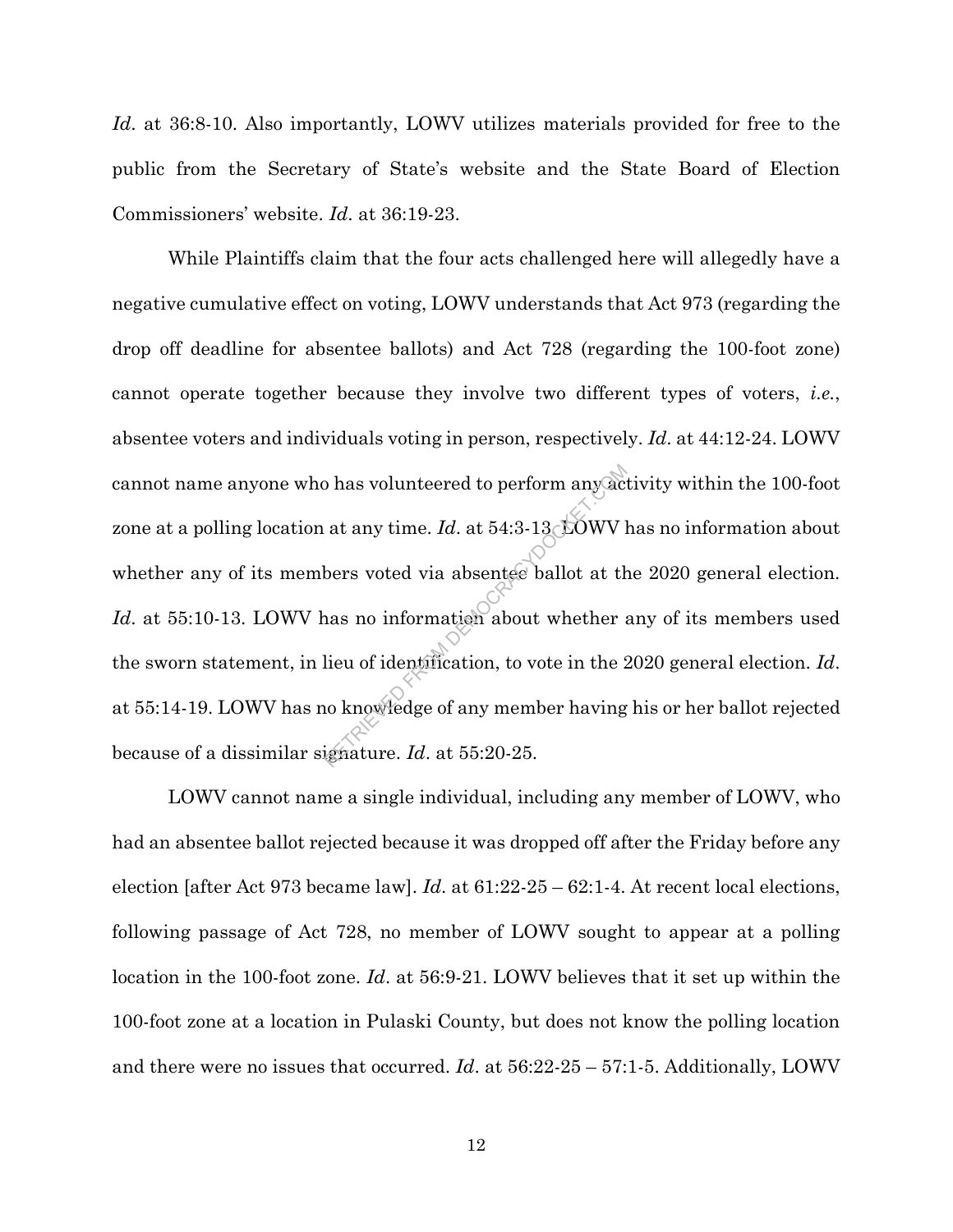*Id*. at 36:8-10. Also importantly, LOWV utilizes materials provided for free to the public from the Secretary of State's website and the State Board of Election Commissioners' website. *Id*. at 36:19-23.

While Plaintiffs claim that the four acts challenged here will allegedly have a negative cumulative effect on voting, LOWV understands that Act 973 (regarding the drop off deadline for absentee ballots) and Act 728 (regarding the 100-foot zone) cannot operate together because they involve two different types of voters, *i.e.*, absentee voters and individuals voting in person, respectively. *Id*. at 44:12-24. LOWV cannot name anyone who has volunteered to perform any activity within the 100-foot zone at a polling location at any time. *Id*. at 54:3-13. LOWV has no information about whether any of its members voted via absentee ballot at the 2020 general election. *Id*. at 55:10-13. LOWV has no information about whether any of its members used the sworn statement, in lieu of identification, to vote in the 2020 general election. *Id*. at 55:14-19. LOWV has no knowledge of any member having his or her ballot rejected because of a dissimilar signature. *Id*. at 55:20-25.

LOWV cannot name a single individual, including any member of LOWV, who had an absentee ballot rejected because it was dropped off after the Friday before any election [after Act 973 became law]. *Id*. at 61:22-25 – 62:1-4. At recent local elections, following passage of Act 728, no member of LOWV sought to appear at a polling location in the 100-foot zone. *Id*. at 56:9-21. LOWV believes that it set up within the 100-foot zone at a location in Pulaski County, but does not know the polling location and there were no issues that occurred. *Id*. at 56:22-25 – 57:1-5. Additionally, LOWV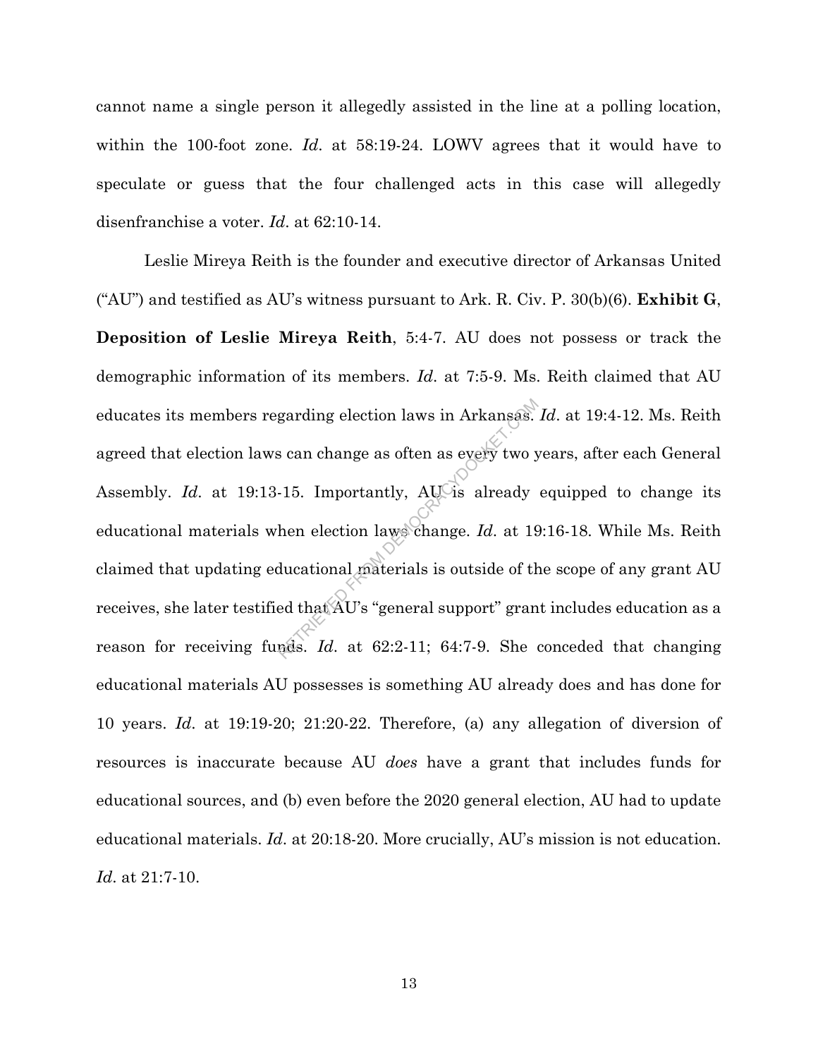cannot name a single person it allegedly assisted in the line at a polling location, within the 100-foot zone. *Id*. at 58:19-24. LOWV agrees that it would have to speculate or guess that the four challenged acts in this case will allegedly disenfranchise a voter. *Id*. at 62:10-14.

Leslie Mireya Reith is the founder and executive director of Arkansas United ("AU") and testified as AU's witness pursuant to Ark. R. Civ. P. 30(b)(6). **Exhibit G, Deposition of Leslie Mireya Reith**, 5:4-7. AU does not possess or track the demographic information of its members. *Id*. at 7:5-9. Ms. Reith claimed that AU educates its members regarding election laws in Arkansas. *Id*. at 19:4-12. Ms. Reith agreed that election laws can change as often as every two years, after each General Assembly. *Id*. at 19:13-15. Importantly, AU is already equipped to change its educational materials when election laws change. *Id*. at 19:16-18. While Ms. Reith claimed that updating educational materials is outside of the scope of any grant AU receives, she later testified that AU's "general support" grant includes education as a reason for receiving funds. *Id*. at 62:2-11; 64:7-9. She conceded that changing educational materials AU possesses is something AU already does and has done for 10 years. *Id*. at 19:19-20; 21:20-22. Therefore, (a) any allegation of diversion of resources is inaccurate because AU *does* have a grant that includes funds for educational sources, and (b) even before the 2020 general election, AU had to update educational materials. *Id*. at 20:18-20. More crucially, AU's mission is not education. *Id*. at 21:7-10.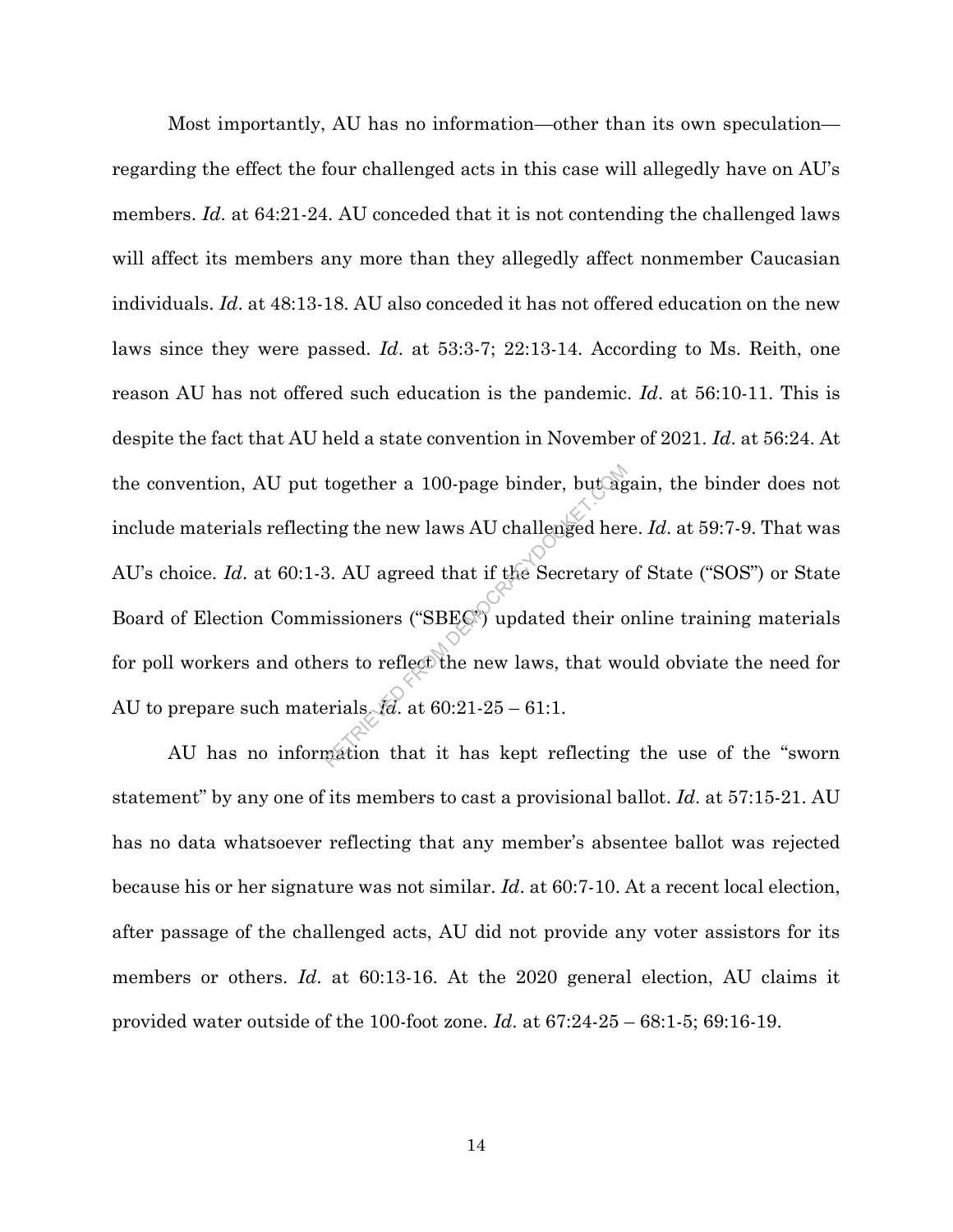Most importantly, AU has no information—other than its own speculation—regarding the effect the four challenged acts in this case will allegedly have on AU's members. *Id*. at 64:21-24. AU conceded that it is not contending the challenged laws will affect its members any more than they allegedly affect nonmember Caucasian individuals. *Id*. at 48:13-18. AU also conceded it has not offered education on the new laws since they were passed. *Id*. at 53:3-7; 22:13-14. According to Ms. Reith, one reason AU has not offered such education is the pandemic. *Id*. at 56:10-11. This is despite the fact that AU held a state convention in November of 2021. *Id*. at 56:24. At the convention, AU put together a 100-page binder, but again, the binder does not include materials reflecting the new laws AU challenged here. *Id*. at 59:7-9. That was AU's choice. *Id*. at 60:1-3. AU agreed that if the Secretary of State ("SOS") or State Board of Election Commissioners ("SBEC") updated their online training materials for poll workers and others to reflect the new laws, that would obviate the need for AU to prepare such materials. *Id*. at 60:21-25 – 61:1.

AU has no information that it has kept reflecting the use of the "sworn statement" by any one of its members to cast a provisional ballot. *Id*. at 57:15-21. AU has no data whatsoever reflecting that any member's absentee ballot was rejected because his or her signature was not similar. *Id*. at 60:7-10. At a recent local election, after passage of the challenged acts, AU did not provide any voter assistors for its members or others. *Id*. at 60:13-16. At the 2020 general election, AU claims it provided water outside of the 100-foot zone. *Id*. at 67:24-25 – 68:1-5; 69:16-19.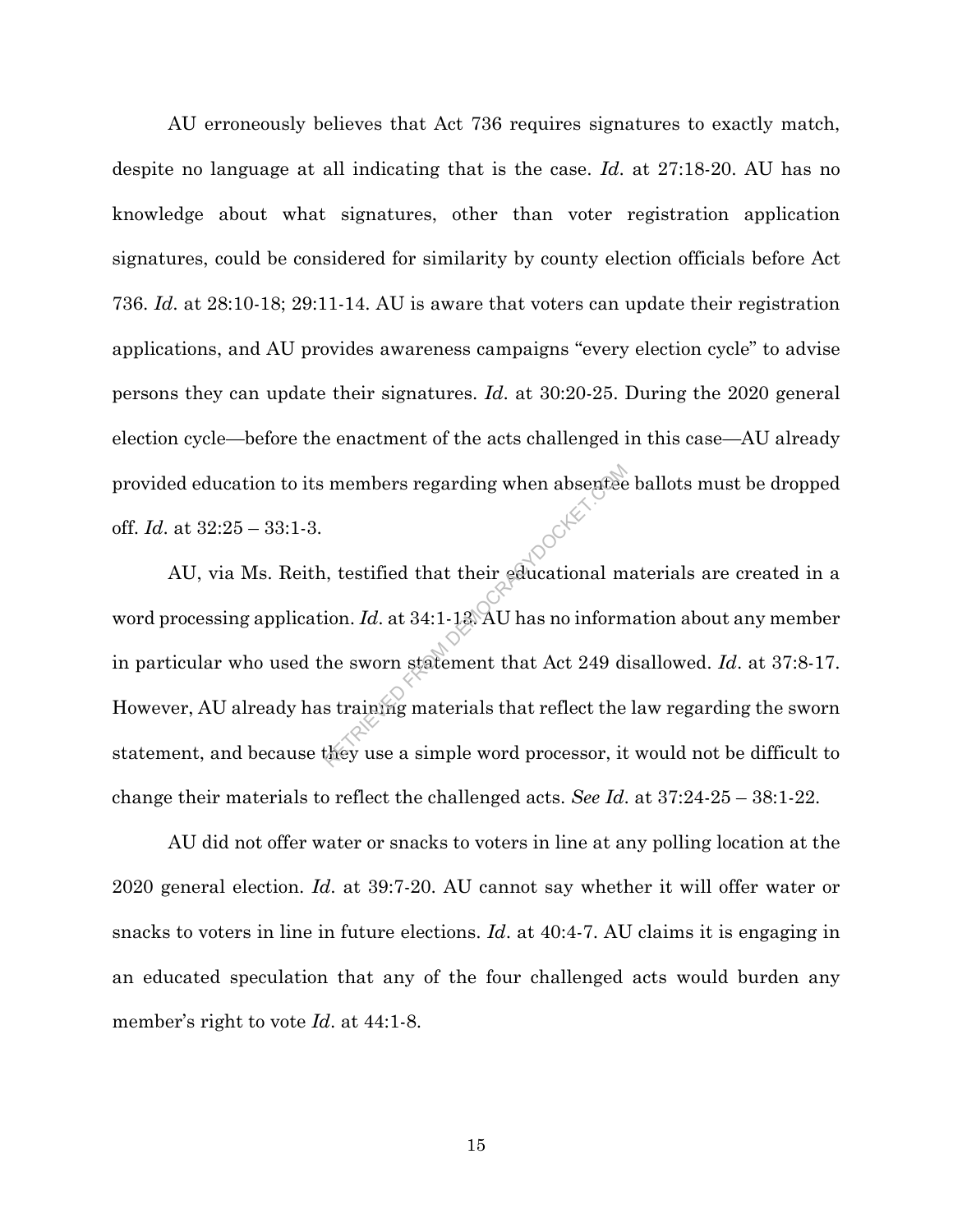AU erroneously believes that Act 736 requires signatures to exactly match, despite no language at all indicating that is the case. *Id*. at 27:18-20. AU has no knowledge about what signatures, other than voter registration application signatures, could be considered for similarity by county election officials before Act 736. *Id*. at 28:10-18; 29:11-14. AU is aware that voters can update their registration applications, and AU provides awareness campaigns "every election cycle" to advise persons they can update their signatures. *Id*. at 30:20-25. During the 2020 general election cycle—before the enactment of the acts challenged in this case—AU already provided education to its members regarding when absentee ballots must be dropped off. *Id*. at 32:25 – 33:1-3.

AU, via Ms. Reith, testified that their educational materials are created in a word processing application. *Id*. at 34:1-13. AU has no information about any member in particular who used the sworn statement that Act 249 disallowed. *Id*. at 37:8-17. However, AU already has training materials that reflect the law regarding the sworn statement, and because they use a simple word processor, it would not be difficult to change their materials to reflect the challenged acts. *See Id*. at 37:24-25 – 38:1-22.

AU did not offer water or snacks to voters in line at any polling location at the 2020 general election. *Id*. at 39:7-20. AU cannot say whether it will offer water or snacks to voters in line in future elections. *Id*. at 40:4-7. AU claims it is engaging in an educated speculation that any of the four challenged acts would burden any member's right to vote *Id*. at 44:1-8.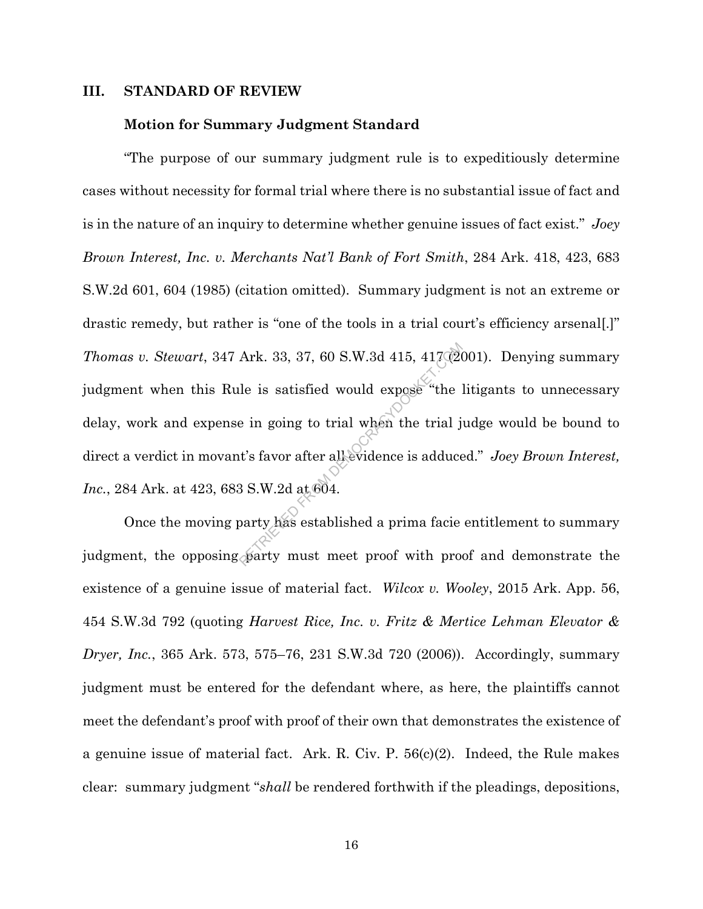## III. STANDARD OF REVIEW

### Motion for Summary Judgment Standard

"The purpose of our summary judgment rule is to expeditiously determine cases without necessity for formal trial where there is no substantial issue of fact and is in the nature of an inquiry to determine whether genuine issues of fact exist." *Joey Brown Interest, Inc. v. Merchants Nat'l Bank of Fort Smith*, 284 Ark. 418, 423, 683 S.W.2d 601, 604 (1985) (citation omitted). Summary judgment is not an extreme or drastic remedy, but rather is "one of the tools in a trial court's efficiency arsenal[.]" *Thomas v. Stewart*, 347 Ark. 33, 37, 60 S.W.3d 415, 417 (2001). Denying summary judgment when this Rule is satisfied would expose "the litigants to unnecessary delay, work and expense in going to trial when the trial judge would be bound to direct a verdict in movant's favor after all evidence is adduced." *Joey Brown Interest, Inc.*, 284 Ark. at 423, 683 S.W.2d at 604.

Once the moving party has established a prima facie entitlement to summary judgment, the opposing party must meet proof with proof and demonstrate the existence of a genuine issue of material fact. *Wilcox v. Wooley*, 2015 Ark. App. 56, 454 S.W.3d 792 (quoting *Harvest Rice, Inc. v. Fritz & Mertice Lehman Elevator & Dryer, Inc.*, 365 Ark. 573, 575–76, 231 S.W.3d 720 (2006)). Accordingly, summary judgment must be entered for the defendant where, as here, the plaintiffs cannot meet the defendant's proof with proof of their own that demonstrates the existence of a genuine issue of material fact. Ark. R. Civ. P. 56(c)(2). Indeed, the Rule makes clear: summary judgment "*shall* be rendered forthwith if the pleadings, depositions,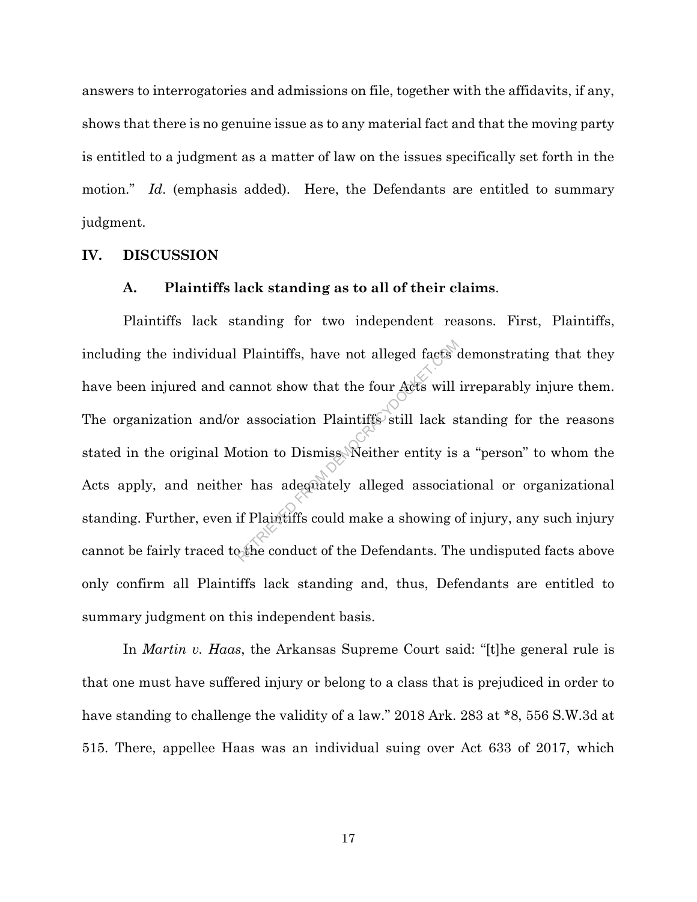answers to interrogatories and admissions on file, together with the affidavits, if any, shows that there is no genuine issue as to any material fact and that the moving party is entitled to a judgment as a matter of law on the issues specifically set forth in the motion." *Id*. (emphasis added). Here, the Defendants are entitled to summary judgment.

## IV. DISCUSSION

### A. Plaintiffs lack standing as to all of their claims.

Plaintiffs lack standing for two independent reasons. First, Plaintiffs, including the individual Plaintiffs, have not alleged facts demonstrating that they have been injured and cannot show that the four Acts will irreparably injure them. The organization and/or association Plaintiffs still lack standing for the reasons stated in the original Motion to Dismiss. Neither entity is a "person" to whom the Acts apply, and neither has adequately alleged associational or organizational standing. Further, even if Plaintiffs could make a showing of injury, any such injury cannot be fairly traced to the conduct of the Defendants. The undisputed facts above only confirm all Plaintiffs lack standing and, thus, Defendants are entitled to summary judgment on this independent basis.

In *Martin v. Haas*, the Arkansas Supreme Court said: "[t]he general rule is that one must have suffered injury or belong to a class that is prejudiced in order to have standing to challenge the validity of a law." 2018 Ark. 283 at *8, 556 S.W.3d at 515. There, appellee Haas was an individual suing over Act 633 of 2017, which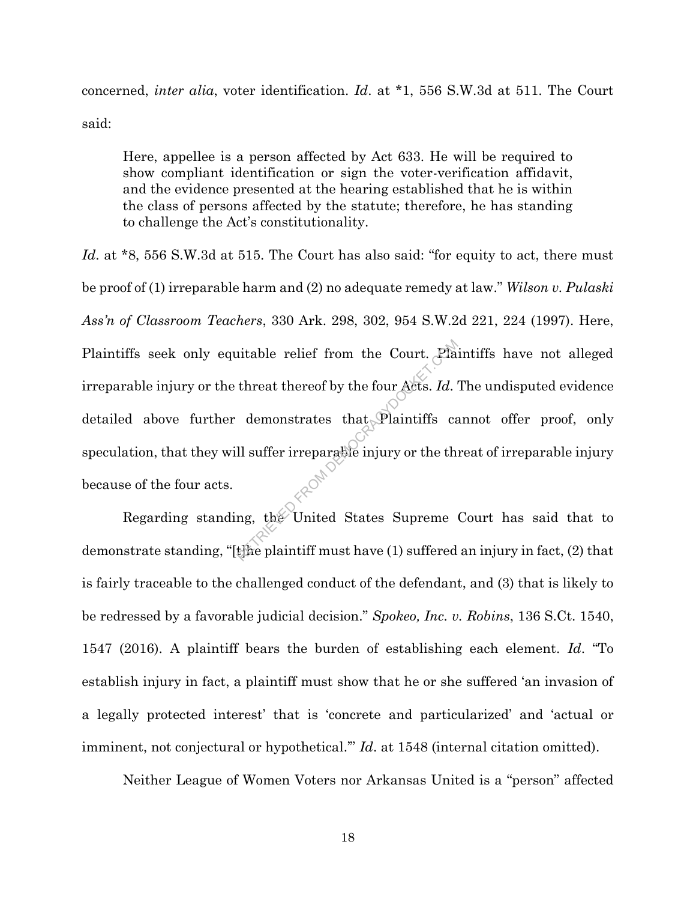concerned, *inter alia*, voter identification. *Id*. at *1, 556 S.W.3d at 511. The Court said:

> Here, appellee is a person affected by Act 633. He will be required to show compliant identification or sign the voter-verification affidavit, and the evidence presented at the hearing established that he is within the class of persons affected by the statute; therefore, he has standing to challenge the Act's constitutionality.

*Id*. at *8, 556 S.W.3d at 515. The Court has also said: "for equity to act, there must be proof of (1) irreparable harm and (2) no adequate remedy at law." *Wilson v. Pulaski Ass'n of Classroom Teachers*, 330 Ark. 298, 302, 954 S.W.2d 221, 224 (1997). Here, Plaintiffs seek only equitable relief from the Court. Plaintiffs have not alleged irreparable injury or the threat thereof by the four Acts. *Id*. The undisputed evidence detailed above further demonstrates that Plaintiffs cannot offer proof, only speculation, that they will suffer irreparable injury or the threat of irreparable injury because of the four acts.

Regarding standing, the United States Supreme Court has said that to demonstrate standing, "[t]he plaintiff must have (1) suffered an injury in fact, (2) that is fairly traceable to the challenged conduct of the defendant, and (3) that is likely to be redressed by a favorable judicial decision." *Spokeo, Inc. v. Robins*, 136 S.Ct. 1540, 1547 (2016). A plaintiff bears the burden of establishing each element. *Id*. "To establish injury in fact, a plaintiff must show that he or she suffered 'an invasion of a legally protected interest' that is 'concrete and particularized' and 'actual or imminent, not conjectural or hypothetical.'" *Id*. at 1548 (internal citation omitted).

Neither League of Women Voters nor Arkansas United is a "person" affected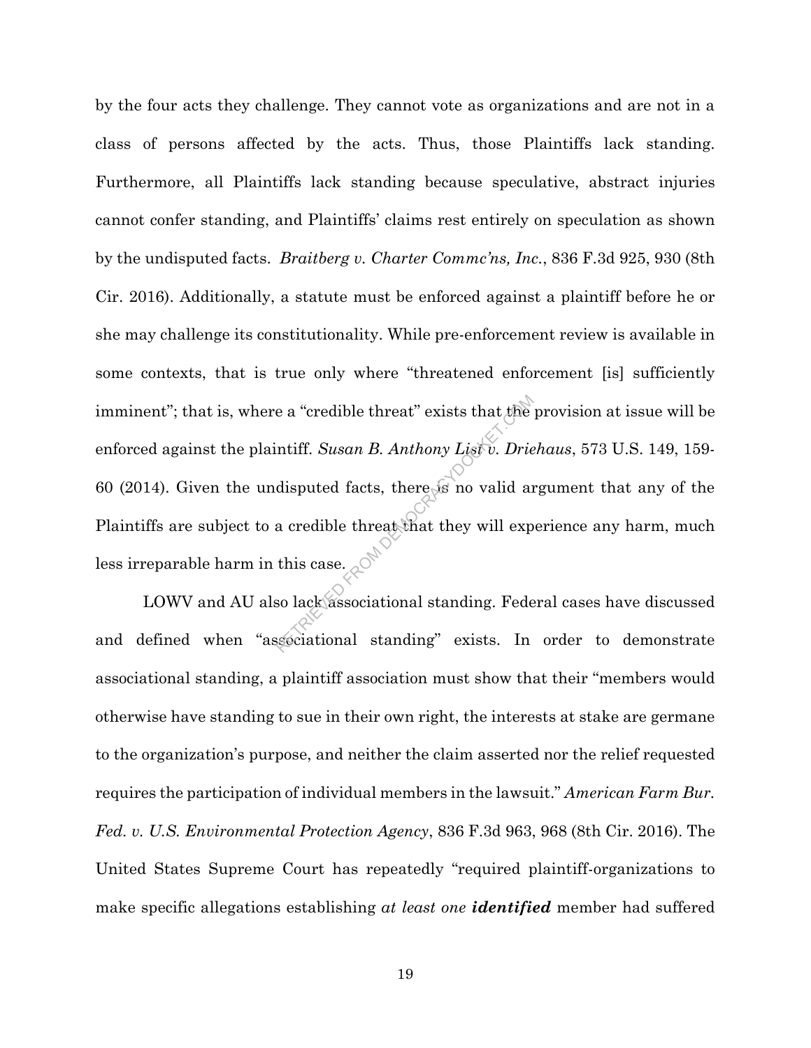by the four acts they challenge. They cannot vote as organizations and are not in a class of persons affected by the acts. Thus, those Plaintiffs lack standing. Furthermore, all Plaintiffs lack standing because speculative, abstract injuries cannot confer standing, and Plaintiffs' claims rest entirely on speculation as shown by the undisputed facts. *Braitberg v. Charter Commc'ns, Inc.*, 836 F.3d 925, 930 (8th Cir. 2016). Additionally, a statute must be enforced against a plaintiff before he or she may challenge its constitutionality. While pre-enforcement review is available in some contexts, that is true only where "threatened enforcement [is] sufficiently imminent"; that is, where a "credible threat" exists that the provision at issue will be enforced against the plaintiff. *Susan B. Anthony List v. Driehaus*, 573 U.S. 149, 159-60 (2014). Given the undisputed facts, there is no valid argument that any of the Plaintiffs are subject to a credible threat that they will experience any harm, much less irreparable harm in this case.

LOWV and AU also lack associational standing. Federal cases have discussed and defined when "associational standing" exists. In order to demonstrate associational standing, a plaintiff association must show that their "members would otherwise have standing to sue in their own right, the interests at stake are germane to the organization's purpose, and neither the claim asserted nor the relief requested requires the participation of individual members in the lawsuit." *American Farm Bur. Fed. v. U.S. Environmental Protection Agency*, 836 F.3d 963, 968 (8th Cir. 2016). The United States Supreme Court has repeatedly "required plaintiff-organizations to make specific allegations establishing *at least one **identified*** member had suffered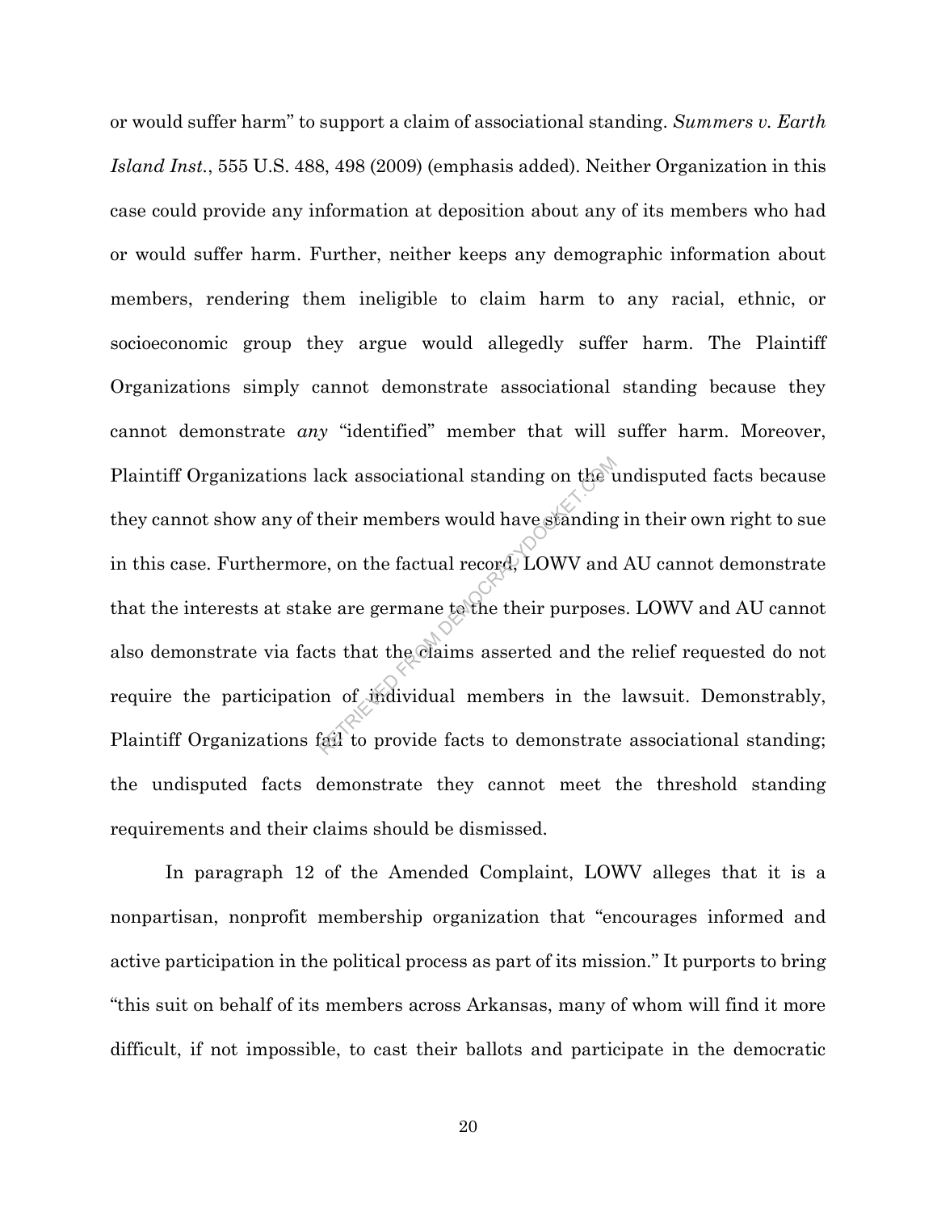or would suffer harm" to support a claim of associational standing. *Summers v. Earth Island Inst.*, 555 U.S. 488, 498 (2009) (emphasis added). Neither Organization in this case could provide any information at deposition about any of its members who had or would suffer harm. Further, neither keeps any demographic information about members, rendering them ineligible to claim harm to any racial, ethnic, or socioeconomic group they argue would allegedly suffer harm. The Plaintiff Organizations simply cannot demonstrate associational standing because they cannot demonstrate *any* "identified" member that will suffer harm. Moreover, Plaintiff Organizations lack associational standing on the undisputed facts because they cannot show any of their members would have standing in their own right to sue in this case. Furthermore, on the factual record, LOWV and AU cannot demonstrate that the interests at stake are germane to the their purposes. LOWV and AU cannot also demonstrate via facts that the claims asserted and the relief requested do not require the participation of individual members in the lawsuit. Demonstrably, Plaintiff Organizations fail to provide facts to demonstrate associational standing; the undisputed facts demonstrate they cannot meet the threshold standing requirements and their claims should be dismissed.

In paragraph 12 of the Amended Complaint, LOWV alleges that it is a nonpartisan, nonprofit membership organization that "encourages informed and active participation in the political process as part of its mission." It purports to bring "this suit on behalf of its members across Arkansas, many of whom will find it more difficult, if not impossible, to cast their ballots and participate in the democratic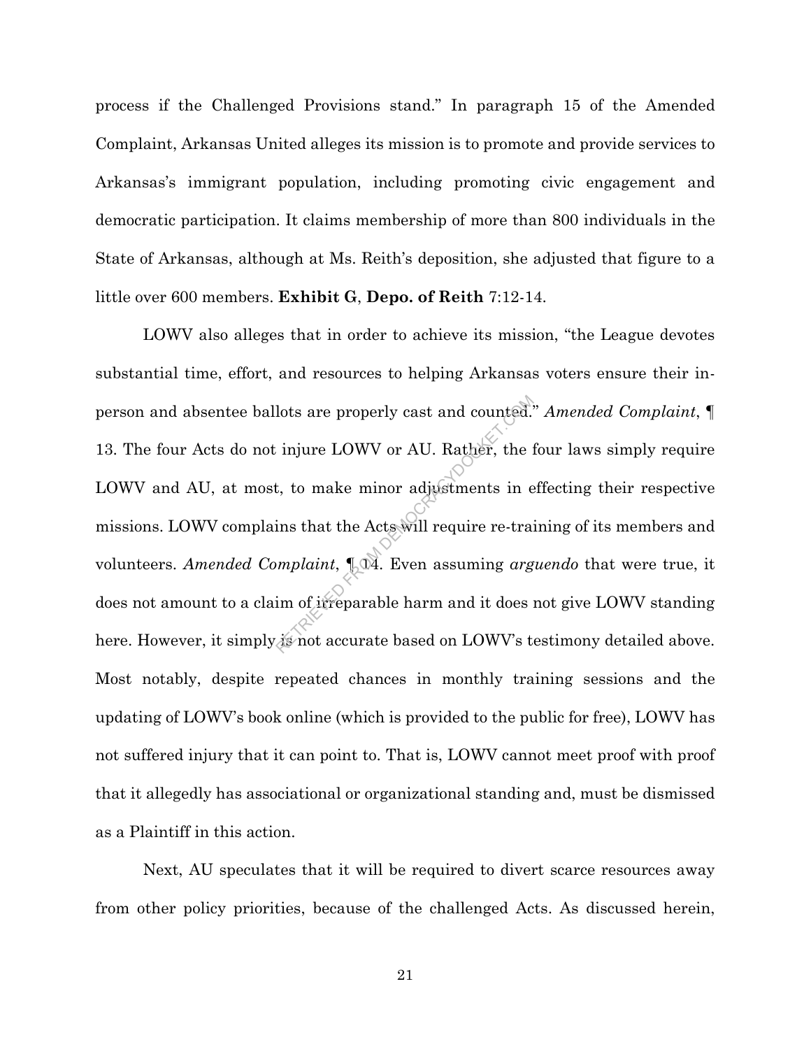process if the Challenged Provisions stand." In paragraph 15 of the Amended Complaint, Arkansas United alleges its mission is to promote and provide services to Arkansas's immigrant population, including promoting civic engagement and democratic participation. It claims membership of more than 800 individuals in the State of Arkansas, although at Ms. Reith's deposition, she adjusted that figure to a little over 600 members. **Exhibit G**, **Depo. of Reith** 7:12-14.

LOWV also alleges that in order to achieve its mission, "the League devotes substantial time, effort, and resources to helping Arkansas voters ensure their in-person and absentee ballots are properly cast and counted." *Amended Complaint*, ¶ 13. The four Acts do not injure LOWV or AU. Rather, the four laws simply require LOWV and AU, at most, to make minor adjustments in effecting their respective missions. LOWV complains that the Acts will require re-training of its members and volunteers. *Amended Complaint*, ¶ 14. Even assuming *arguendo* that were true, it does not amount to a claim of irreparable harm and it does not give LOWV standing here. However, it simply is not accurate based on LOWV's testimony detailed above. Most notably, despite repeated chances in monthly training sessions and the updating of LOWV's book online (which is provided to the public for free), LOWV has not suffered injury that it can point to. That is, LOWV cannot meet proof with proof that it allegedly has associational or organizational standing and, must be dismissed as a Plaintiff in this action.

Next, AU speculates that it will be required to divert scarce resources away from other policy priorities, because of the challenged Acts. As discussed herein,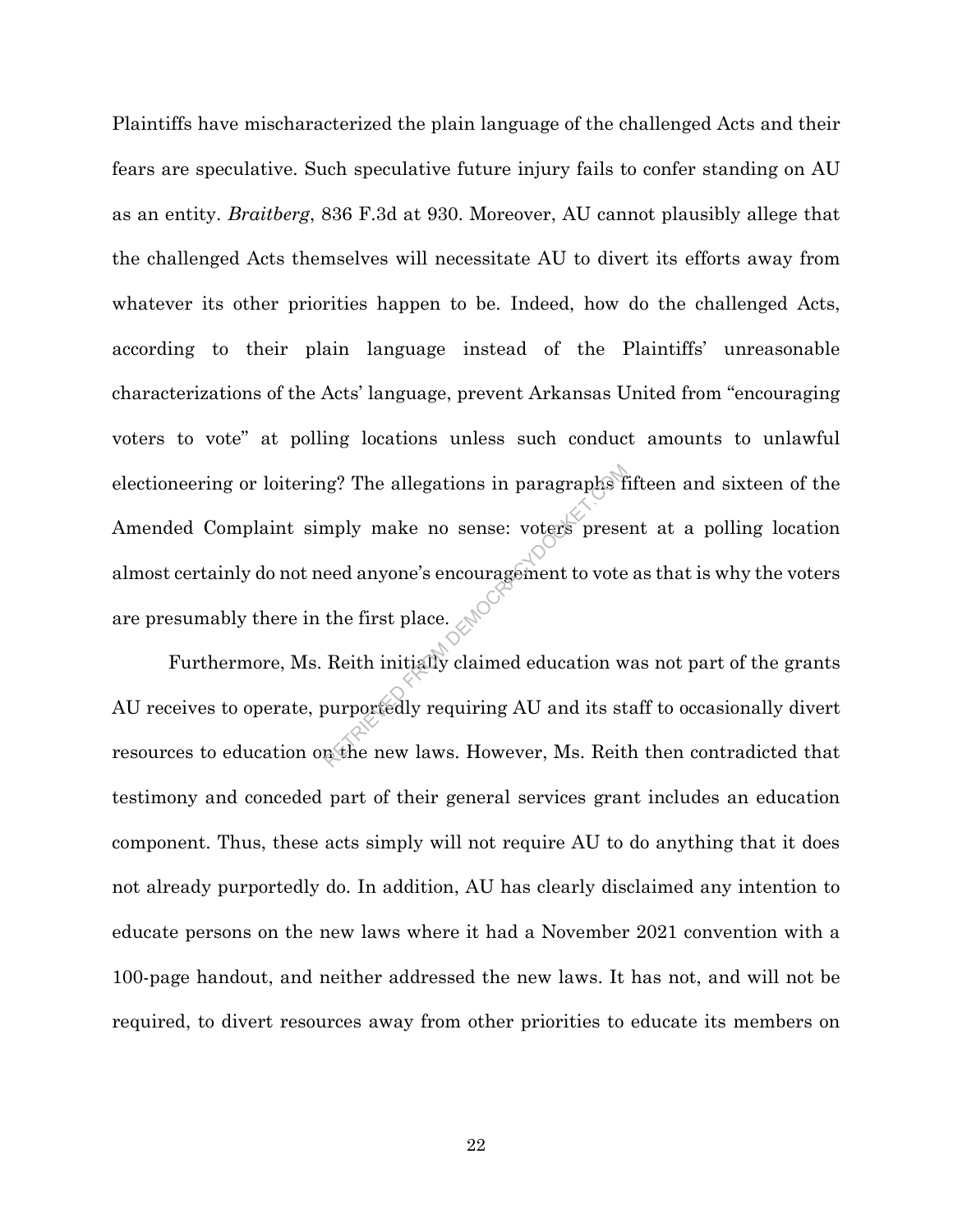Plaintiffs have mischaracterized the plain language of the challenged Acts and their fears are speculative. Such speculative future injury fails to confer standing on AU as an entity. *Braitberg*, 836 F.3d at 930. Moreover, AU cannot plausibly allege that the challenged Acts themselves will necessitate AU to divert its efforts away from whatever its other priorities happen to be. Indeed, how do the challenged Acts, according to their plain language instead of the Plaintiffs' unreasonable characterizations of the Acts' language, prevent Arkansas United from "encouraging voters to vote" at polling locations unless such conduct amounts to unlawful electioneering or loitering? The allegations in paragraphs fifteen and sixteen of the Amended Complaint simply make no sense: voters present at a polling location almost certainly do not need anyone's encouragement to vote as that is why the voters are presumably there in the first place.

Furthermore, Ms. Reith initially claimed education was not part of the grants AU receives to operate, purportedly requiring AU and its staff to occasionally divert resources to education on the new laws. However, Ms. Reith then contradicted that testimony and conceded part of their general services grant includes an education component. Thus, these acts simply will not require AU to do anything that it does not already purportedly do. In addition, AU has clearly disclaimed any intention to educate persons on the new laws where it had a November 2021 convention with a 100-page handout, and neither addressed the new laws. It has not, and will not be required, to divert resources away from other priorities to educate its members on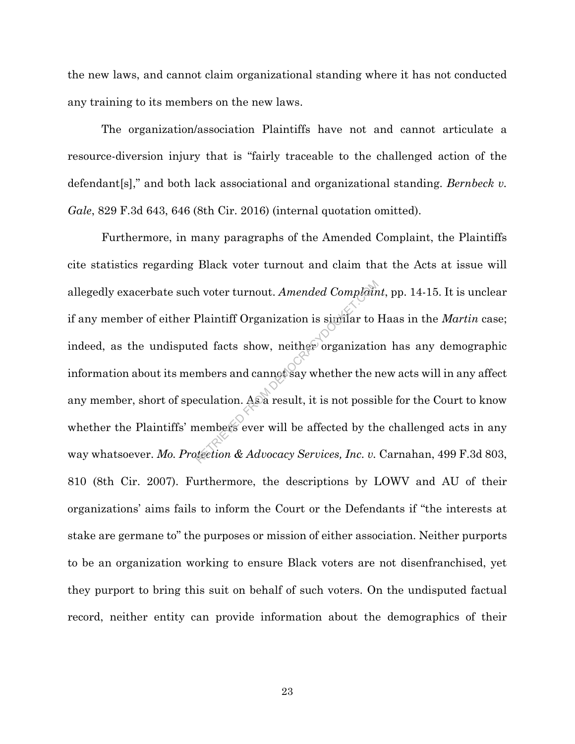the new laws, and cannot claim organizational standing where it has not conducted any training to its members on the new laws.

The organization/association Plaintiffs have not and cannot articulate a resource-diversion injury that is "fairly traceable to the challenged action of the defendant[s]," and both lack associational and organizational standing. *Bernbeck v. Gale*, 829 F.3d 643, 646 (8th Cir. 2016) (internal quotation omitted).

Furthermore, in many paragraphs of the Amended Complaint, the Plaintiffs cite statistics regarding Black voter turnout and claim that the Acts at issue will allegedly exacerbate such voter turnout. *Amended Complaint*, pp. 14-15. It is unclear if any member of either Plaintiff Organization is similar to Haas in the *Martin* case; indeed, as the undisputed facts show, neither organization has any demographic information about its members and cannot say whether the new acts will in any affect any member, short of speculation. As a result, it is not possible for the Court to know whether the Plaintiffs' members ever will be affected by the challenged acts in any way whatsoever. *Mo. Protection & Advocacy Services, Inc. v.* Carnahan, 499 F.3d 803, 810 (8th Cir. 2007). Furthermore, the descriptions by LOWV and AU of their organizations' aims fails to inform the Court or the Defendants if "the interests at stake are germane to" the purposes or mission of either association. Neither purports to be an organization working to ensure Black voters are not disenfranchised, yet they purport to bring this suit on behalf of such voters. On the undisputed factual record, neither entity can provide information about the demographics of their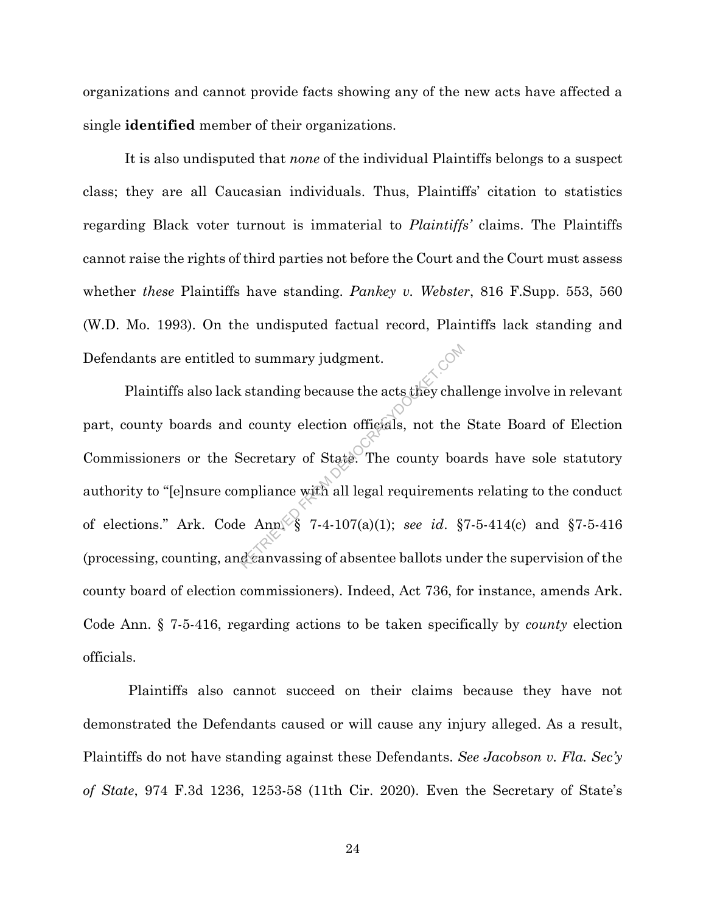organizations and cannot provide facts showing any of the new acts have affected a single **identified** member of their organizations.

It is also undisputed that *none* of the individual Plaintiffs belongs to a suspect class; they are all Caucasian individuals. Thus, Plaintiffs' citation to statistics regarding Black voter turnout is immaterial to *Plaintiffs'* claims. The Plaintiffs cannot raise the rights of third parties not before the Court and the Court must assess whether *these* Plaintiffs have standing. *Pankey v. Webster*, 816 F.Supp. 553, 560 (W.D. Mo. 1993). On the undisputed factual record, Plaintiffs lack standing and Defendants are entitled to summary judgment.

Plaintiffs also lack standing because the acts they challenge involve in relevant part, county boards and county election officials, not the State Board of Election Commissioners or the Secretary of State. The county boards have sole statutory authority to "[e]nsure compliance with all legal requirements relating to the conduct of elections." Ark. Code Ann. § 7-4-107(a)(1); *see id*. §7-5-414(c) and §7-5-416 (processing, counting, and canvassing of absentee ballots under the supervision of the county board of election commissioners). Indeed, Act 736, for instance, amends Ark. Code Ann. § 7-5-416, regarding actions to be taken specifically by *county* election officials.

Plaintiffs also cannot succeed on their claims because they have not demonstrated the Defendants caused or will cause any injury alleged. As a result, Plaintiffs do not have standing against these Defendants. *See Jacobson v. Fla. Sec'y of State*, 974 F.3d 1236, 1253-58 (11th Cir. 2020). Even the Secretary of State's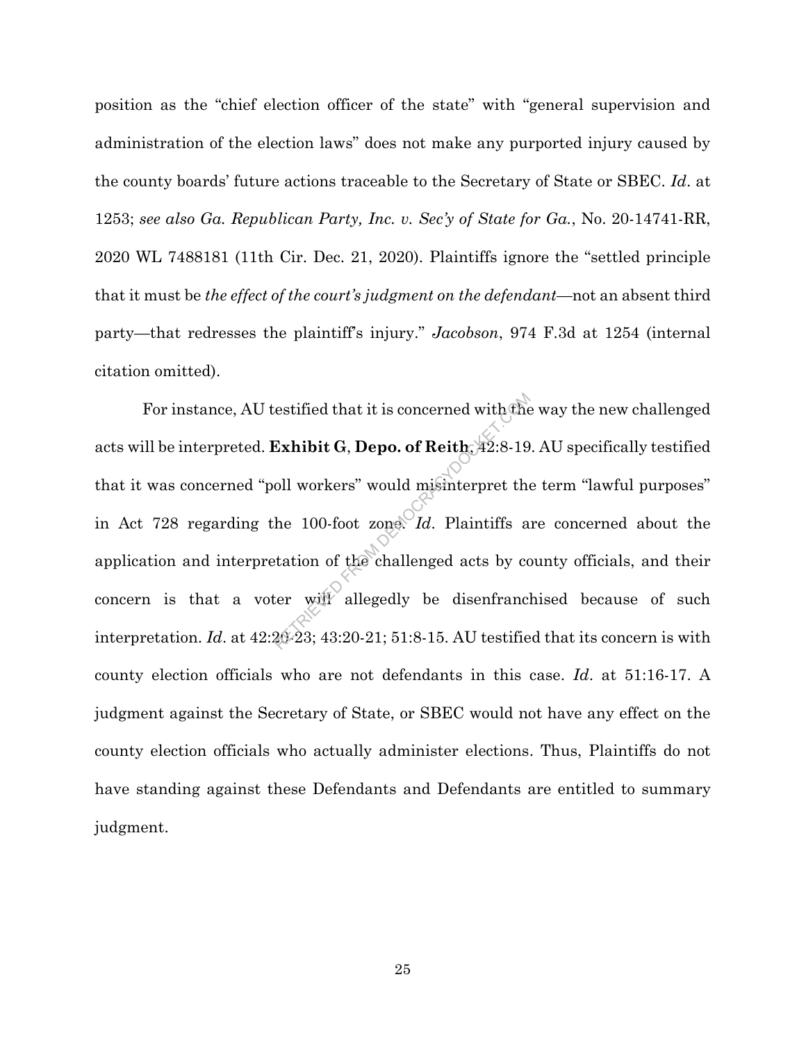position as the "chief election officer of the state" with "general supervision and administration of the election laws" does not make any purported injury caused by the county boards' future actions traceable to the Secretary of State or SBEC. *Id*. at 1253; *see also Ga. Republican Party, Inc. v. Sec'y of State for Ga.*, No. 20-14741-RR, 2020 WL 7488181 (11th Cir. Dec. 21, 2020). Plaintiffs ignore the "settled principle that it must be *the effect of the court's judgment on the defendant*—not an absent third party—that redresses the plaintiff's injury." *Jacobson*, 974 F.3d at 1254 (internal citation omitted).

For instance, AU testified that it is concerned with the way the new challenged acts will be interpreted. **Exhibit G**, **Depo. of Reith**, 42:8-19. AU specifically testified that it was concerned "poll workers" would misinterpret the term "lawful purposes" in Act 728 regarding the 100-foot zone. *Id*. Plaintiffs are concerned about the application and interpretation of the challenged acts by county officials, and their concern is that a voter will allegedly be disenfranchised because of such interpretation. *Id*. at 42:20-23; 43:20-21; 51:8-15. AU testified that its concern is with county election officials who are not defendants in this case. *Id*. at 51:16-17. A judgment against the Secretary of State, or SBEC would not have any effect on the county election officials who actually administer elections. Thus, Plaintiffs do not have standing against these Defendants and Defendants are entitled to summary judgment.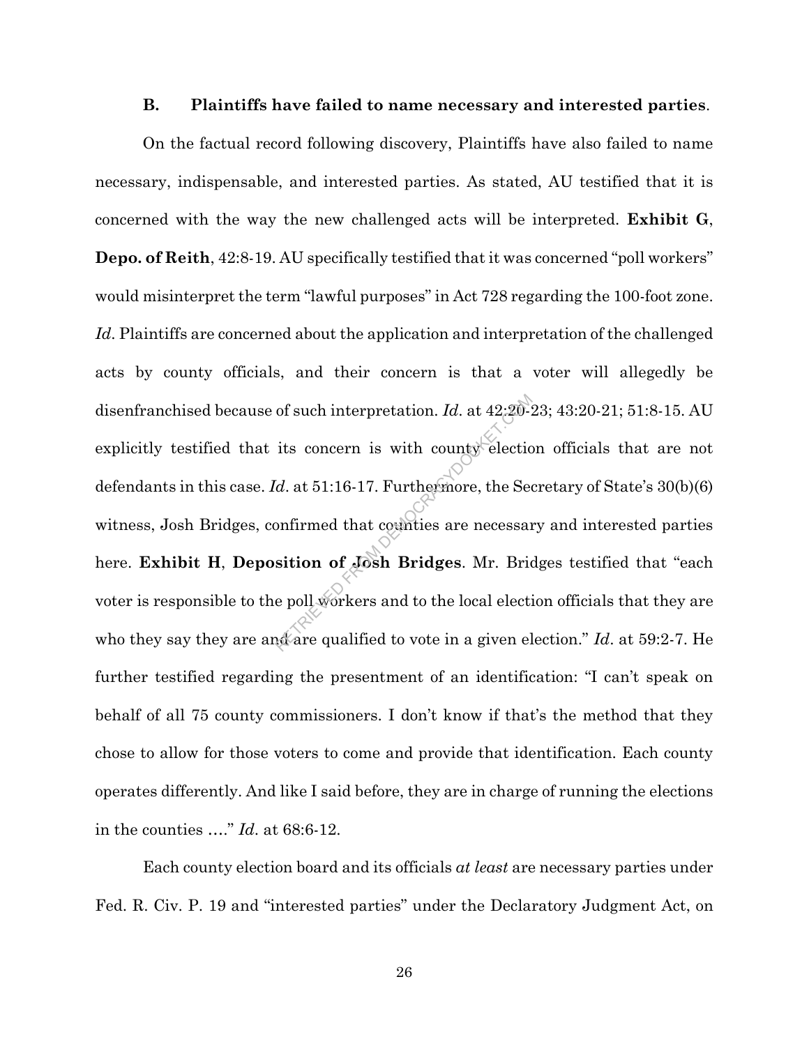### B. Plaintiffs have failed to name necessary and interested parties.

On the factual record following discovery, Plaintiffs have also failed to name necessary, indispensable, and interested parties. As stated, AU testified that it is concerned with the way the new challenged acts will be interpreted. **Exhibit G**, **Depo. of Reith**, 42:8-19. AU specifically testified that it was concerned "poll workers" would misinterpret the term "lawful purposes" in Act 728 regarding the 100-foot zone. *Id*. Plaintiffs are concerned about the application and interpretation of the challenged acts by county officials, and their concern is that a voter will allegedly be disenfranchised because of such interpretation. *Id*. at 42:20-23; 43:20-21; 51:8-15. AU explicitly testified that its concern is with county election officials that are not defendants in this case. *Id*. at 51:16-17. Furthermore, the Secretary of State's 30(b)(6) witness, Josh Bridges, confirmed that counties are necessary and interested parties here. **Exhibit H**, **Deposition of Josh Bridges**. Mr. Bridges testified that "each voter is responsible to the poll workers and to the local election officials that they are who they say they are and are qualified to vote in a given election." *Id*. at 59:2-7. He further testified regarding the presentment of an identification: "I can't speak on behalf of all 75 county commissioners. I don't know if that's the method that they chose to allow for those voters to come and provide that identification. Each county operates differently. And like I said before, they are in charge of running the elections in the counties …." *Id*. at 68:6-12.

Each county election board and its officials *at least* are necessary parties under Fed. R. Civ. P. 19 and "interested parties" under the Declaratory Judgment Act, on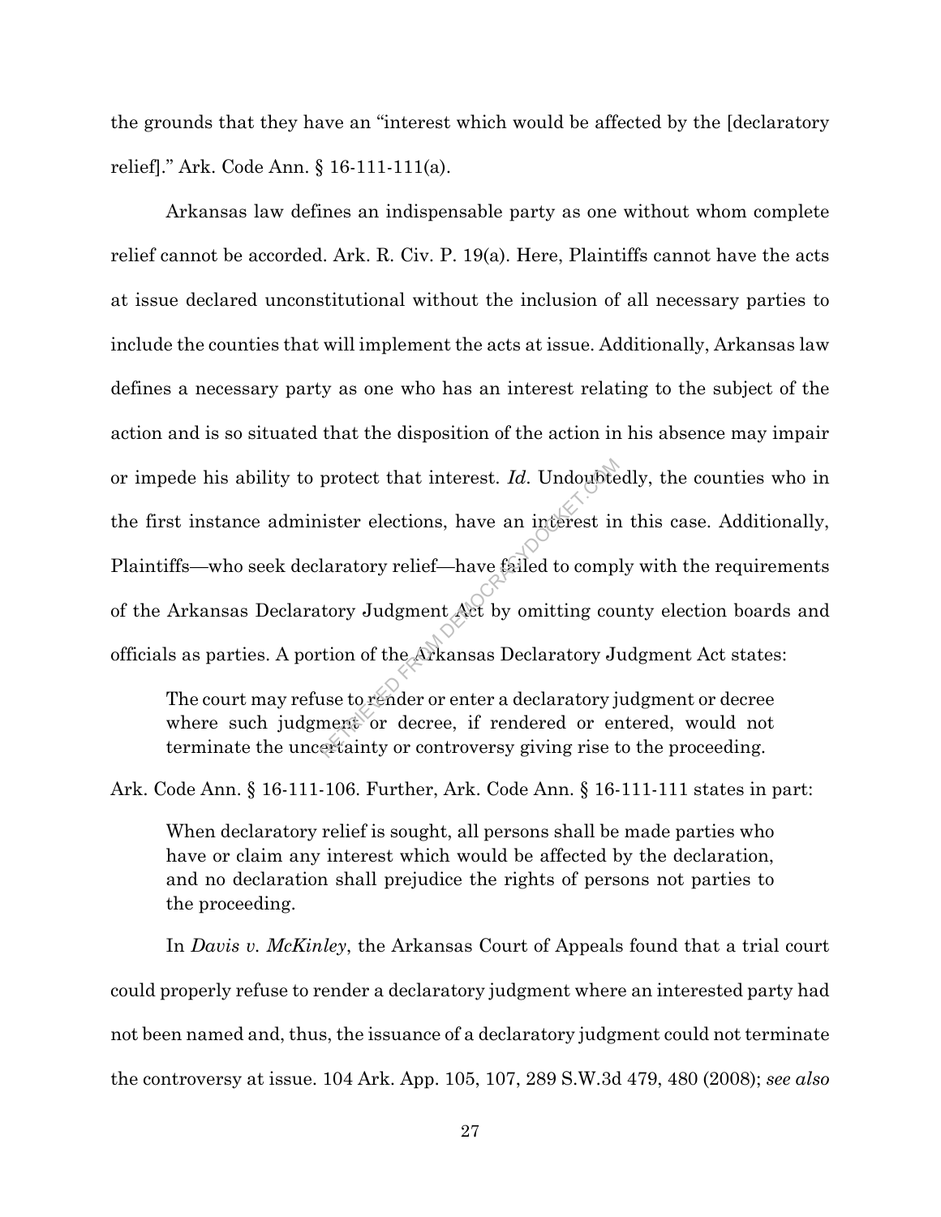the grounds that they have an "interest which would be affected by the [declaratory relief]." Ark. Code Ann. § 16-111-111(a).

Arkansas law defines an indispensable party as one without whom complete relief cannot be accorded. Ark. R. Civ. P. 19(a). Here, Plaintiffs cannot have the acts at issue declared unconstitutional without the inclusion of all necessary parties to include the counties that will implement the acts at issue. Additionally, Arkansas law defines a necessary party as one who has an interest relating to the subject of the action and is so situated that the disposition of the action in his absence may impair or impede his ability to protect that interest. *Id*. Undoubtedly, the counties who in the first instance administer elections, have an interest in this case. Additionally, Plaintiffs—who seek declaratory relief—have failed to comply with the requirements of the Arkansas Declaratory Judgment Act by omitting county election boards and officials as parties. A portion of the Arkansas Declaratory Judgment Act states:

> The court may refuse to render or enter a declaratory judgment or decree where such judgment or decree, if rendered or entered, would not terminate the uncertainty or controversy giving rise to the proceeding.

Ark. Code Ann. § 16-111-106. Further, Ark. Code Ann. § 16-111-111 states in part:

> When declaratory relief is sought, all persons shall be made parties who have or claim any interest which would be affected by the declaration, and no declaration shall prejudice the rights of persons not parties to the proceeding.

In *Davis v. McKinley*, the Arkansas Court of Appeals found that a trial court could properly refuse to render a declaratory judgment where an interested party had not been named and, thus, the issuance of a declaratory judgment could not terminate the controversy at issue. 104 Ark. App. 105, 107, 289 S.W.3d 479, 480 (2008); *see also*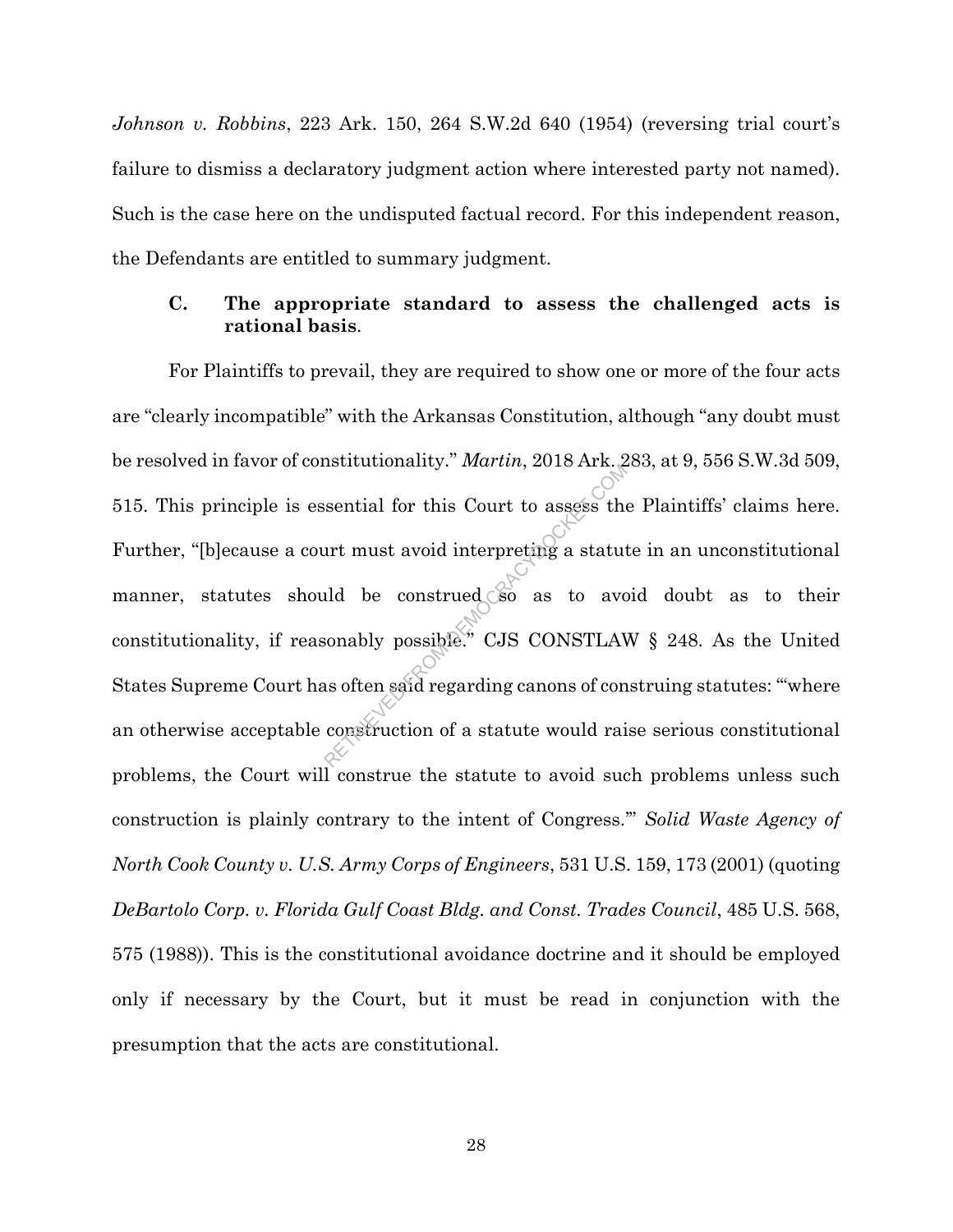*Johnson v. Robbins*, 223 Ark. 150, 264 S.W.2d 640 (1954) (reversing trial court's failure to dismiss a declaratory judgment action where interested party not named). Such is the case here on the undisputed factual record. For this independent reason, the Defendants are entitled to summary judgment.

### C. The appropriate standard to assess the challenged acts is rational basis.

For Plaintiffs to prevail, they are required to show one or more of the four acts are "clearly incompatible" with the Arkansas Constitution, although "any doubt must be resolved in favor of constitutionality." *Martin*, 2018 Ark. 283, at 9, 556 S.W.3d 509, 515. This principle is essential for this Court to assess the Plaintiffs' claims here. Further, "[b]ecause a court must avoid interpreting a statute in an unconstitutional manner, statutes should be construed so as to avoid doubt as to their constitutionality, if reasonably possible." CJS CONSTLAW § 248. As the United States Supreme Court has often said regarding canons of construing statutes: "'where an otherwise acceptable construction of a statute would raise serious constitutional problems, the Court will construe the statute to avoid such problems unless such construction is plainly contrary to the intent of Congress.'" *Solid Waste Agency of North Cook County v. U.S. Army Corps of Engineers*, 531 U.S. 159, 173 (2001) (quoting *DeBartolo Corp. v. Florida Gulf Coast Bldg. and Const. Trades Council*, 485 U.S. 568, 575 (1988)). This is the constitutional avoidance doctrine and it should be employed only if necessary by the Court, but it must be read in conjunction with the presumption that the acts are constitutional.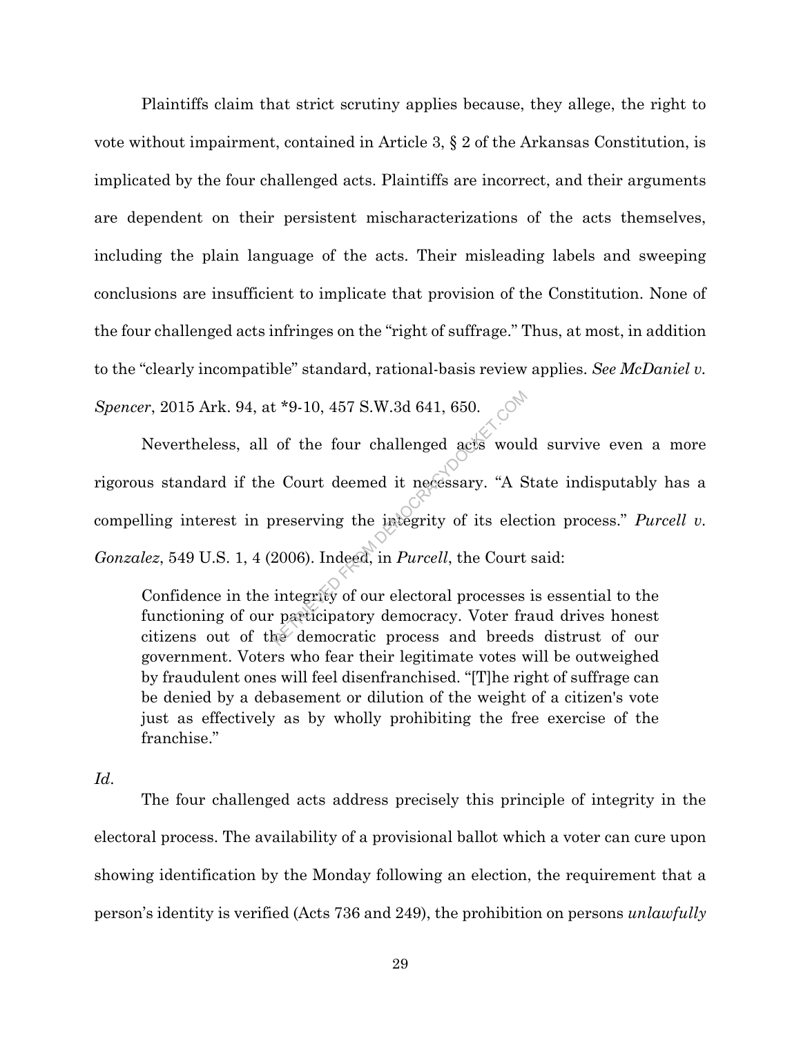Plaintiffs claim that strict scrutiny applies because, they allege, the right to vote without impairment, contained in Article 3, § 2 of the Arkansas Constitution, is implicated by the four challenged acts. Plaintiffs are incorrect, and their arguments are dependent on their persistent mischaracterizations of the acts themselves, including the plain language of the acts. Their misleading labels and sweeping conclusions are insufficient to implicate that provision of the Constitution. None of the four challenged acts infringes on the "right of suffrage." Thus, at most, in addition to the "clearly incompatible" standard, rational-basis review applies. *See McDaniel v. Spencer*, 2015 Ark. 94, at *9-10, 457 S.W.3d 641, 650.

Nevertheless, all of the four challenged acts would survive even a more rigorous standard if the Court deemed it necessary. "A State indisputably has a compelling interest in preserving the integrity of its election process." *Purcell v. Gonzalez*, 549 U.S. 1, 4 (2006). Indeed, in *Purcell*, the Court said:

> Confidence in the integrity of our electoral processes is essential to the functioning of our participatory democracy. Voter fraud drives honest citizens out of the democratic process and breeds distrust of our government. Voters who fear their legitimate votes will be outweighed by fraudulent ones will feel disenfranchised. "[T]he right of suffrage can be denied by a debasement or dilution of the weight of a citizen's vote just as effectively as by wholly prohibiting the free exercise of the franchise."

*Id*.

The four challenged acts address precisely this principle of integrity in the electoral process. The availability of a provisional ballot which a voter can cure upon showing identification by the Monday following an election, the requirement that a person's identity is verified (Acts 736 and 249), the prohibition on persons *unlawfully*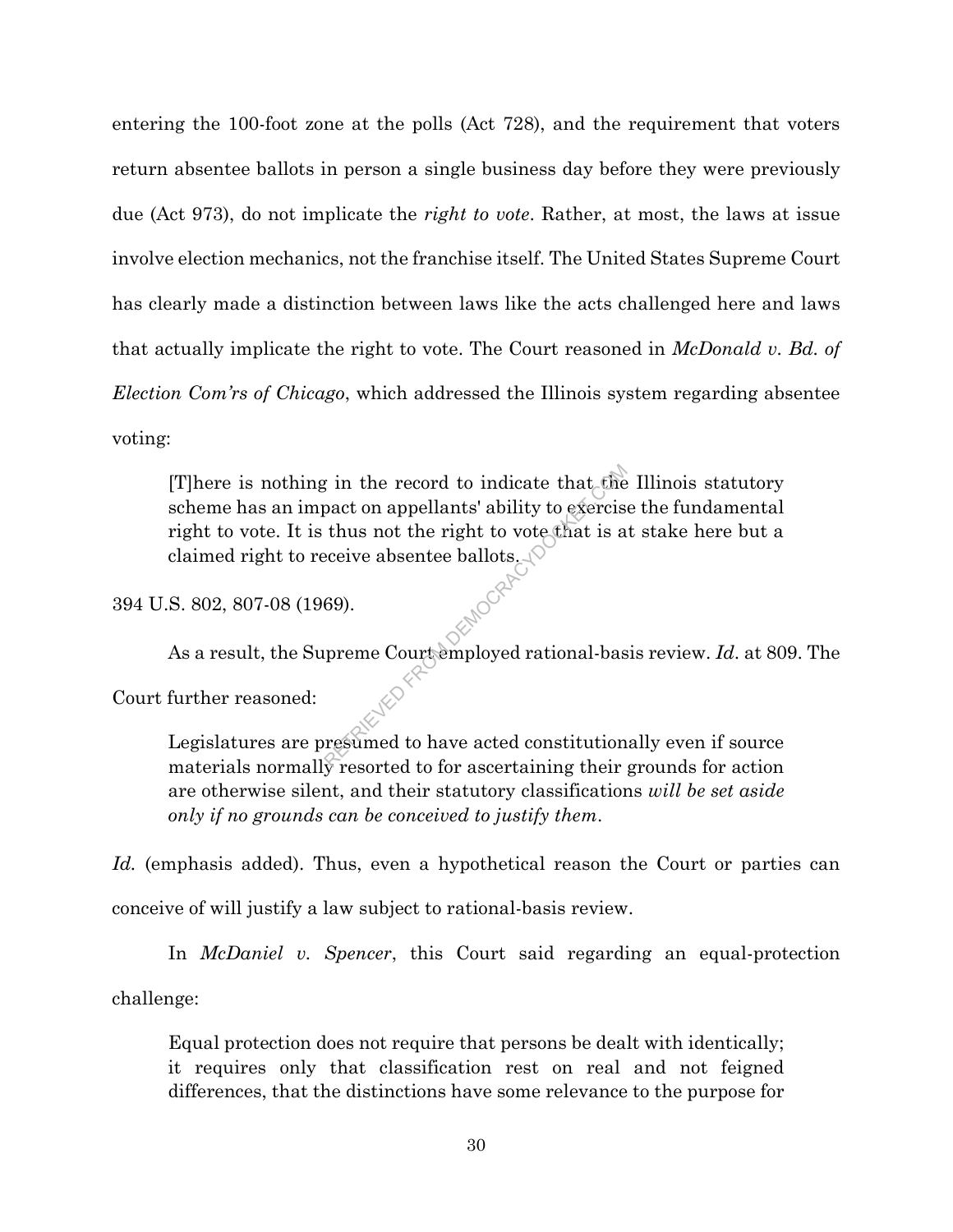entering the 100-foot zone at the polls (Act 728), and the requirement that voters return absentee ballots in person a single business day before they were previously due (Act 973), do not implicate the *right to vote*. Rather, at most, the laws at issue involve election mechanics, not the franchise itself. The United States Supreme Court has clearly made a distinction between laws like the acts challenged here and laws that actually implicate the right to vote. The Court reasoned in *McDonald v. Bd. of Election Com'rs of Chicago*, which addressed the Illinois system regarding absentee voting:

> [T]here is nothing in the record to indicate that the Illinois statutory scheme has an impact on appellants' ability to exercise the fundamental right to vote. It is thus not the right to vote that is at stake here but a claimed right to receive absentee ballots.

394 U.S. 802, 807-08 (1969).

As a result, the Supreme Court employed rational-basis review. *Id.* at 809. The Court further reasoned:

> Legislatures are presumed to have acted constitutionally even if source materials normally resorted to for ascertaining their grounds for action are otherwise silent, and their statutory classifications *will be set aside only if no grounds can be conceived to justify them*.

*Id.* (emphasis added). Thus, even a hypothetical reason the Court or parties can conceive of will justify a law subject to rational-basis review.

In *McDaniel v. Spencer*, this Court said regarding an equal-protection challenge:

> Equal protection does not require that persons be dealt with identically; it requires only that classification rest on real and not feigned differences, that the distinctions have some relevance to the purpose for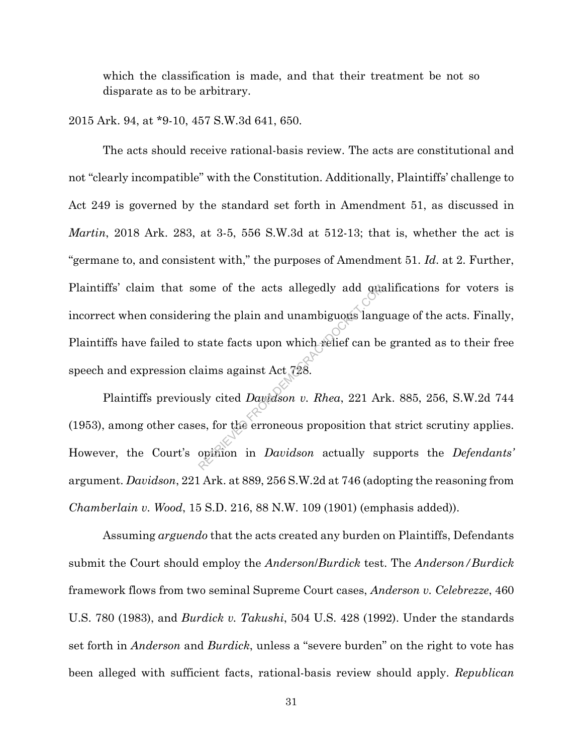which the classification is made, and that their treatment be not so disparate as to be arbitrary.

2015 Ark. 94, at *9-10, 457 S.W.3d 641, 650.

The acts should receive rational-basis review. The acts are constitutional and not "clearly incompatible" with the Constitution. Additionally, Plaintiffs' challenge to Act 249 is governed by the standard set forth in Amendment 51, as discussed in *Martin*, 2018 Ark. 283, at 3-5, 556 S.W.3d at 512-13; that is, whether the act is "germane to, and consistent with," the purposes of Amendment 51. *Id*. at 2. Further, Plaintiffs' claim that some of the acts allegedly add qualifications for voters is incorrect when considering the plain and unambiguous language of the acts. Finally, Plaintiffs have failed to state facts upon which relief can be granted as to their free speech and expression claims against Act 728.

Plaintiffs previously cited *Davidson v. Rhea*, 221 Ark. 885, 256, S.W.2d 744 (1953), among other cases, for the erroneous proposition that strict scrutiny applies. However, the Court's opinion in *Davidson* actually supports the *Defendants'* argument. *Davidson*, 221 Ark. at 889, 256 S.W.2d at 746 (adopting the reasoning from *Chamberlain v. Wood*, 15 S.D. 216, 88 N.W. 109 (1901) (emphasis added)).

Assuming *arguendo* that the acts created any burden on Plaintiffs, Defendants submit the Court should employ the *Anderson*/*Burdick* test. The *Anderson/Burdick* framework flows from two seminal Supreme Court cases, *Anderson v. Celebrezze*, 460 U.S. 780 (1983), and *Burdick v. Takushi*, 504 U.S. 428 (1992). Under the standards set forth in *Anderson* and *Burdick*, unless a "severe burden" on the right to vote has been alleged with sufficient facts, rational-basis review should apply. *Republican*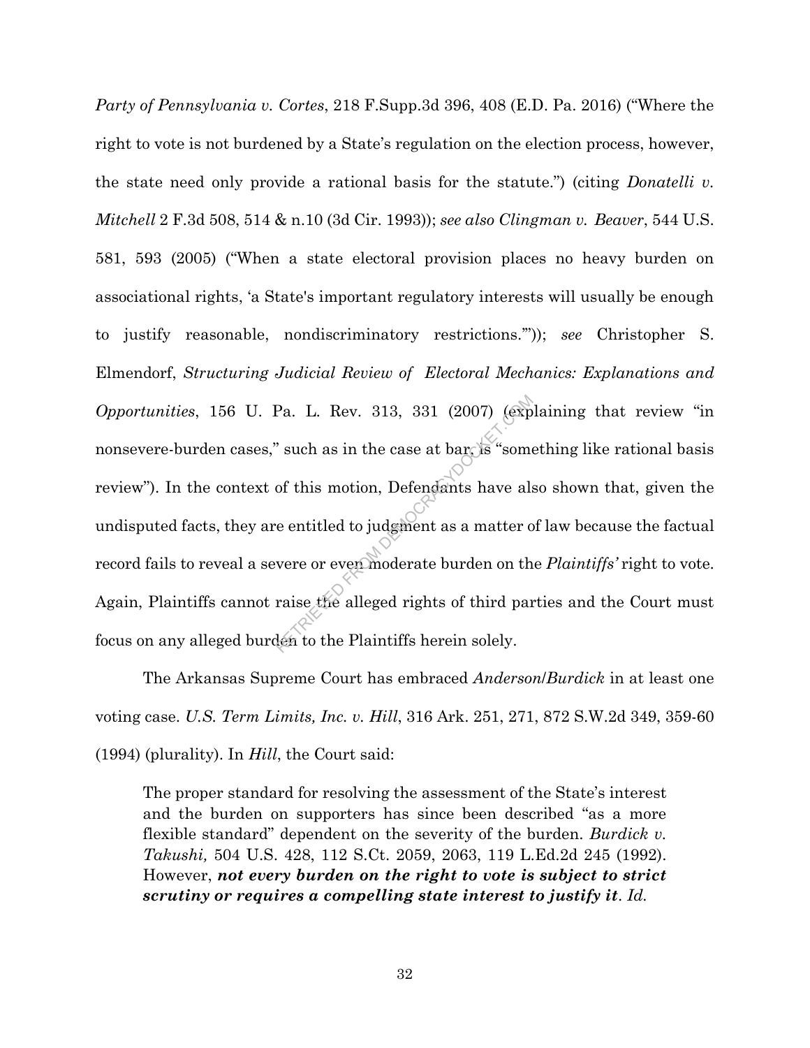*Party of Pennsylvania v. Cortes*, 218 F.Supp.3d 396, 408 (E.D. Pa. 2016) ("Where the right to vote is not burdened by a State's regulation on the election process, however, the state need only provide a rational basis for the statute.") (citing *Donatelli v. Mitchell* 2 F.3d 508, 514 & n.10 (3d Cir. 1993)); *see also Clingman v. Beaver*, 544 U.S. 581, 593 (2005) ("When a state electoral provision places no heavy burden on associational rights, 'a State's important regulatory interests will usually be enough to justify reasonable, nondiscriminatory restrictions.'")); *see* Christopher S. Elmendorf, *Structuring Judicial Review of Electoral Mechanics: Explanations and Opportunities*, 156 U. Pa. L. Rev. 313, 331 (2007) (explaining that review "in nonsevere-burden cases," such as in the case at bar, is "something like rational basis review"). In the context of this motion, Defendants have also shown that, given the undisputed facts, they are entitled to judgment as a matter of law because the factual record fails to reveal a severe or even moderate burden on the *Plaintiffs'* right to vote. Again, Plaintiffs cannot raise the alleged rights of third parties and the Court must focus on any alleged burden to the Plaintiffs herein solely.

The Arkansas Supreme Court has embraced *Anderson/Burdick* in at least one voting case. *U.S. Term Limits, Inc. v. Hill*, 316 Ark. 251, 271, 872 S.W.2d 349, 359-60 (1994) (plurality). In *Hill*, the Court said:

> The proper standard for resolving the assessment of the State's interest and the burden on supporters has since been described "as a more flexible standard" dependent on the severity of the burden. *Burdick v. Takushi,* 504 U.S. 428, 112 S.Ct. 2059, 2063, 119 L.Ed.2d 245 (1992). However, ***not every burden on the right to vote is subject to strict scrutiny or requires a compelling state interest to justify it***. *Id.*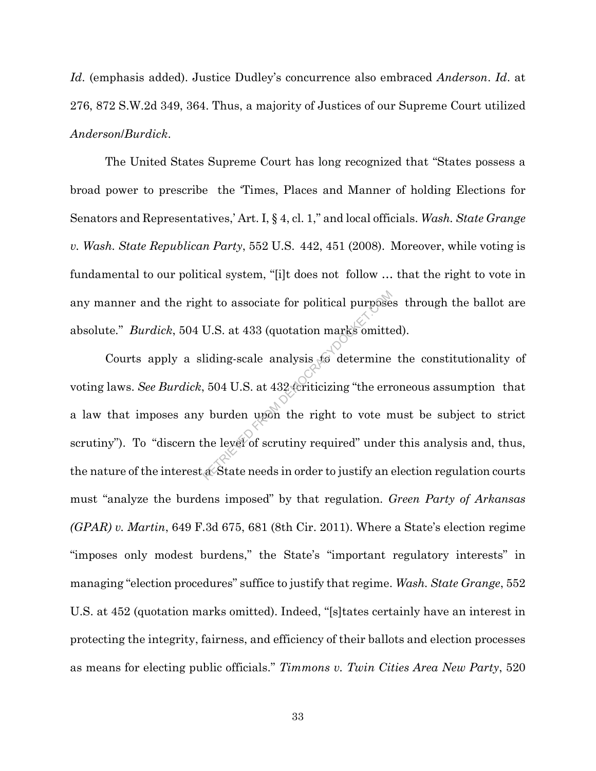*Id*. (emphasis added). Justice Dudley's concurrence also embraced *Anderson*. *Id*. at 276, 872 S.W.2d 349, 364. Thus, a majority of Justices of our Supreme Court utilized *Anderson*/*Burdick*.

The United States Supreme Court has long recognized that "States possess a broad power to prescribe the 'Times, Places and Manner of holding Elections for Senators and Representatives,' Art. I, § 4, cl. 1," and local officials. *Wash. State Grange v. Wash. State Republican Party*, 552 U.S. 442, 451 (2008). Moreover, while voting is fundamental to our political system, "[i]t does not follow … that the right to vote in any manner and the right to associate for political purposes through the ballot are absolute." *Burdick*, 504 U.S. at 433 (quotation marks omitted).

Courts apply a sliding-scale analysis to determine the constitutionality of voting laws. *See Burdick*, 504 U.S. at 432 (criticizing "the erroneous assumption that a law that imposes any burden upon the right to vote must be subject to strict scrutiny"). To "discern the level of scrutiny required" under this analysis and, thus, the nature of the interest a State needs in order to justify an election regulation courts must "analyze the burdens imposed" by that regulation. *Green Party of Arkansas (GPAR) v. Martin*, 649 F.3d 675, 681 (8th Cir. 2011). Where a State's election regime "imposes only modest burdens," the State's "important regulatory interests" in managing "election procedures" suffice to justify that regime. *Wash. State Grange*, 552 U.S. at 452 (quotation marks omitted). Indeed, "[s]tates certainly have an interest in protecting the integrity, fairness, and efficiency of their ballots and election processes as means for electing public officials." *Timmons v. Twin Cities Area New Party*, 520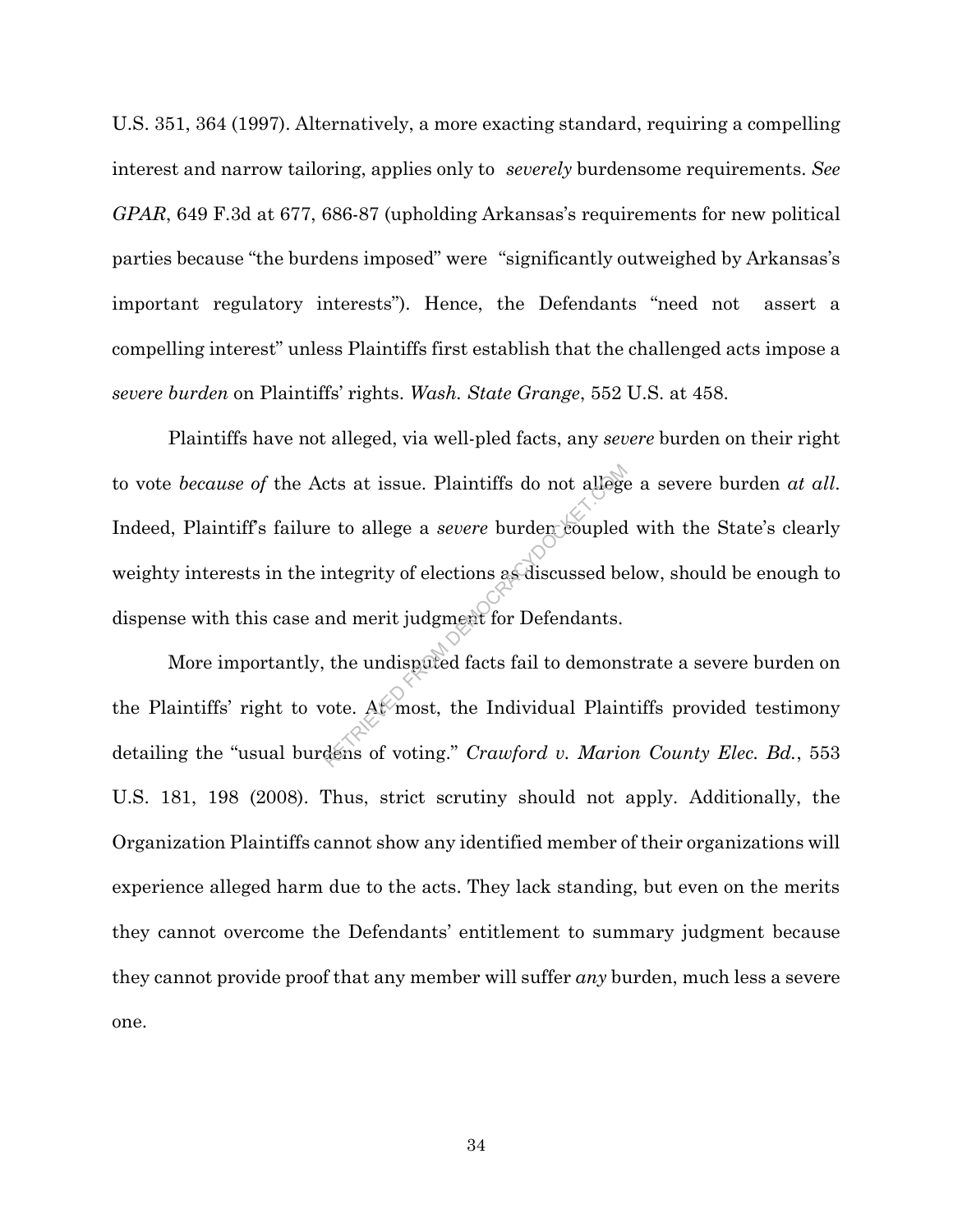U.S. 351, 364 (1997). Alternatively, a more exacting standard, requiring a compelling interest and narrow tailoring, applies only to *severely* burdensome requirements. *See GPAR*, 649 F.3d at 677, 686-87 (upholding Arkansas's requirements for new political parties because "the burdens imposed" were "significantly outweighed by Arkansas's important regulatory interests"). Hence, the Defendants "need not assert a compelling interest" unless Plaintiffs first establish that the challenged acts impose a *severe burden* on Plaintiffs' rights. *Wash. State Grange*, 552 U.S. at 458.

Plaintiffs have not alleged, via well-pled facts, any *severe* burden on their right to vote *because of* the Acts at issue. Plaintiffs do not allege a severe burden *at all*. Indeed, Plaintiff's failure to allege a *severe* burden coupled with the State's clearly weighty interests in the integrity of elections as discussed below, should be enough to dispense with this case and merit judgment for Defendants.

More importantly, the undisputed facts fail to demonstrate a severe burden on the Plaintiffs' right to vote. At most, the Individual Plaintiffs provided testimony detailing the "usual burdens of voting." *Crawford v. Marion County Elec. Bd.*, 553 U.S. 181, 198 (2008). Thus, strict scrutiny should not apply. Additionally, the Organization Plaintiffs cannot show any identified member of their organizations will experience alleged harm due to the acts. They lack standing, but even on the merits they cannot overcome the Defendants' entitlement to summary judgment because they cannot provide proof that any member will suffer *any* burden, much less a severe one.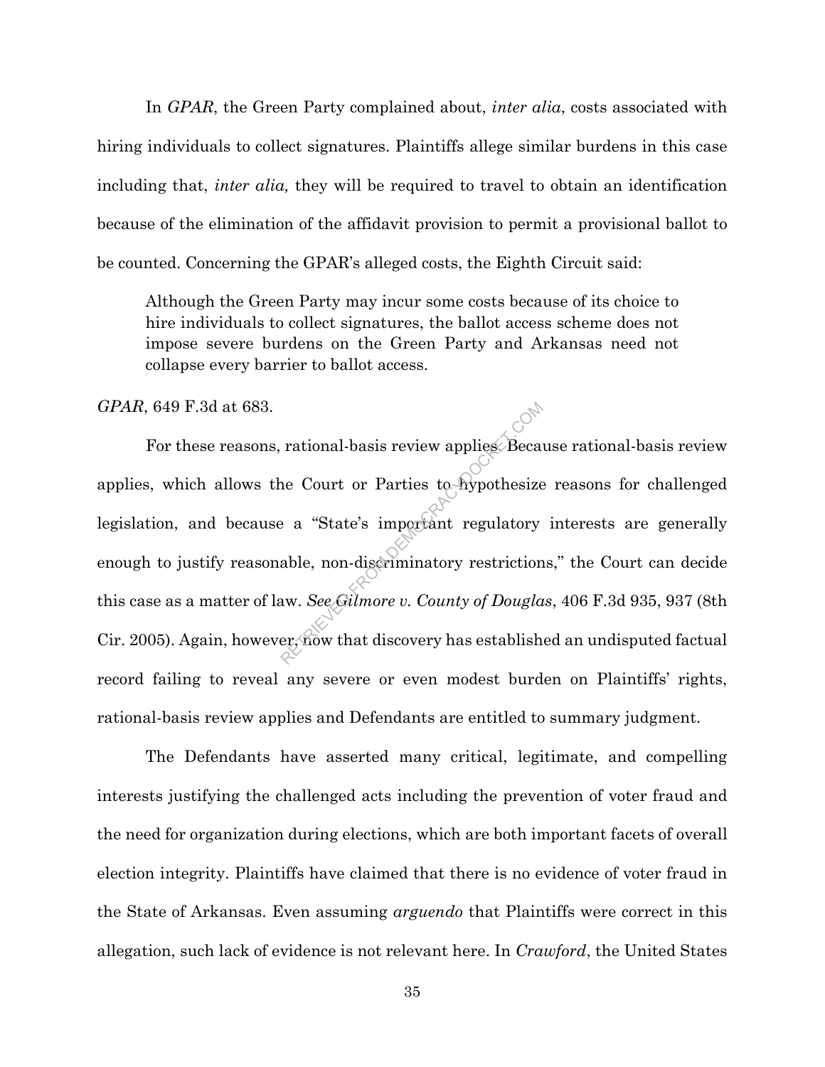In *GPAR*, the Green Party complained about, *inter alia*, costs associated with hiring individuals to collect signatures. Plaintiffs allege similar burdens in this case including that, *inter alia,* they will be required to travel to obtain an identification because of the elimination of the affidavit provision to permit a provisional ballot to be counted. Concerning the GPAR's alleged costs, the Eighth Circuit said:

> Although the Green Party may incur some costs because of its choice to hire individuals to collect signatures, the ballot access scheme does not impose severe burdens on the Green Party and Arkansas need not collapse every barrier to ballot access.

*GPAR*, 649 F.3d at 683.

For these reasons, rational-basis review applies. Because rational-basis review applies, which allows the Court or Parties to hypothesize reasons for challenged legislation, and because a "State's important regulatory interests are generally enough to justify reasonable, non-discriminatory restrictions," the Court can decide this case as a matter of law. *See Gilmore v. County of Douglas*, 406 F.3d 935, 937 (8th Cir. 2005). Again, however, now that discovery has established an undisputed factual record failing to reveal any severe or even modest burden on Plaintiffs' rights, rational-basis review applies and Defendants are entitled to summary judgment.

The Defendants have asserted many critical, legitimate, and compelling interests justifying the challenged acts including the prevention of voter fraud and the need for organization during elections, which are both important facets of overall election integrity. Plaintiffs have claimed that there is no evidence of voter fraud in the State of Arkansas. Even assuming *arguendo* that Plaintiffs were correct in this allegation, such lack of evidence is not relevant here. In *Crawford*, the United States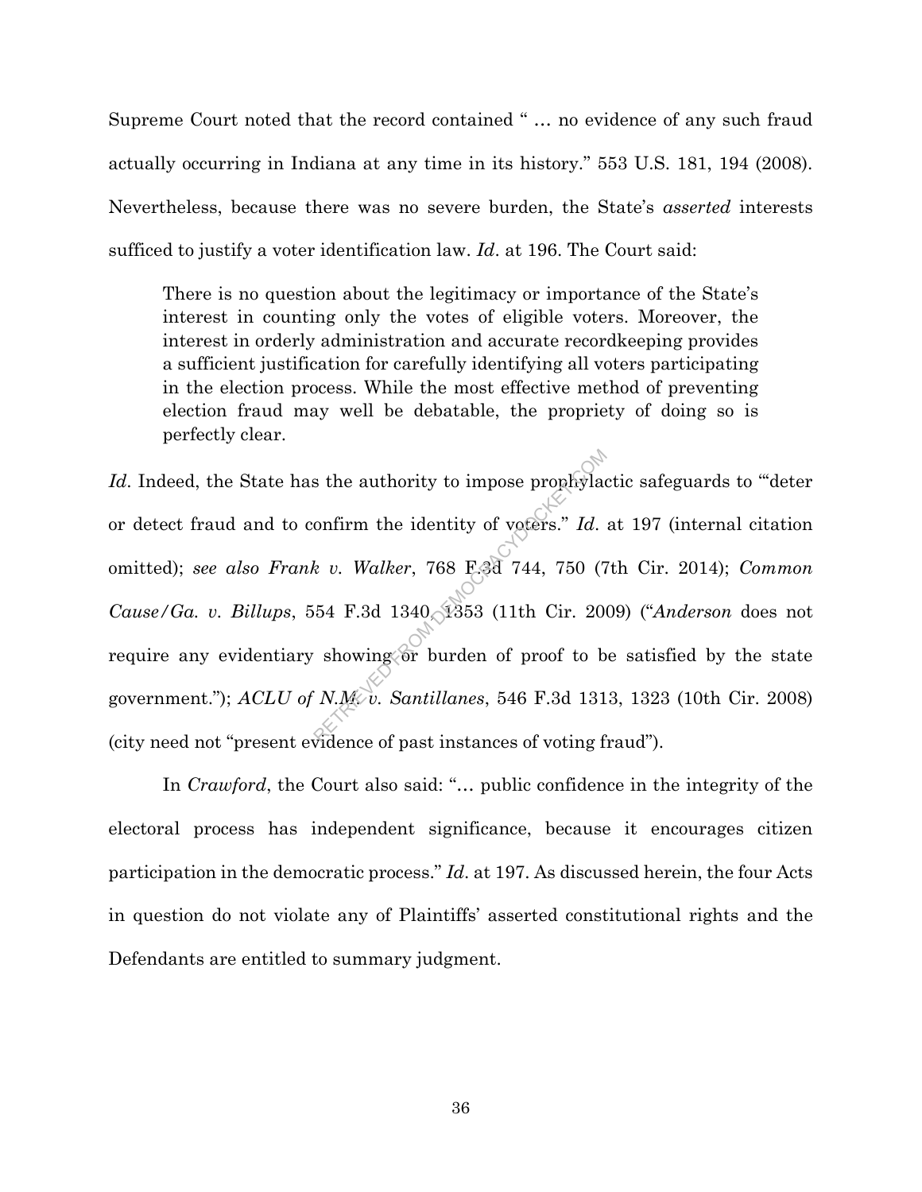Supreme Court noted that the record contained " … no evidence of any such fraud actually occurring in Indiana at any time in its history." 553 U.S. 181, 194 (2008). Nevertheless, because there was no severe burden, the State's *asserted* interests sufficed to justify a voter identification law. *Id*. at 196. The Court said:

> There is no question about the legitimacy or importance of the State's interest in counting only the votes of eligible voters. Moreover, the interest in orderly administration and accurate recordkeeping provides a sufficient justification for carefully identifying all voters participating in the election process. While the most effective method of preventing election fraud may well be debatable, the propriety of doing so is perfectly clear.

*Id*. Indeed, the State has the authority to impose prophylactic safeguards to "'deter or detect fraud and to confirm the identity of voters." *Id*. at 197 (internal citation omitted); *see also Frank v. Walker*, 768 F.3d 744, 750 (7th Cir. 2014); *Common Cause/Ga. v. Billups*, 554 F.3d 1340, 1353 (11th Cir. 2009) ("*Anderson* does not require any evidentiary showing or burden of proof to be satisfied by the state government."); *ACLU of N.M. v. Santillanes*, 546 F.3d 1313, 1323 (10th Cir. 2008) (city need not "present evidence of past instances of voting fraud").

In *Crawford*, the Court also said: "… public confidence in the integrity of the electoral process has independent significance, because it encourages citizen participation in the democratic process." *Id*. at 197. As discussed herein, the four Acts in question do not violate any of Plaintiffs' asserted constitutional rights and the Defendants are entitled to summary judgment.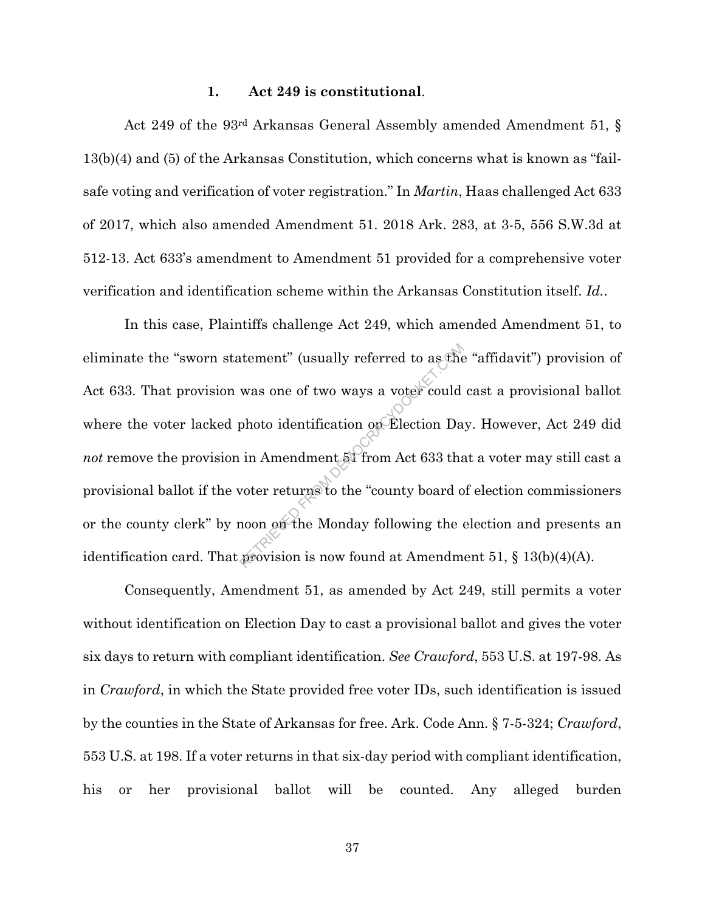### 1. **Act 249 is constitutional**.

Act 249 of the 93rd Arkansas General Assembly amended Amendment 51, § 13(b)(4) and (5) of the Arkansas Constitution, which concerns what is known as "fail-safe voting and verification of voter registration." In *Martin*, Haas challenged Act 633 of 2017, which also amended Amendment 51. 2018 Ark. 283, at 3-5, 556 S.W.3d at 512-13. Act 633's amendment to Amendment 51 provided for a comprehensive voter verification and identification scheme within the Arkansas Constitution itself. *Id.*.

In this case, Plaintiffs challenge Act 249, which amended Amendment 51, to eliminate the "sworn statement" (usually referred to as the "affidavit") provision of Act 633. That provision was one of two ways a voter could cast a provisional ballot where the voter lacked photo identification on Election Day. However, Act 249 did *not* remove the provision in Amendment 51 from Act 633 that a voter may still cast a provisional ballot if the voter returns to the "county board of election commissioners or the county clerk" by noon on the Monday following the election and presents an identification card. That provision is now found at Amendment 51, § 13(b)(4)(A).

Consequently, Amendment 51, as amended by Act 249, still permits a voter without identification on Election Day to cast a provisional ballot and gives the voter six days to return with compliant identification. *See Crawford*, 553 U.S. at 197-98. As in *Crawford*, in which the State provided free voter IDs, such identification is issued by the counties in the State of Arkansas for free. Ark. Code Ann. § 7-5-324; *Crawford*, 553 U.S. at 198. If a voter returns in that six-day period with compliant identification, his or her provisional ballot will be counted. Any alleged burden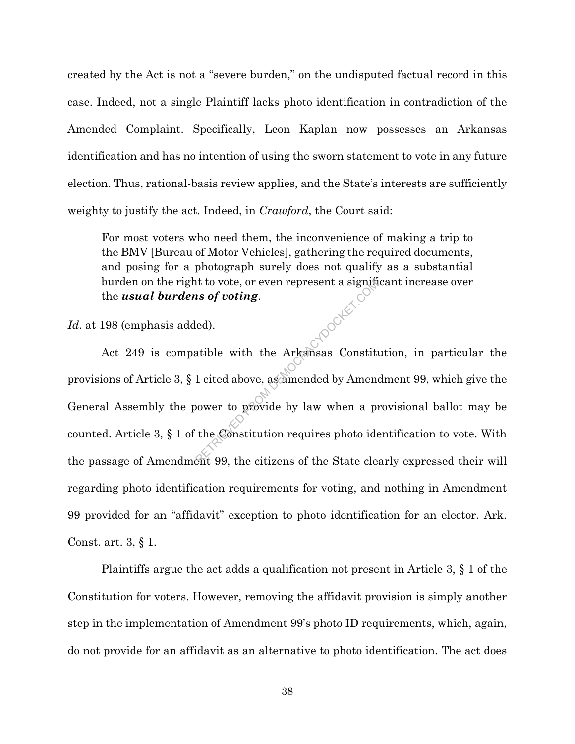created by the Act is not a "severe burden," on the undisputed factual record in this case. Indeed, not a single Plaintiff lacks photo identification in contradiction of the Amended Complaint. Specifically, Leon Kaplan now possesses an Arkansas identification and has no intention of using the sworn statement to vote in any future election. Thus, rational-basis review applies, and the State's interests are sufficiently weighty to justify the act. Indeed, in *Crawford*, the Court said:

> For most voters who need them, the inconvenience of making a trip to the BMV [Bureau of Motor Vehicles], gathering the required documents, and posing for a photograph surely does not qualify as a substantial burden on the right to vote, or even represent a significant increase over the ***usual burdens of voting***.

*Id*. at 198 (emphasis added).

Act 249 is compatible with the Arkansas Constitution, in particular the provisions of Article 3, § 1 cited above, as amended by Amendment 99, which give the General Assembly the power to provide by law when a provisional ballot may be counted. Article 3, § 1 of the Constitution requires photo identification to vote. With the passage of Amendment 99, the citizens of the State clearly expressed their will regarding photo identification requirements for voting, and nothing in Amendment 99 provided for an "affidavit" exception to photo identification for an elector. Ark. Const. art. 3, § 1.

Plaintiffs argue the act adds a qualification not present in Article 3, § 1 of the Constitution for voters. However, removing the affidavit provision is simply another step in the implementation of Amendment 99's photo ID requirements, which, again, do not provide for an affidavit as an alternative to photo identification. The act does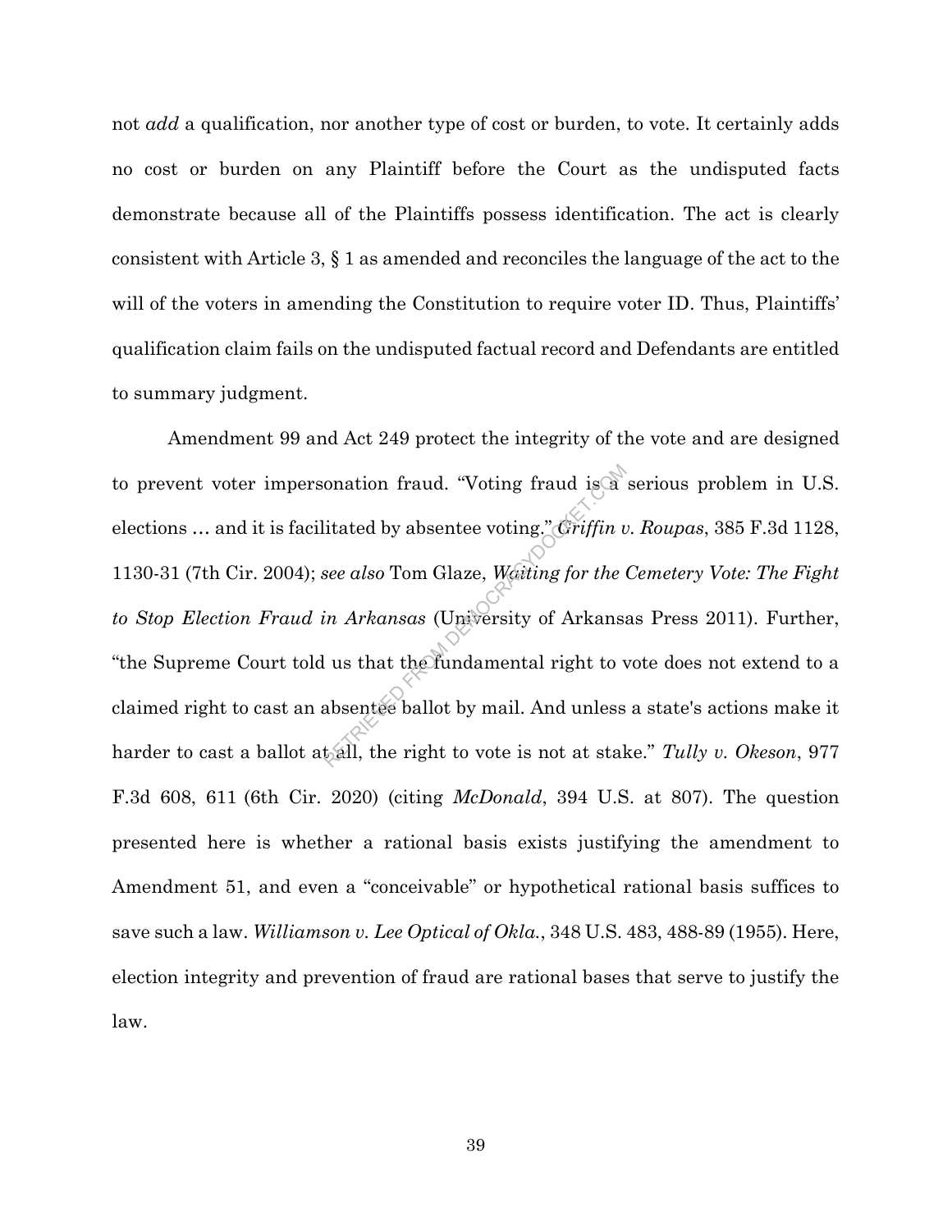not *add* a qualification, nor another type of cost or burden, to vote. It certainly adds no cost or burden on any Plaintiff before the Court as the undisputed facts demonstrate because all of the Plaintiffs possess identification. The act is clearly consistent with Article 3, § 1 as amended and reconciles the language of the act to the will of the voters in amending the Constitution to require voter ID. Thus, Plaintiffs' qualification claim fails on the undisputed factual record and Defendants are entitled to summary judgment.

Amendment 99 and Act 249 protect the integrity of the vote and are designed to prevent voter impersonation fraud. "Voting fraud is a serious problem in U.S. elections … and it is facilitated by absentee voting." *Griffin v. Roupas*, 385 F.3d 1128, 1130-31 (7th Cir. 2004); *see also* Tom Glaze, *Waiting for the Cemetery Vote: The Fight to Stop Election Fraud in Arkansas* (University of Arkansas Press 2011). Further, "the Supreme Court told us that the fundamental right to vote does not extend to a claimed right to cast an absentee ballot by mail. And unless a state's actions make it harder to cast a ballot at all, the right to vote is not at stake." *Tully v. Okeson*, 977 F.3d 608, 611 (6th Cir. 2020) (citing *McDonald*, 394 U.S. at 807). The question presented here is whether a rational basis exists justifying the amendment to Amendment 51, and even a "conceivable" or hypothetical rational basis suffices to save such a law. *Williamson v. Lee Optical of Okla.*, 348 U.S. 483, 488-89 (1955). Here, election integrity and prevention of fraud are rational bases that serve to justify the law.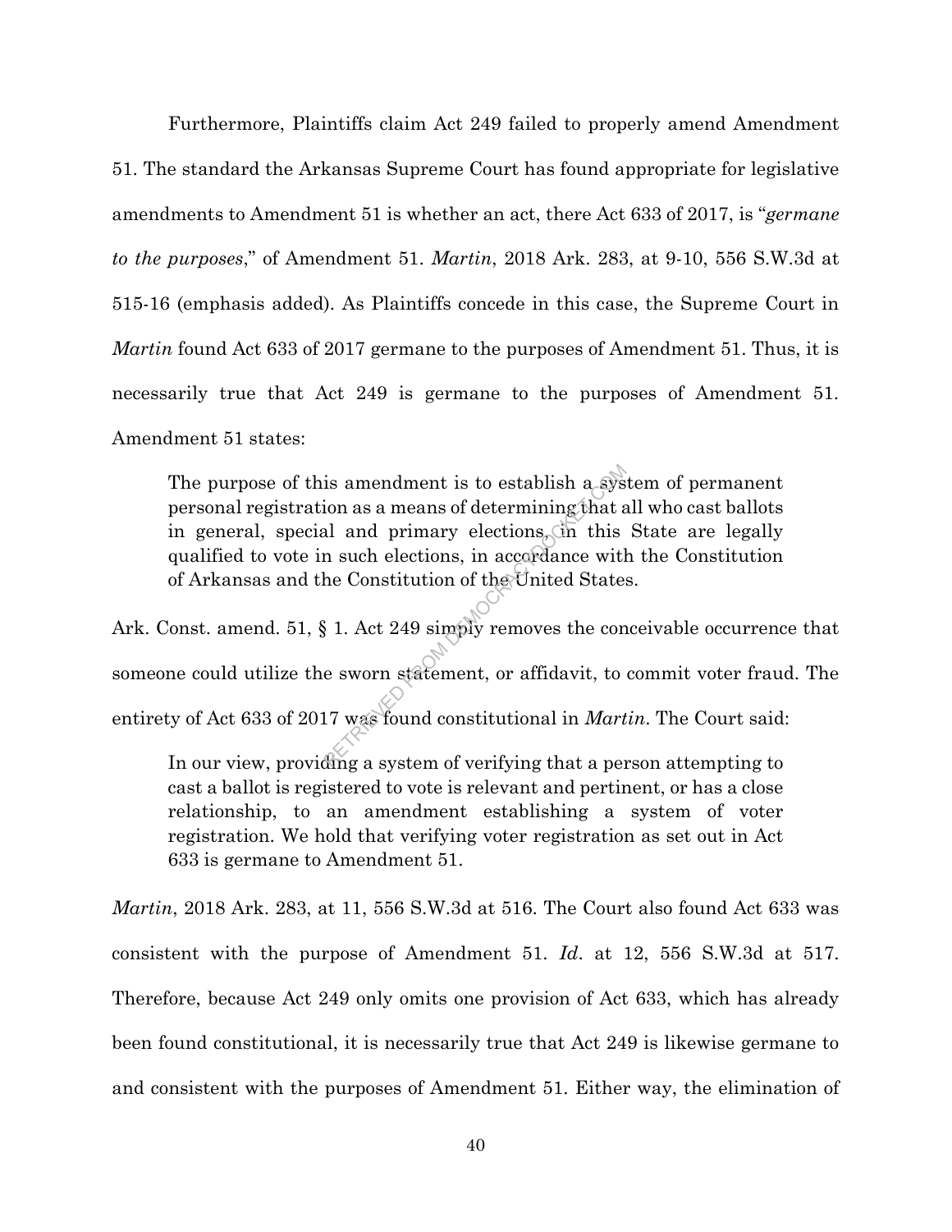Furthermore, Plaintiffs claim Act 249 failed to properly amend Amendment 51. The standard the Arkansas Supreme Court has found appropriate for legislative amendments to Amendment 51 is whether an act, there Act 633 of 2017, is "*germane to the purposes*," of Amendment 51. *Martin*, 2018 Ark. 283, at 9-10, 556 S.W.3d at 515-16 (emphasis added). As Plaintiffs concede in this case, the Supreme Court in *Martin* found Act 633 of 2017 germane to the purposes of Amendment 51. Thus, it is necessarily true that Act 249 is germane to the purposes of Amendment 51. Amendment 51 states:

> The purpose of this amendment is to establish a system of permanent personal registration as a means of determining that all who cast ballots in general, special and primary elections, in this State are legally qualified to vote in such elections, in accordance with the Constitution of Arkansas and the Constitution of the United States.

Ark. Const. amend. 51, § 1. Act 249 simply removes the conceivable occurrence that someone could utilize the sworn statement, or affidavit, to commit voter fraud. The entirety of Act 633 of 2017 was found constitutional in *Martin*. The Court said:

> In our view, providing a system of verifying that a person attempting to cast a ballot is registered to vote is relevant and pertinent, or has a close relationship, to an amendment establishing a system of voter registration. We hold that verifying voter registration as set out in Act 633 is germane to Amendment 51.

*Martin*, 2018 Ark. 283, at 11, 556 S.W.3d at 516. The Court also found Act 633 was consistent with the purpose of Amendment 51. *Id*. at 12, 556 S.W.3d at 517. Therefore, because Act 249 only omits one provision of Act 633, which has already been found constitutional, it is necessarily true that Act 249 is likewise germane to and consistent with the purposes of Amendment 51. Either way, the elimination of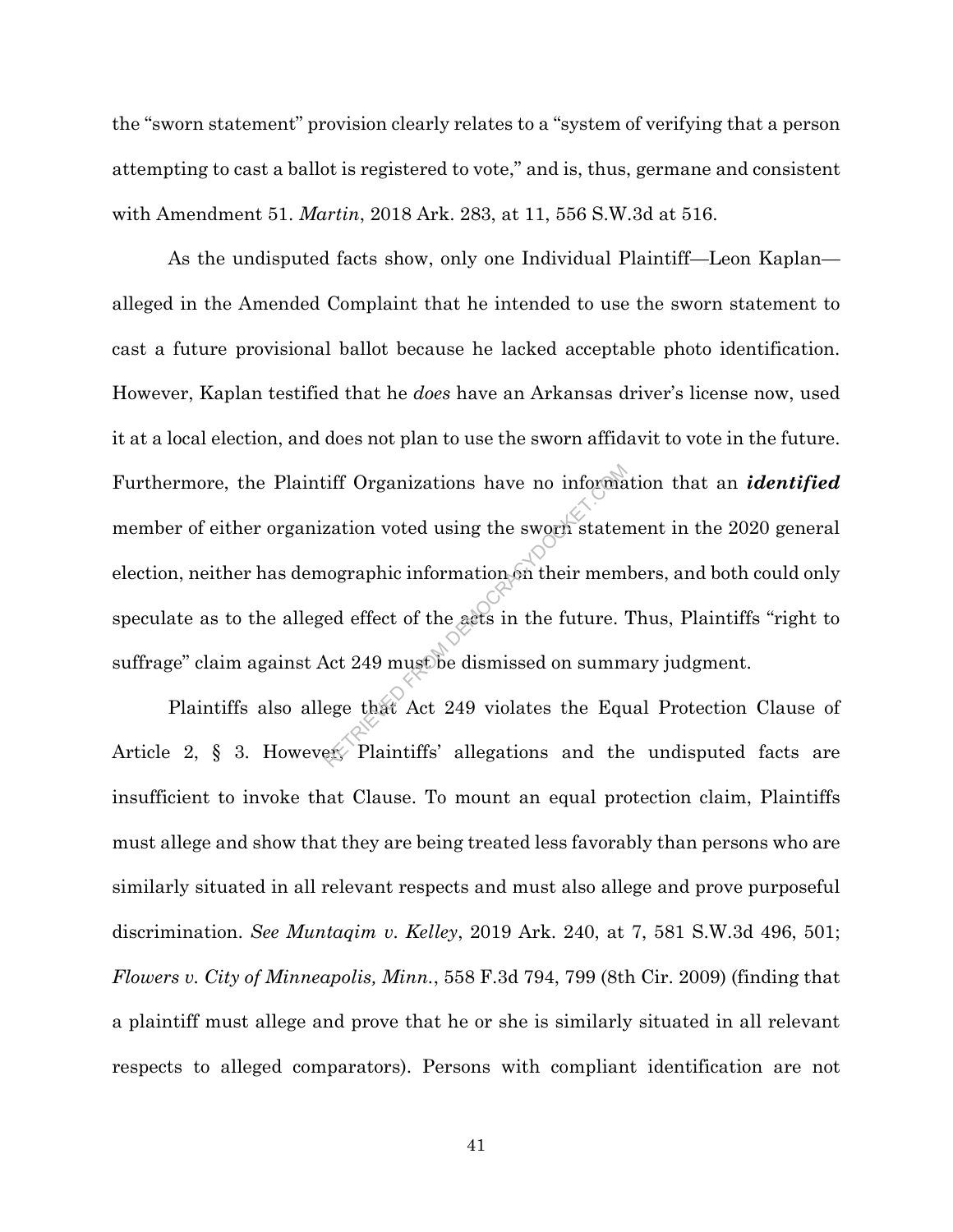the "sworn statement" provision clearly relates to a "system of verifying that a person attempting to cast a ballot is registered to vote," and is, thus, germane and consistent with Amendment 51. *Martin*, 2018 Ark. 283, at 11, 556 S.W.3d at 516.

As the undisputed facts show, only one Individual Plaintiff—Leon Kaplan—alleged in the Amended Complaint that he intended to use the sworn statement to cast a future provisional ballot because he lacked acceptable photo identification. However, Kaplan testified that he *does* have an Arkansas driver's license now, used it at a local election, and does not plan to use the sworn affidavit to vote in the future. Furthermore, the Plaintiff Organizations have no information that an ***identified*** member of either organization voted using the sworn statement in the 2020 general election, neither has demographic information on their members, and both could only speculate as to the alleged effect of the acts in the future. Thus, Plaintiffs "right to suffrage" claim against Act 249 must be dismissed on summary judgment.

Plaintiffs also allege that Act 249 violates the Equal Protection Clause of Article 2, § 3. However, Plaintiffs' allegations and the undisputed facts are insufficient to invoke that Clause. To mount an equal protection claim, Plaintiffs must allege and show that they are being treated less favorably than persons who are similarly situated in all relevant respects and must also allege and prove purposeful discrimination. *See Muntaqim v. Kelley*, 2019 Ark. 240, at 7, 581 S.W.3d 496, 501; *Flowers v. City of Minneapolis, Minn.*, 558 F.3d 794, 799 (8th Cir. 2009) (finding that a plaintiff must allege and prove that he or she is similarly situated in all relevant respects to alleged comparators). Persons with compliant identification are not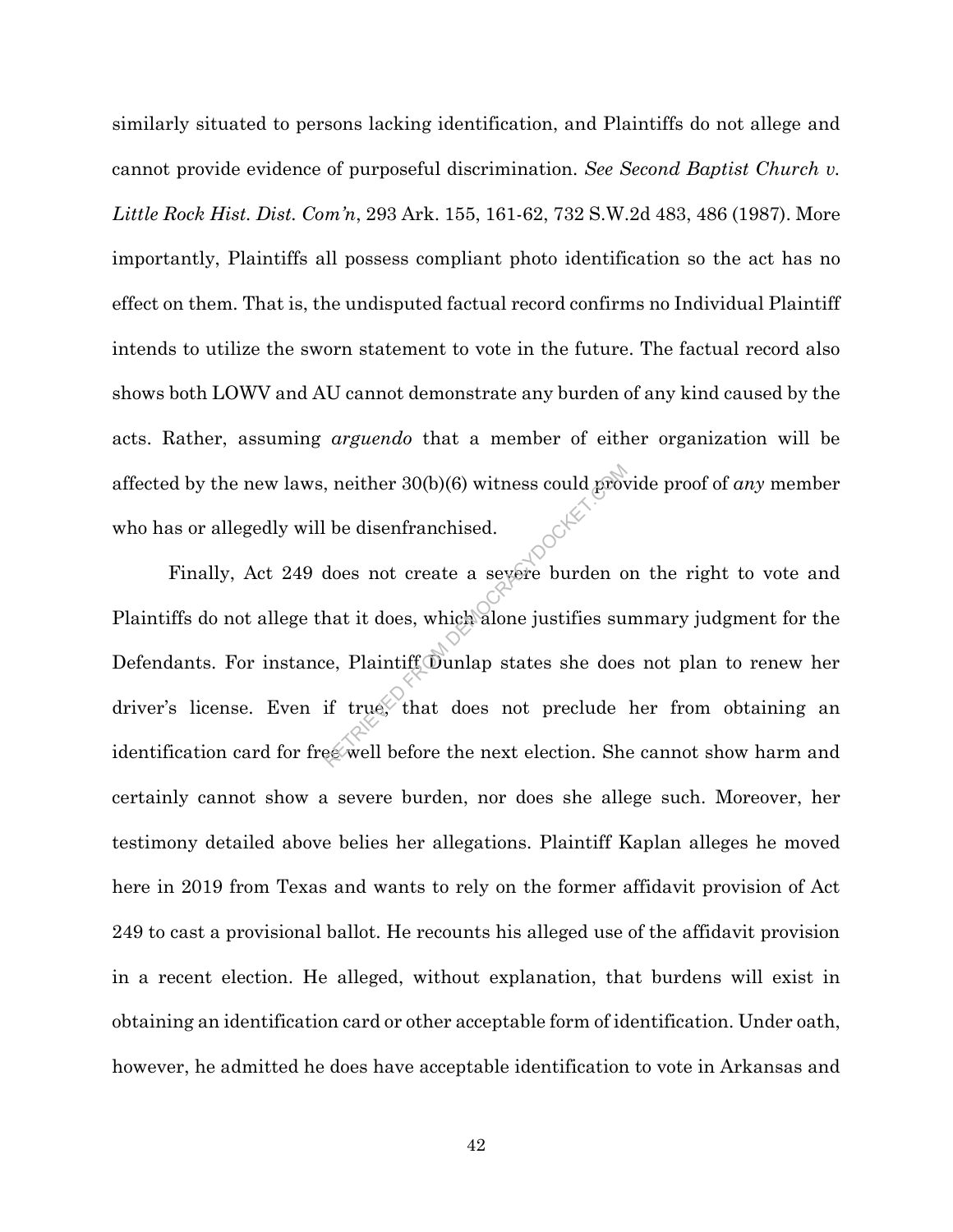similarly situated to persons lacking identification, and Plaintiffs do not allege and cannot provide evidence of purposeful discrimination. *See Second Baptist Church v. Little Rock Hist. Dist. Com'n*, 293 Ark. 155, 161-62, 732 S.W.2d 483, 486 (1987). More importantly, Plaintiffs all possess compliant photo identification so the act has no effect on them. That is, the undisputed factual record confirms no Individual Plaintiff intends to utilize the sworn statement to vote in the future. The factual record also shows both LOWV and AU cannot demonstrate any burden of any kind caused by the acts. Rather, assuming *arguendo* that a member of either organization will be affected by the new laws, neither 30(b)(6) witness could provide proof of *any* member who has or allegedly will be disenfranchised.

Finally, Act 249 does not create a severe burden on the right to vote and Plaintiffs do not allege that it does, which alone justifies summary judgment for the Defendants. For instance, Plaintiff Dunlap states she does not plan to renew her driver's license. Even if true, that does not preclude her from obtaining an identification card for free well before the next election. She cannot show harm and certainly cannot show a severe burden, nor does she allege such. Moreover, her testimony detailed above belies her allegations. Plaintiff Kaplan alleges he moved here in 2019 from Texas and wants to rely on the former affidavit provision of Act 249 to cast a provisional ballot. He recounts his alleged use of the affidavit provision in a recent election. He alleged, without explanation, that burdens will exist in obtaining an identification card or other acceptable form of identification. Under oath, however, he admitted he does have acceptable identification to vote in Arkansas and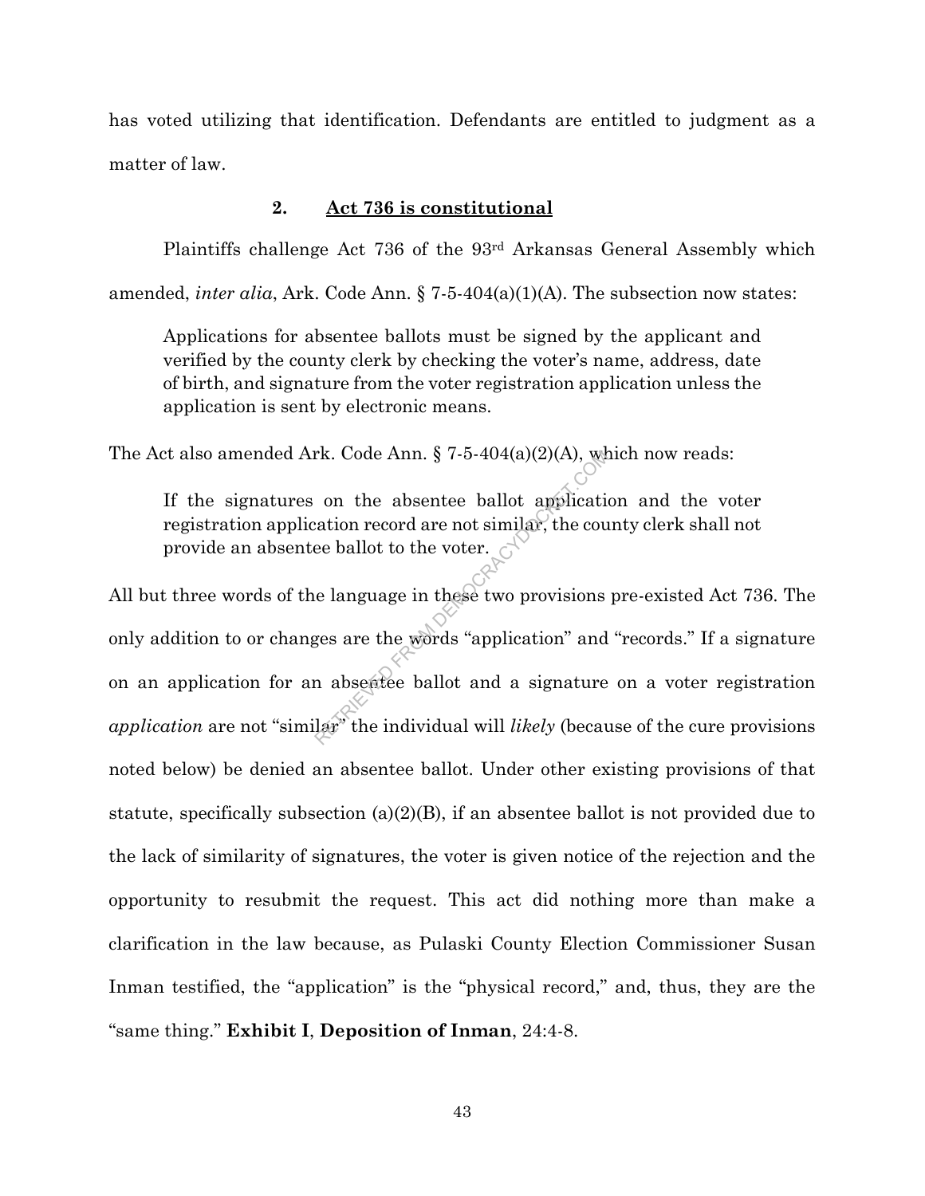has voted utilizing that identification. Defendants are entitled to judgment as a matter of law.

### 2. Act 736 is constitutional

Plaintiffs challenge Act 736 of the 93rd Arkansas General Assembly which amended, *inter alia*, Ark. Code Ann. § 7-5-404(a)(1)(A). The subsection now states:

> Applications for absentee ballots must be signed by the applicant and verified by the county clerk by checking the voter's name, address, date of birth, and signature from the voter registration application unless the application is sent by electronic means.

The Act also amended Ark. Code Ann. § 7-5-404(a)(2)(A), which now reads:

> If the signatures on the absentee ballot application and the voter registration application record are not similar, the county clerk shall not provide an absentee ballot to the voter.

All but three words of the language in these two provisions pre-existed Act 736. The only addition to or changes are the words "application" and "records." If a signature on an application for an absentee ballot and a signature on a voter registration *application* are not "similar" the individual will *likely* (because of the cure provisions noted below) be denied an absentee ballot. Under other existing provisions of that statute, specifically subsection (a)(2)(B), if an absentee ballot is not provided due to the lack of similarity of signatures, the voter is given notice of the rejection and the opportunity to resubmit the request. This act did nothing more than make a clarification in the law because, as Pulaski County Election Commissioner Susan Inman testified, the "application" is the "physical record," and, thus, they are the "same thing." **Exhibit I**, **Deposition of Inman**, 24:4-8.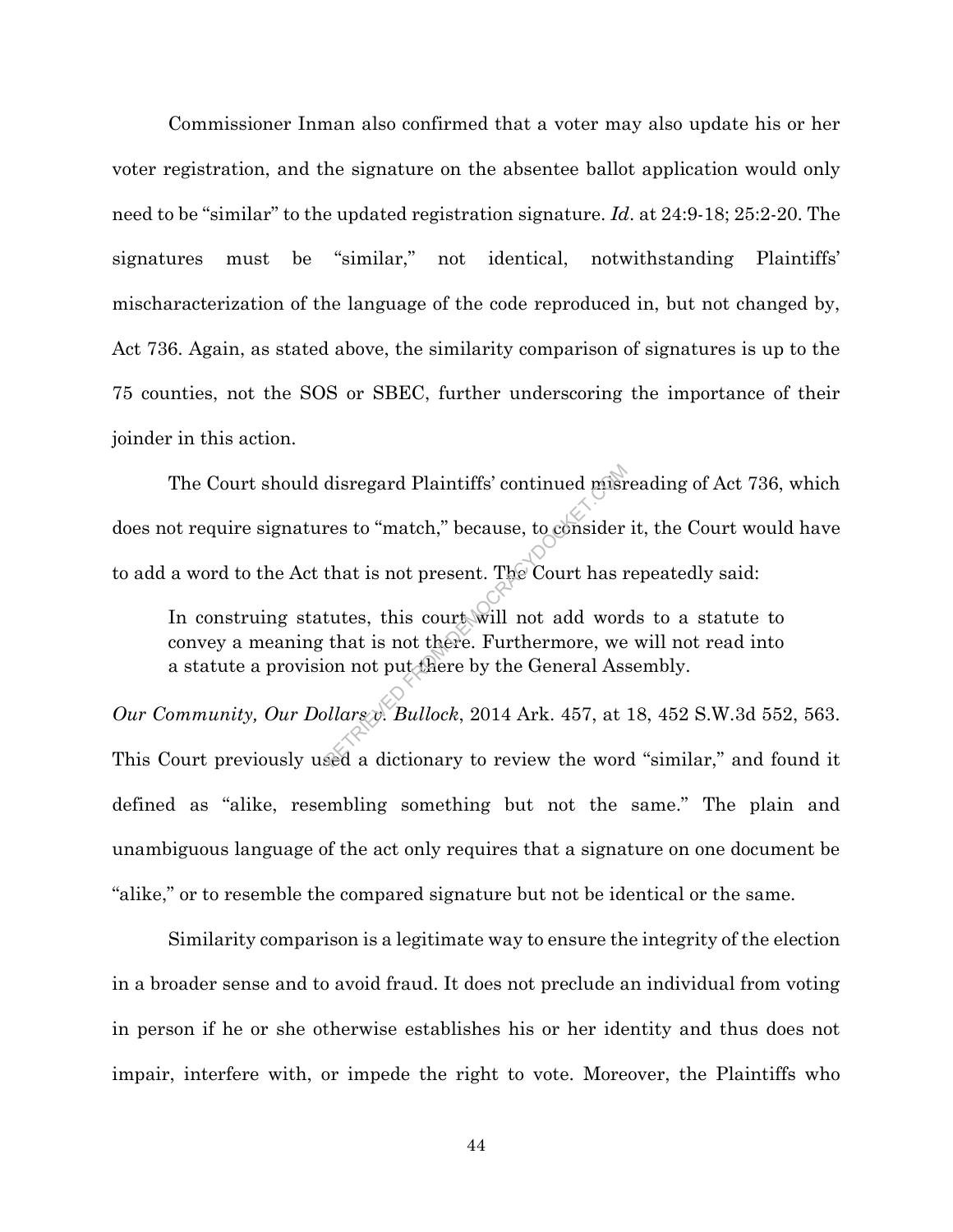Commissioner Inman also confirmed that a voter may also update his or her voter registration, and the signature on the absentee ballot application would only need to be "similar" to the updated registration signature. *Id*. at 24:9-18; 25:2-20. The signatures must be "similar," not identical, notwithstanding Plaintiffs' mischaracterization of the language of the code reproduced in, but not changed by, Act 736. Again, as stated above, the similarity comparison of signatures is up to the 75 counties, not the SOS or SBEC, further underscoring the importance of their joinder in this action.

The Court should disregard Plaintiffs' continued misreading of Act 736, which does not require signatures to "match," because, to consider it, the Court would have to add a word to the Act that is not present. The Court has repeatedly said:

> In construing statutes, this court will not add words to a statute to convey a meaning that is not there. Furthermore, we will not read into a statute a provision not put there by the General Assembly.

*Our Community, Our Dollars v. Bullock*, 2014 Ark. 457, at 18, 452 S.W.3d 552, 563. This Court previously used a dictionary to review the word "similar," and found it defined as "alike, resembling something but not the same." The plain and unambiguous language of the act only requires that a signature on one document be "alike," or to resemble the compared signature but not be identical or the same.

Similarity comparison is a legitimate way to ensure the integrity of the election in a broader sense and to avoid fraud. It does not preclude an individual from voting in person if he or she otherwise establishes his or her identity and thus does not impair, interfere with, or impede the right to vote. Moreover, the Plaintiffs who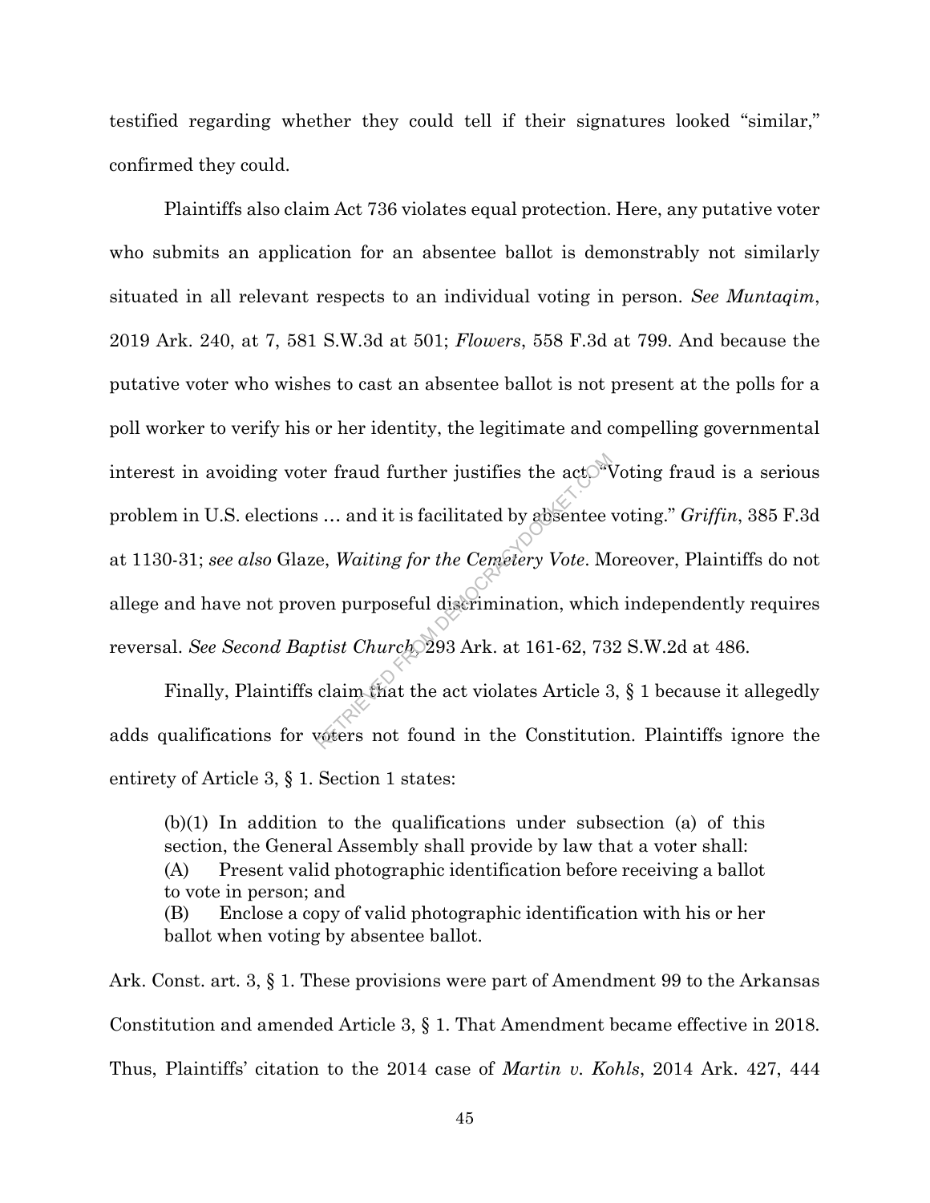testified regarding whether they could tell if their signatures looked "similar," confirmed they could.

Plaintiffs also claim Act 736 violates equal protection. Here, any putative voter who submits an application for an absentee ballot is demonstrably not similarly situated in all relevant respects to an individual voting in person. *See Muntaqim*, 2019 Ark. 240, at 7, 581 S.W.3d at 501; *Flowers*, 558 F.3d at 799. And because the putative voter who wishes to cast an absentee ballot is not present at the polls for a poll worker to verify his or her identity, the legitimate and compelling governmental interest in avoiding voter fraud further justifies the act. "Voting fraud is a serious problem in U.S. elections … and it is facilitated by absentee voting." *Griffin*, 385 F.3d at 1130-31; *see also* Glaze, *Waiting for the Cemetery Vote*. Moreover, Plaintiffs do not allege and have not proven purposeful discrimination, which independently requires reversal. *See Second Baptist Church*, 293 Ark. at 161-62, 732 S.W.2d at 486.

Finally, Plaintiffs claim that the act violates Article 3, § 1 because it allegedly adds qualifications for voters not found in the Constitution. Plaintiffs ignore the entirety of Article 3, § 1. Section 1 states:

> (b)(1) In addition to the qualifications under subsection (a) of this section, the General Assembly shall provide by law that a voter shall:
> (A) Present valid photographic identification before receiving a ballot to vote in person; and
> (B) Enclose a copy of valid photographic identification with his or her ballot when voting by absentee ballot.

Ark. Const. art. 3, § 1. These provisions were part of Amendment 99 to the Arkansas Constitution and amended Article 3, § 1. That Amendment became effective in 2018. Thus, Plaintiffs' citation to the 2014 case of *Martin v. Kohls*, 2014 Ark. 427, 444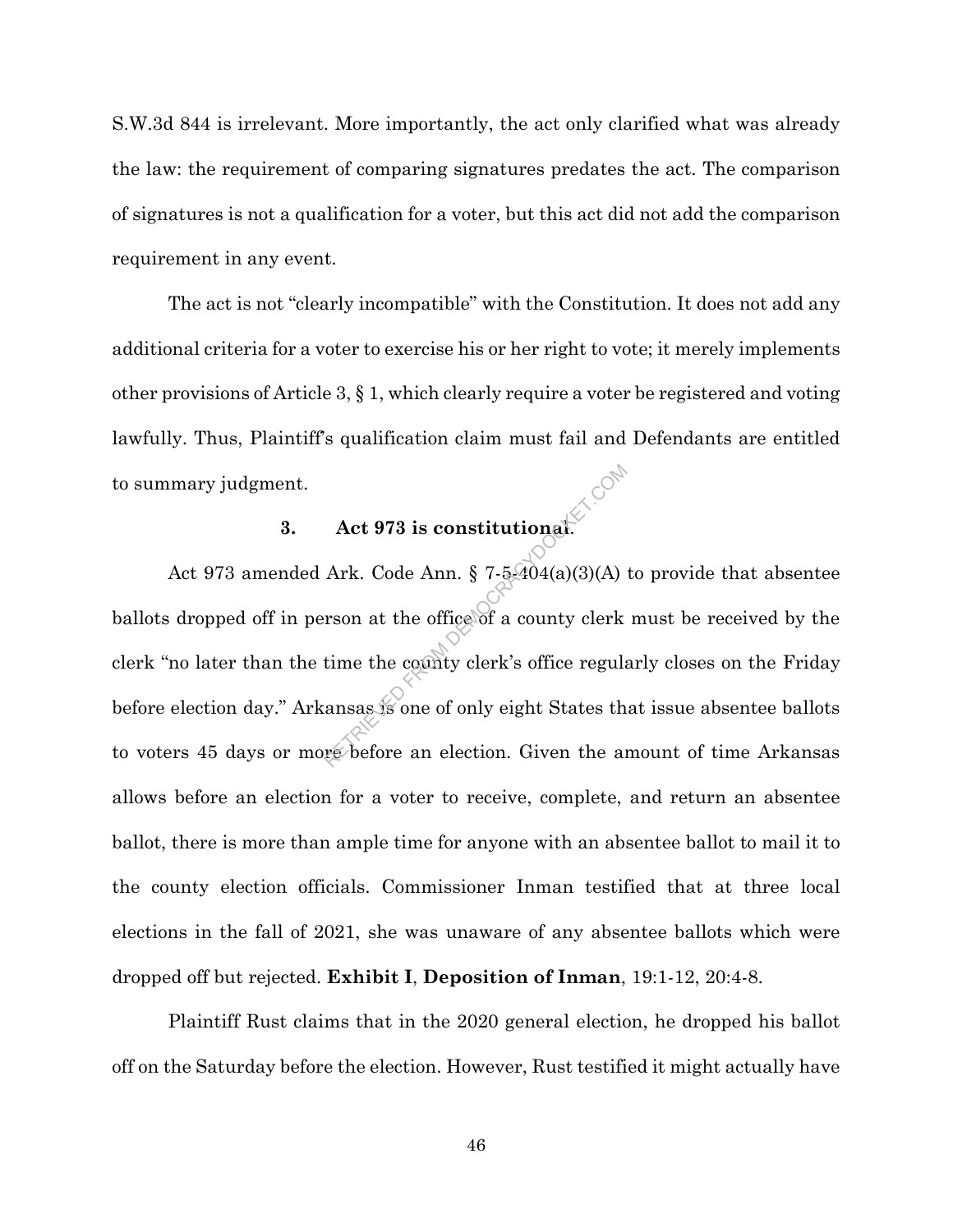S.W.3d 844 is irrelevant. More importantly, the act only clarified what was already the law: the requirement of comparing signatures predates the act. The comparison of signatures is not a qualification for a voter, but this act did not add the comparison requirement in any event.

The act is not "clearly incompatible" with the Constitution. It does not add any additional criteria for a voter to exercise his or her right to vote; it merely implements other provisions of Article 3, § 1, which clearly require a voter be registered and voting lawfully. Thus, Plaintiff's qualification claim must fail and Defendants are entitled to summary judgment.

### 3. Act 973 is constitutional.

Act 973 amended Ark. Code Ann. § 7-5-404(a)(3)(A) to provide that absentee ballots dropped off in person at the office of a county clerk must be received by the clerk "no later than the time the county clerk's office regularly closes on the Friday before election day." Arkansas is one of only eight States that issue absentee ballots to voters 45 days or more before an election. Given the amount of time Arkansas allows before an election for a voter to receive, complete, and return an absentee ballot, there is more than ample time for anyone with an absentee ballot to mail it to the county election officials. Commissioner Inman testified that at three local elections in the fall of 2021, she was unaware of any absentee ballots which were dropped off but rejected. **Exhibit I**, **Deposition of Inman**, 19:1-12, 20:4-8.

Plaintiff Rust claims that in the 2020 general election, he dropped his ballot off on the Saturday before the election. However, Rust testified it might actually have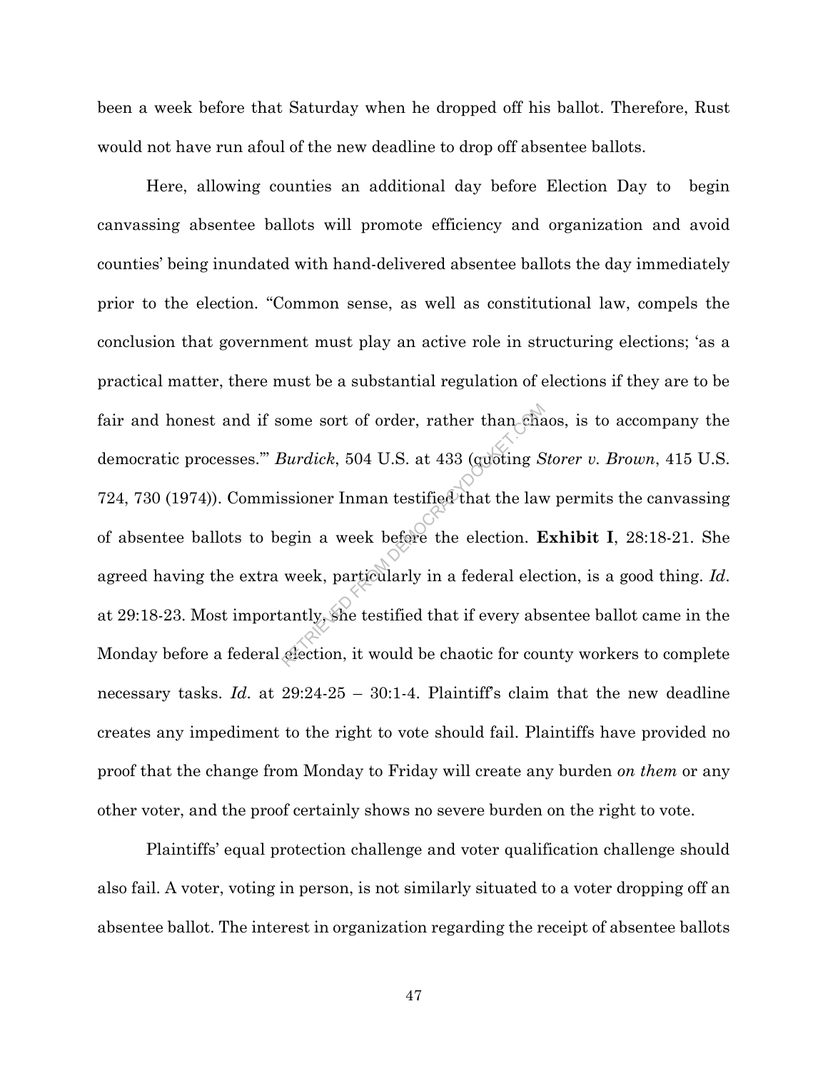been a week before that Saturday when he dropped off his ballot. Therefore, Rust would not have run afoul of the new deadline to drop off absentee ballots.

Here, allowing counties an additional day before Election Day to begin canvassing absentee ballots will promote efficiency and organization and avoid counties' being inundated with hand-delivered absentee ballots the day immediately prior to the election. "Common sense, as well as constitutional law, compels the conclusion that government must play an active role in structuring elections; 'as a practical matter, there must be a substantial regulation of elections if they are to be fair and honest and if some sort of order, rather than chaos, is to accompany the democratic processes.'" *Burdick*, 504 U.S. at 433 (quoting *Storer v. Brown*, 415 U.S. 724, 730 (1974)). Commissioner Inman testified that the law permits the canvassing of absentee ballots to begin a week before the election. **Exhibit I**, 28:18-21. She agreed having the extra week, particularly in a federal election, is a good thing. *Id*. at 29:18-23. Most importantly, she testified that if every absentee ballot came in the Monday before a federal election, it would be chaotic for county workers to complete necessary tasks. *Id*. at 29:24-25 – 30:1-4. Plaintiff's claim that the new deadline creates any impediment to the right to vote should fail. Plaintiffs have provided no proof that the change from Monday to Friday will create any burden *on them* or any other voter, and the proof certainly shows no severe burden on the right to vote.

Plaintiffs' equal protection challenge and voter qualification challenge should also fail. A voter, voting in person, is not similarly situated to a voter dropping off an absentee ballot. The interest in organization regarding the receipt of absentee ballots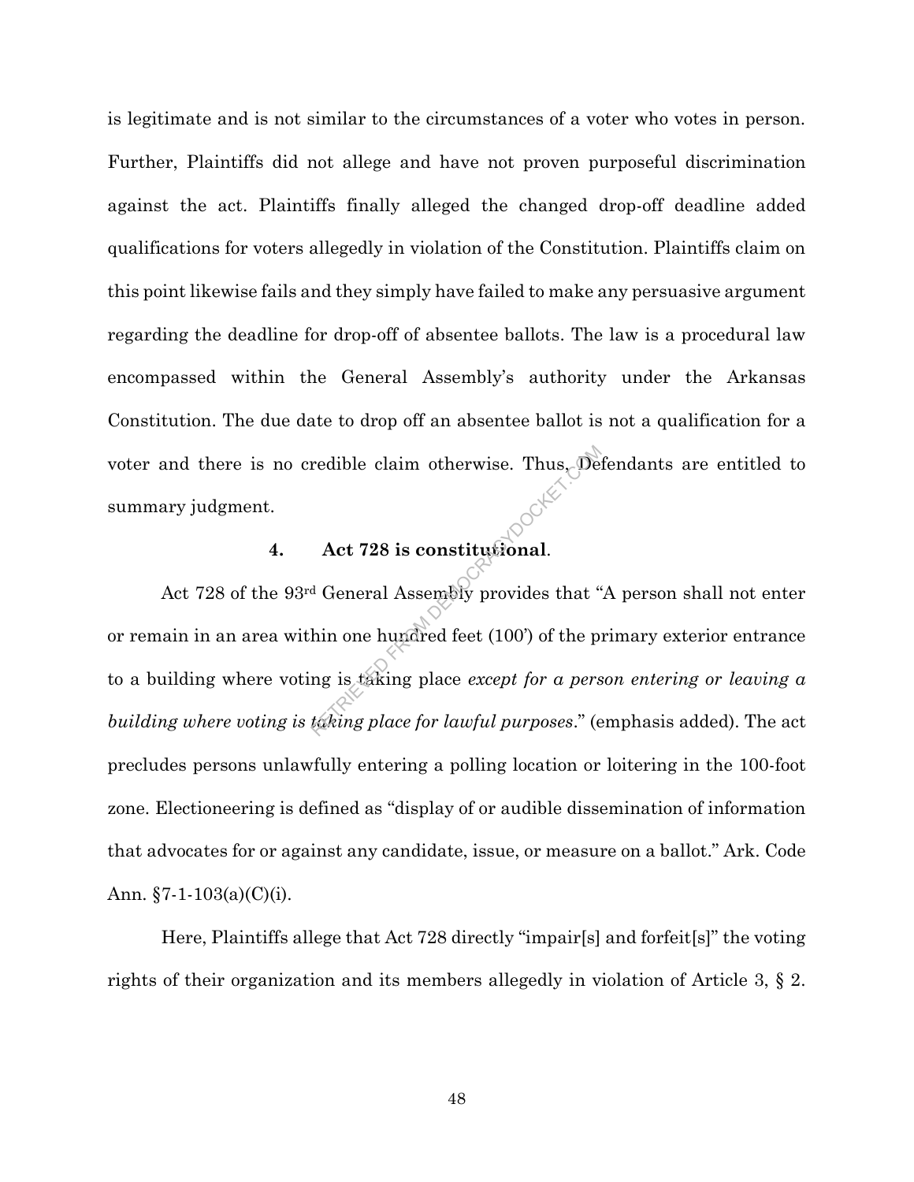is legitimate and is not similar to the circumstances of a voter who votes in person. Further, Plaintiffs did not allege and have not proven purposeful discrimination against the act. Plaintiffs finally alleged the changed drop-off deadline added qualifications for voters allegedly in violation of the Constitution. Plaintiffs claim on this point likewise fails and they simply have failed to make any persuasive argument regarding the deadline for drop-off of absentee ballots. The law is a procedural law encompassed within the General Assembly's authority under the Arkansas Constitution. The due date to drop off an absentee ballot is not a qualification for a voter and there is no credible claim otherwise. Thus, Defendants are entitled to summary judgment.

### 4. Act 728 is constitutional.

Act 728 of the 93rd General Assembly provides that "A person shall not enter or remain in an area within one hundred feet (100') of the primary exterior entrance to a building where voting is taking place *except for a person entering or leaving a building where voting is taking place for lawful purposes*." (emphasis added). The act precludes persons unlawfully entering a polling location or loitering in the 100-foot zone. Electioneering is defined as "display of or audible dissemination of information that advocates for or against any candidate, issue, or measure on a ballot." Ark. Code Ann. §7-1-103(a)(C)(i).

Here, Plaintiffs allege that Act 728 directly "impair[s] and forfeit[s]" the voting rights of their organization and its members allegedly in violation of Article 3, § 2.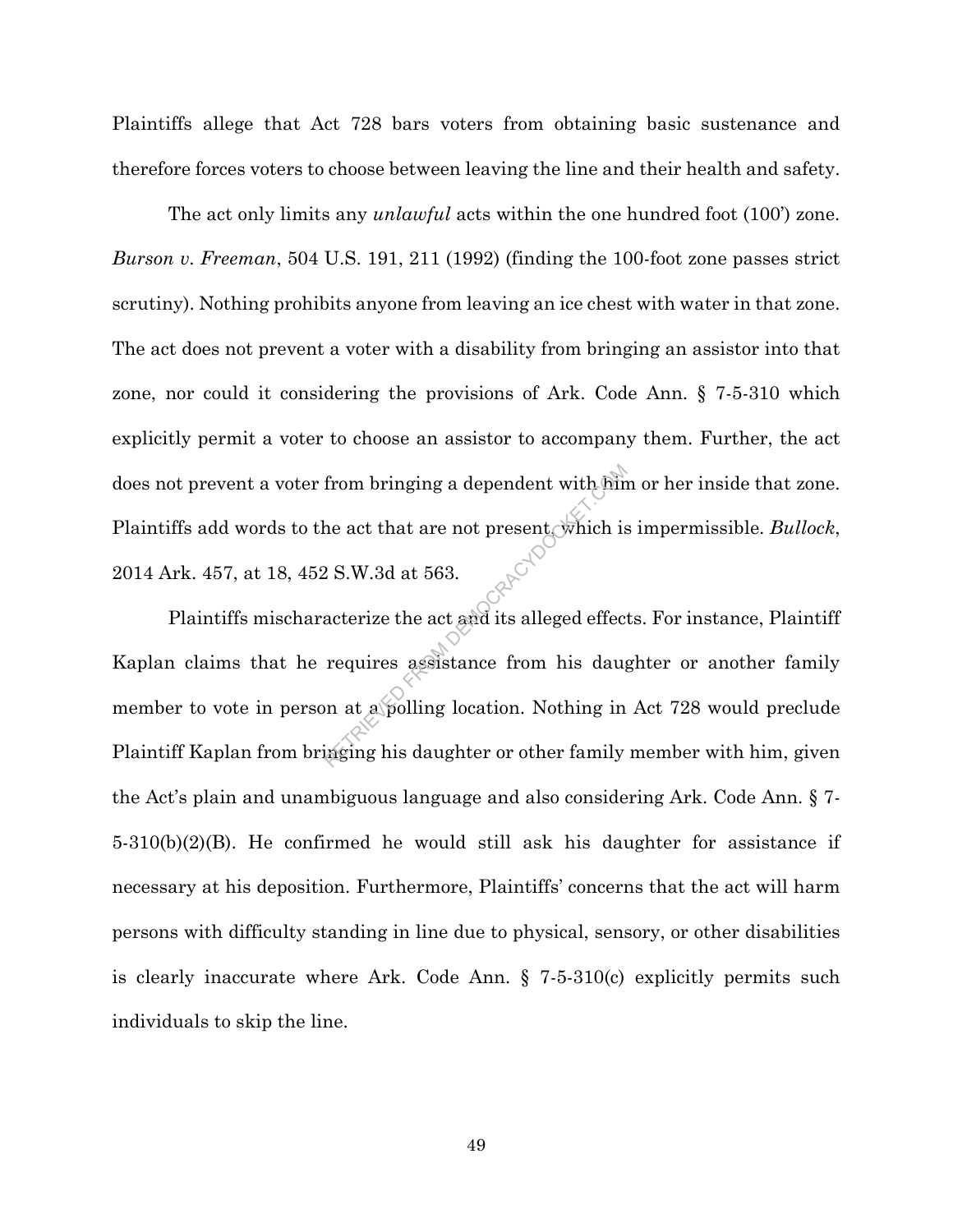Plaintiffs allege that Act 728 bars voters from obtaining basic sustenance and therefore forces voters to choose between leaving the line and their health and safety.

The act only limits any *unlawful* acts within the one hundred foot (100') zone. *Burson v. Freeman*, 504 U.S. 191, 211 (1992) (finding the 100-foot zone passes strict scrutiny). Nothing prohibits anyone from leaving an ice chest with water in that zone. The act does not prevent a voter with a disability from bringing an assistor into that zone, nor could it considering the provisions of Ark. Code Ann. § 7-5-310 which explicitly permit a voter to choose an assistor to accompany them. Further, the act does not prevent a voter from bringing a dependent with him or her inside that zone. Plaintiffs add words to the act that are not present, which is impermissible. *Bullock*, 2014 Ark. 457, at 18, 452 S.W.3d at 563.

Plaintiffs mischaracterize the act and its alleged effects. For instance, Plaintiff Kaplan claims that he requires assistance from his daughter or another family member to vote in person at a polling location. Nothing in Act 728 would preclude Plaintiff Kaplan from bringing his daughter or other family member with him, given the Act's plain and unambiguous language and also considering Ark. Code Ann. § 7-5-310(b)(2)(B). He confirmed he would still ask his daughter for assistance if necessary at his deposition. Furthermore, Plaintiffs' concerns that the act will harm persons with difficulty standing in line due to physical, sensory, or other disabilities is clearly inaccurate where Ark. Code Ann. § 7-5-310(c) explicitly permits such individuals to skip the line.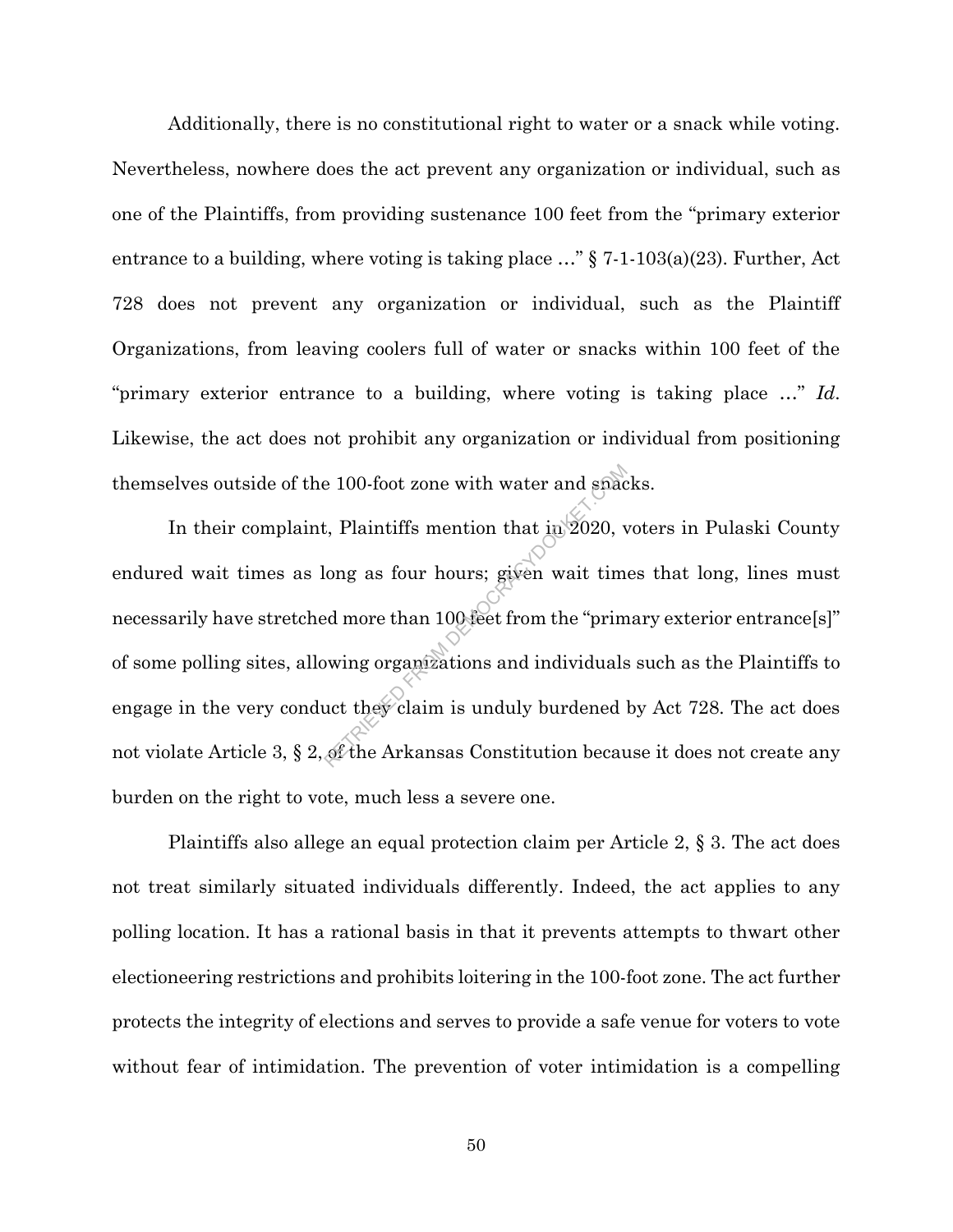Additionally, there is no constitutional right to water or a snack while voting. Nevertheless, nowhere does the act prevent any organization or individual, such as one of the Plaintiffs, from providing sustenance 100 feet from the "primary exterior entrance to a building, where voting is taking place …" § 7-1-103(a)(23). Further, Act 728 does not prevent any organization or individual, such as the Plaintiff Organizations, from leaving coolers full of water or snacks within 100 feet of the "primary exterior entrance to a building, where voting is taking place …" *Id.* Likewise, the act does not prohibit any organization or individual from positioning themselves outside of the 100-foot zone with water and snacks.

In their complaint, Plaintiffs mention that in 2020, voters in Pulaski County endured wait times as long as four hours; given wait times that long, lines must necessarily have stretched more than 100 feet from the "primary exterior entrance[s]" of some polling sites, allowing organizations and individuals such as the Plaintiffs to engage in the very conduct they claim is unduly burdened by Act 728. The act does not violate Article 3, § 2, of the Arkansas Constitution because it does not create any burden on the right to vote, much less a severe one.

Plaintiffs also allege an equal protection claim per Article 2, § 3. The act does not treat similarly situated individuals differently. Indeed, the act applies to any polling location. It has a rational basis in that it prevents attempts to thwart other electioneering restrictions and prohibits loitering in the 100-foot zone. The act further protects the integrity of elections and serves to provide a safe venue for voters to vote without fear of intimidation. The prevention of voter intimidation is a compelling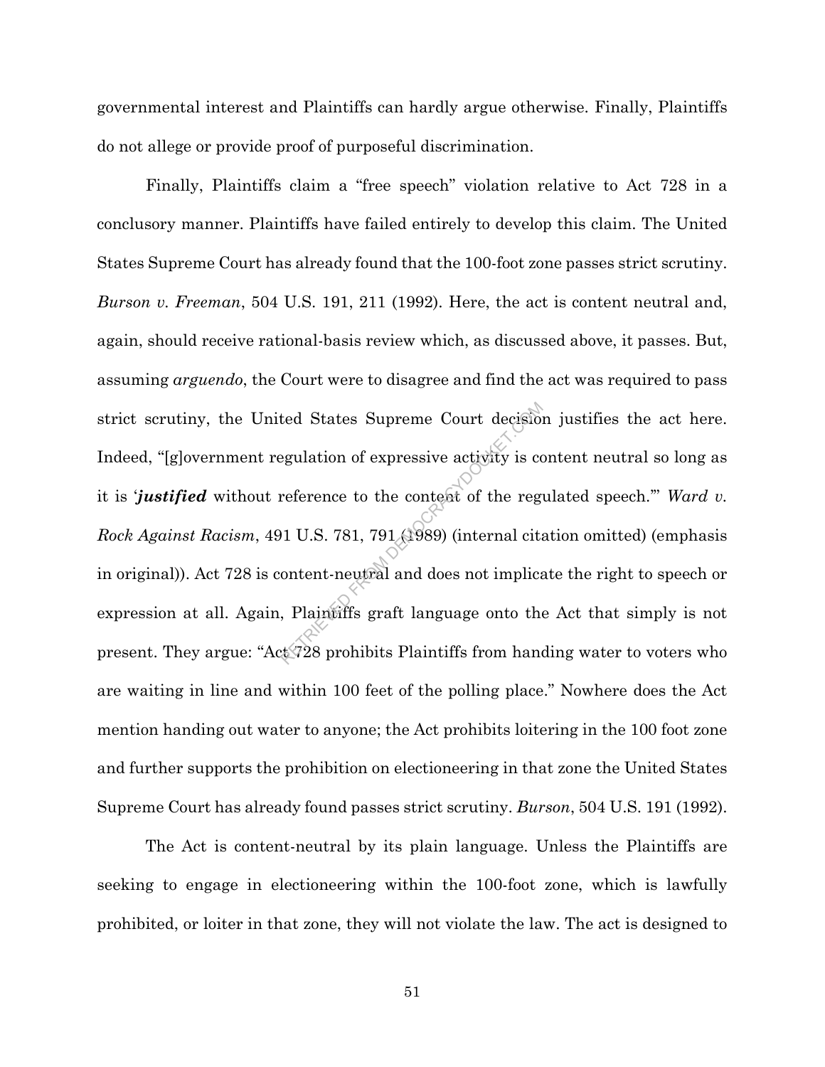governmental interest and Plaintiffs can hardly argue otherwise. Finally, Plaintiffs do not allege or provide proof of purposeful discrimination.

Finally, Plaintiffs claim a "free speech" violation relative to Act 728 in a conclusory manner. Plaintiffs have failed entirely to develop this claim. The United States Supreme Court has already found that the 100-foot zone passes strict scrutiny. *Burson v. Freeman*, 504 U.S. 191, 211 (1992). Here, the act is content neutral and, again, should receive rational-basis review which, as discussed above, it passes. But, assuming *arguendo*, the Court were to disagree and find the act was required to pass strict scrutiny, the United States Supreme Court decision justifies the act here. Indeed, "[g]overnment regulation of expressive activity is content neutral so long as it is '***justified*** without reference to the content of the regulated speech.'" *Ward v. Rock Against Racism*, 491 U.S. 781, 791 (1989) (internal citation omitted) (emphasis in original)). Act 728 is content-neutral and does not implicate the right to speech or expression at all. Again, Plaintiffs graft language onto the Act that simply is not present. They argue: "Act 728 prohibits Plaintiffs from handing water to voters who are waiting in line and within 100 feet of the polling place." Nowhere does the Act mention handing out water to anyone; the Act prohibits loitering in the 100 foot zone and further supports the prohibition on electioneering in that zone the United States Supreme Court has already found passes strict scrutiny. *Burson*, 504 U.S. 191 (1992).

The Act is content-neutral by its plain language. Unless the Plaintiffs are seeking to engage in electioneering within the 100-foot zone, which is lawfully prohibited, or loiter in that zone, they will not violate the law. The act is designed to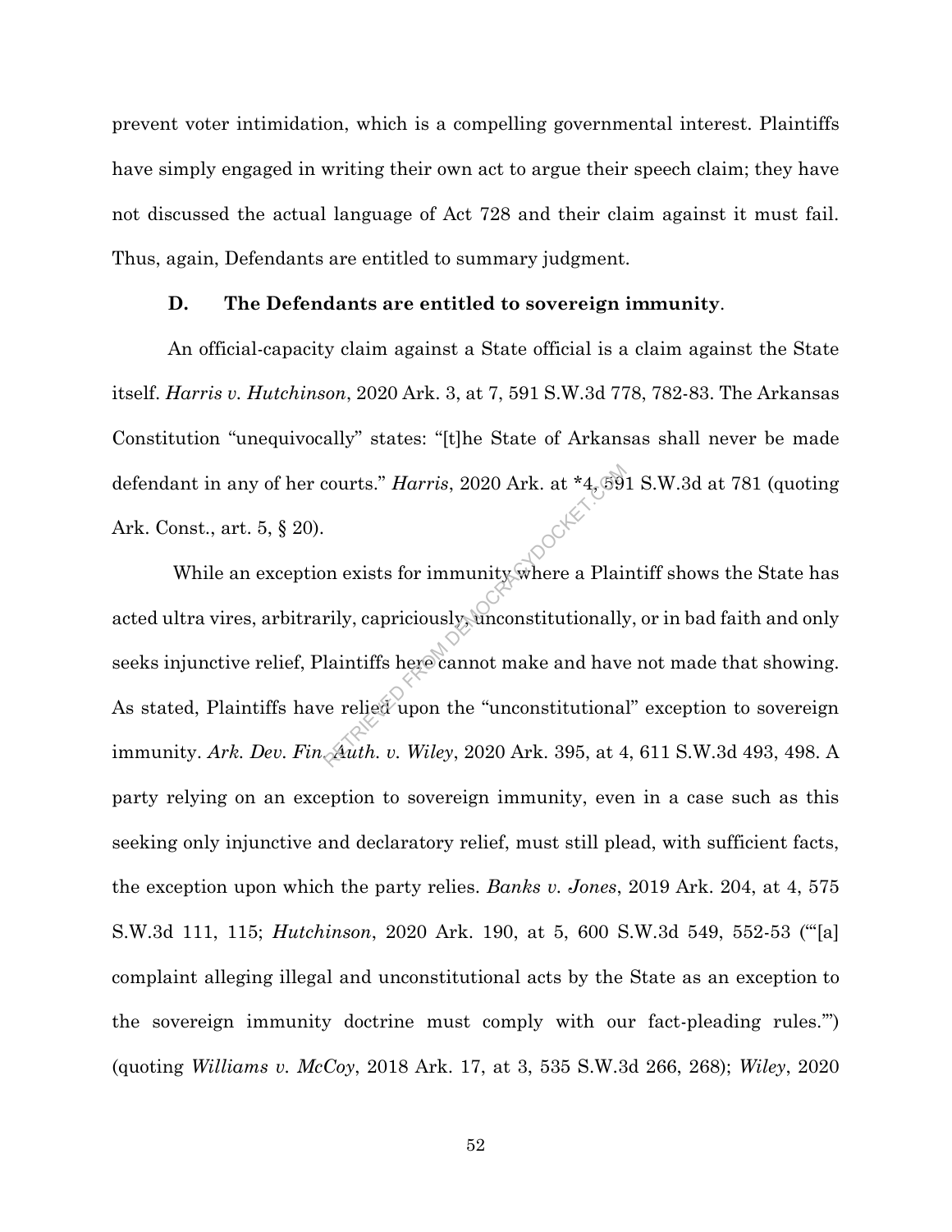prevent voter intimidation, which is a compelling governmental interest. Plaintiffs have simply engaged in writing their own act to argue their speech claim; they have not discussed the actual language of Act 728 and their claim against it must fail. Thus, again, Defendants are entitled to summary judgment.

### D. The Defendants are entitled to sovereign immunity.

An official-capacity claim against a State official is a claim against the State itself. *Harris v. Hutchinson*, 2020 Ark. 3, at 7, 591 S.W.3d 778, 782-83. The Arkansas Constitution "unequivocally" states: "[t]he State of Arkansas shall never be made defendant in any of her courts." *Harris*, 2020 Ark. at *4, 591 S.W.3d at 781 (quoting Ark. Const., art. 5, § 20).

While an exception exists for immunity where a Plaintiff shows the State has acted ultra vires, arbitrarily, capriciously, unconstitutionally, or in bad faith and only seeks injunctive relief, Plaintiffs here cannot make and have not made that showing. As stated, Plaintiffs have relied upon the "unconstitutional" exception to sovereign immunity. *Ark. Dev. Fin. Auth. v. Wiley*, 2020 Ark. 395, at 4, 611 S.W.3d 493, 498. A party relying on an exception to sovereign immunity, even in a case such as this seeking only injunctive and declaratory relief, must still plead, with sufficient facts, the exception upon which the party relies. *Banks v. Jones*, 2019 Ark. 204, at 4, 575 S.W.3d 111, 115; *Hutchinson*, 2020 Ark. 190, at 5, 600 S.W.3d 549, 552-53 ("'[a] complaint alleging illegal and unconstitutional acts by the State as an exception to the sovereign immunity doctrine must comply with our fact-pleading rules.'") (quoting *Williams v. McCoy*, 2018 Ark. 17, at 3, 535 S.W.3d 266, 268); *Wiley*, 2020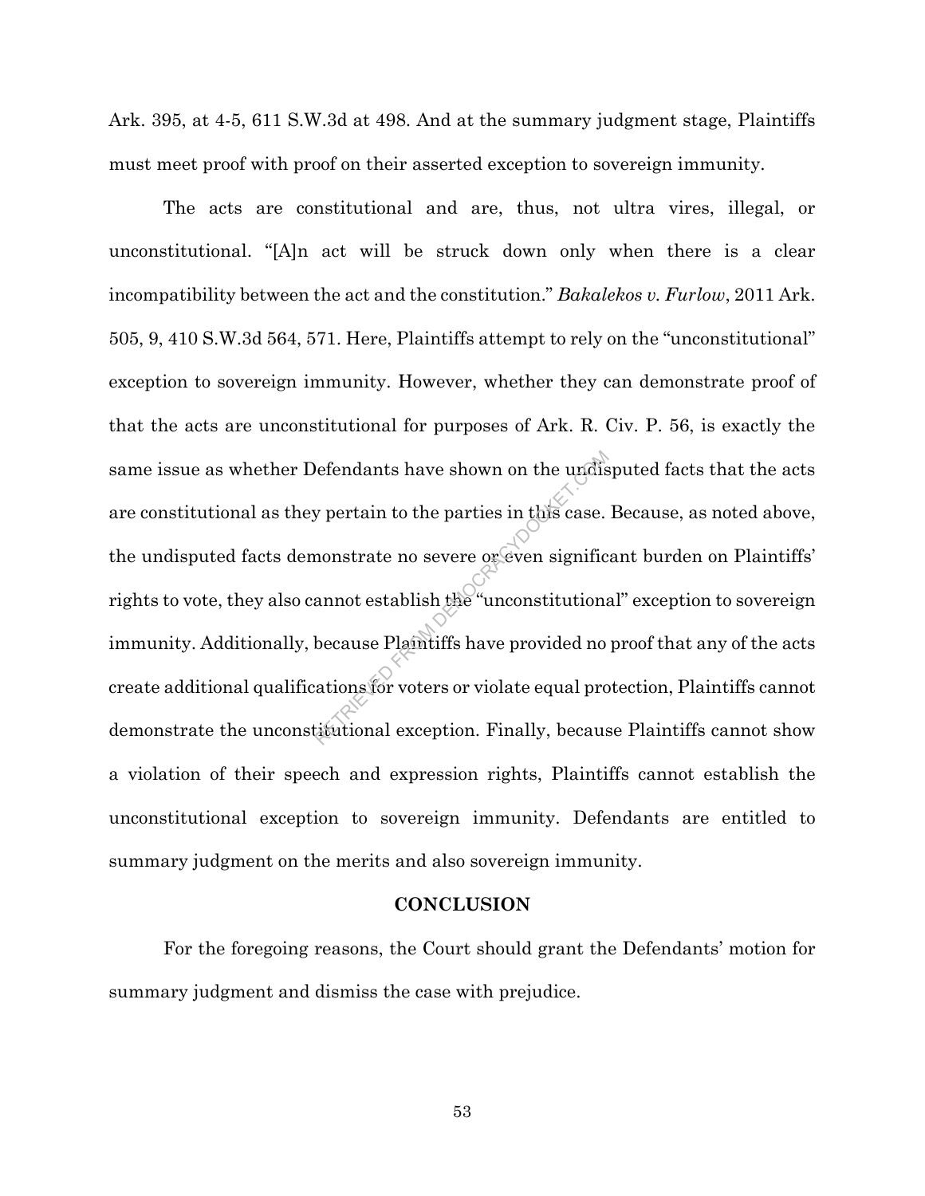Ark. 395, at 4-5, 611 S.W.3d at 498. And at the summary judgment stage, Plaintiffs must meet proof with proof on their asserted exception to sovereign immunity.

The acts are constitutional and are, thus, not ultra vires, illegal, or unconstitutional. "[A]n act will be struck down only when there is a clear incompatibility between the act and the constitution." *Bakalekos v. Furlow*, 2011 Ark. 505, 9, 410 S.W.3d 564, 571. Here, Plaintiffs attempt to rely on the "unconstitutional" exception to sovereign immunity. However, whether they can demonstrate proof of that the acts are unconstitutional for purposes of Ark. R. Civ. P. 56, is exactly the same issue as whether Defendants have shown on the undisputed facts that the acts are constitutional as they pertain to the parties in this case. Because, as noted above, the undisputed facts demonstrate no severe or even significant burden on Plaintiffs' rights to vote, they also cannot establish the "unconstitutional" exception to sovereign immunity. Additionally, because Plaintiffs have provided no proof that any of the acts create additional qualifications for voters or violate equal protection, Plaintiffs cannot demonstrate the unconstitutional exception. Finally, because Plaintiffs cannot show a violation of their speech and expression rights, Plaintiffs cannot establish the unconstitutional exception to sovereign immunity. Defendants are entitled to summary judgment on the merits and also sovereign immunity.

## CONCLUSION

For the foregoing reasons, the Court should grant the Defendants' motion for summary judgment and dismiss the case with prejudice.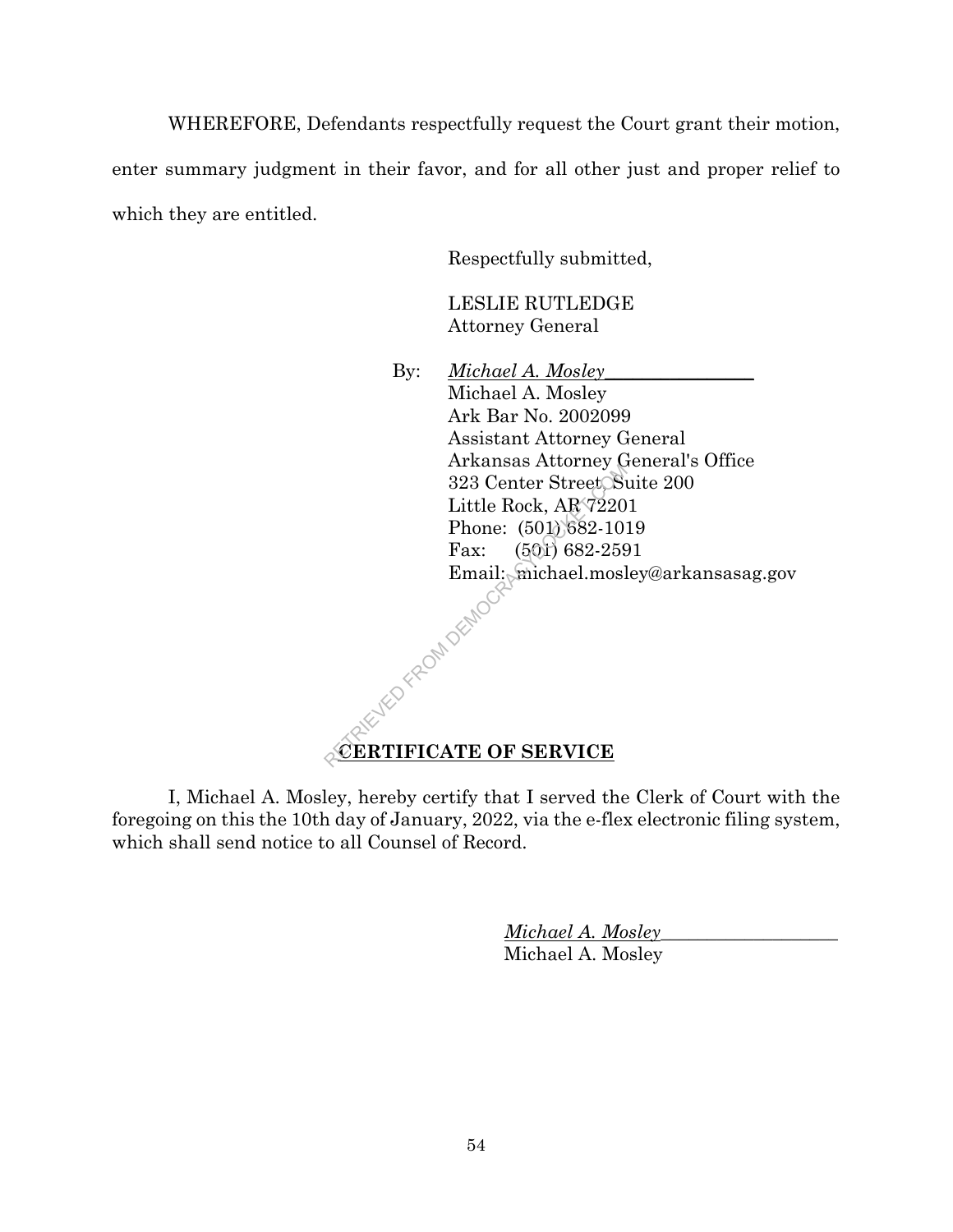WHEREFORE, Defendants respectfully request the Court grant their motion, enter summary judgment in their favor, and for all other just and proper relief to which they are entitled.

Respectfully submitted,

LESLIE RUTLEDGE
Attorney General

By: *Michael A. Mosley*
Michael A. Mosley
Ark Bar No. 2002099
Assistant Attorney General
Arkansas Attorney General's Office
323 Center Street, Suite 200
Little Rock, AR 72201
Phone: (501) 682-1019
Fax: (501) 682-2591
Email: michael.mosley@arkansasag.gov

**CERTIFICATE OF SERVICE**

I, Michael A. Mosley, hereby certify that I served the Clerk of Court with the foregoing on this the 10th day of January, 2022, via the e-flex electronic filing system, which shall send notice to all Counsel of Record.

*Michael A. Mosley*
Michael A. Mosley